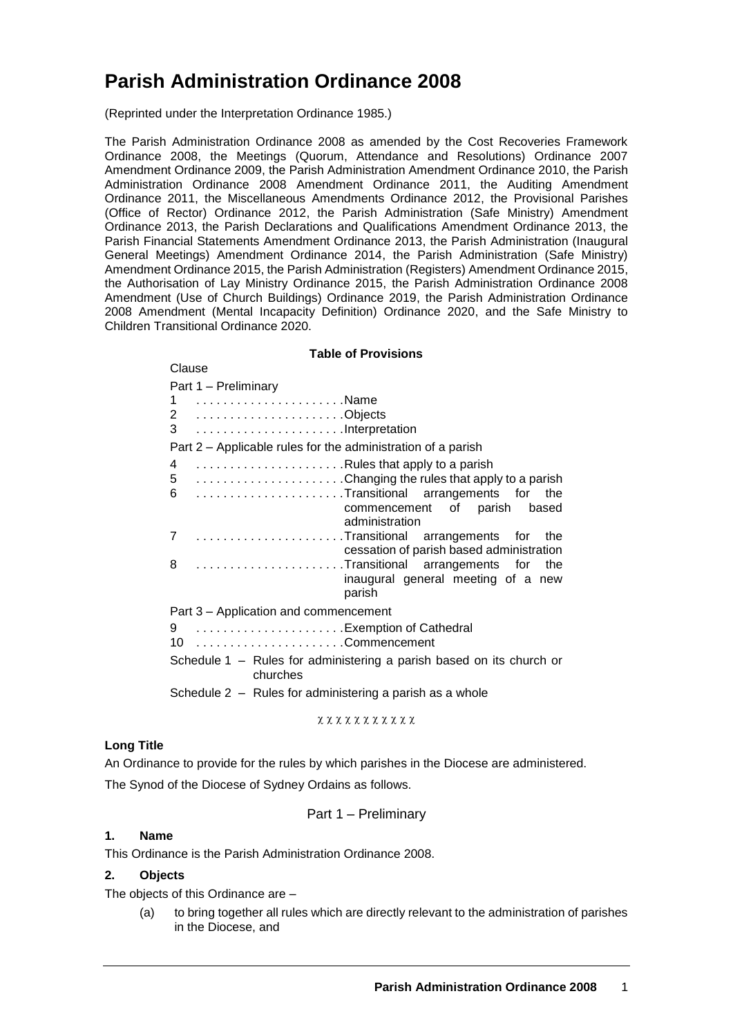# Parish Administration Ordinance 2008

(Reprinted under the Interpretation Ordinance 1985.)

The Parish Administration Ordinance 2008 as amended by the Cost Recoveries Framework Ordinance 2008, the Meetings (Quorum, Attendance and Resolutions) Ordinance 2007 Amendment Ordinance 2009, the Parish Administration Amendment Ordinance 2010, the Parish Administration Ordinance 2008 Amendment Ordinance 2011, the Auditing Amendment Ordinance 2011, the Miscellaneous Amendments Ordinance 2012, the Provisional Parishes (Office of Rector) Ordinance 2012, the Parish Administration (Safe Ministry) Amendment Ordinance 2013, the Parish Declarations and Qualifications Amendment Ordinance 2013, the Parish Financial Statements Amendment Ordinance 2013, the Parish Administration (Inaugural General Meetings) Amendment Ordinance 2014, the Parish Administration (Safe Ministry) Amendment Ordinance 2015, the Parish Administration (Registers) Amendment Ordinance 2015, the Authorisation of Lay Ministry Ordinance 2015, the Parish Administration Ordinance 2008 Amendment (Use of Church Buildings) Ordinance 2019, the Parish Administration Ordinance 2008 Amendment (Mental Incapacity Definition) Ordinance 2020, and the Safe Ministry to Children Transitional Ordinance 2020.

**Table of Provisions**

Clause

Part 1 – Preliminary

| | |
|---|---|
| 1 | Name |
| 2 | Objects |
| 3 | Interpretation |

Part 2 – Applicable rules for the administration of a parish

| | |
|---|---|
| 4 | Rules that apply to a parish |
| 5 | Changing the rules that apply to a parish |
| 6 | Transitional arrangements for the commencement of parish based administration |
| 7 | Transitional arrangements for the cessation of parish based administration |
| 8 | Transitional arrangements for the inaugural general meeting of a new parish |

Part 3 – Application and commencement

| | |
|---|---|
| 9 | Exemption of Cathedral |
| 10 | Commencement |

Schedule 1 – Rules for administering a parish based on its church or churches

Schedule 2 – Rules for administering a parish as a whole

χ χ χ χ χ χ χ χ χ χ χ

**Long Title**

An Ordinance to provide for the rules by which parishes in the Diocese are administered.

The Synod of the Diocese of Sydney Ordains as follows.

## Part 1 – Preliminary

### 1. Name

This Ordinance is the Parish Administration Ordinance 2008.

### 2. Objects

The objects of this Ordinance are –

(a) to bring together all rules which are directly relevant to the administration of parishes in the Diocese, and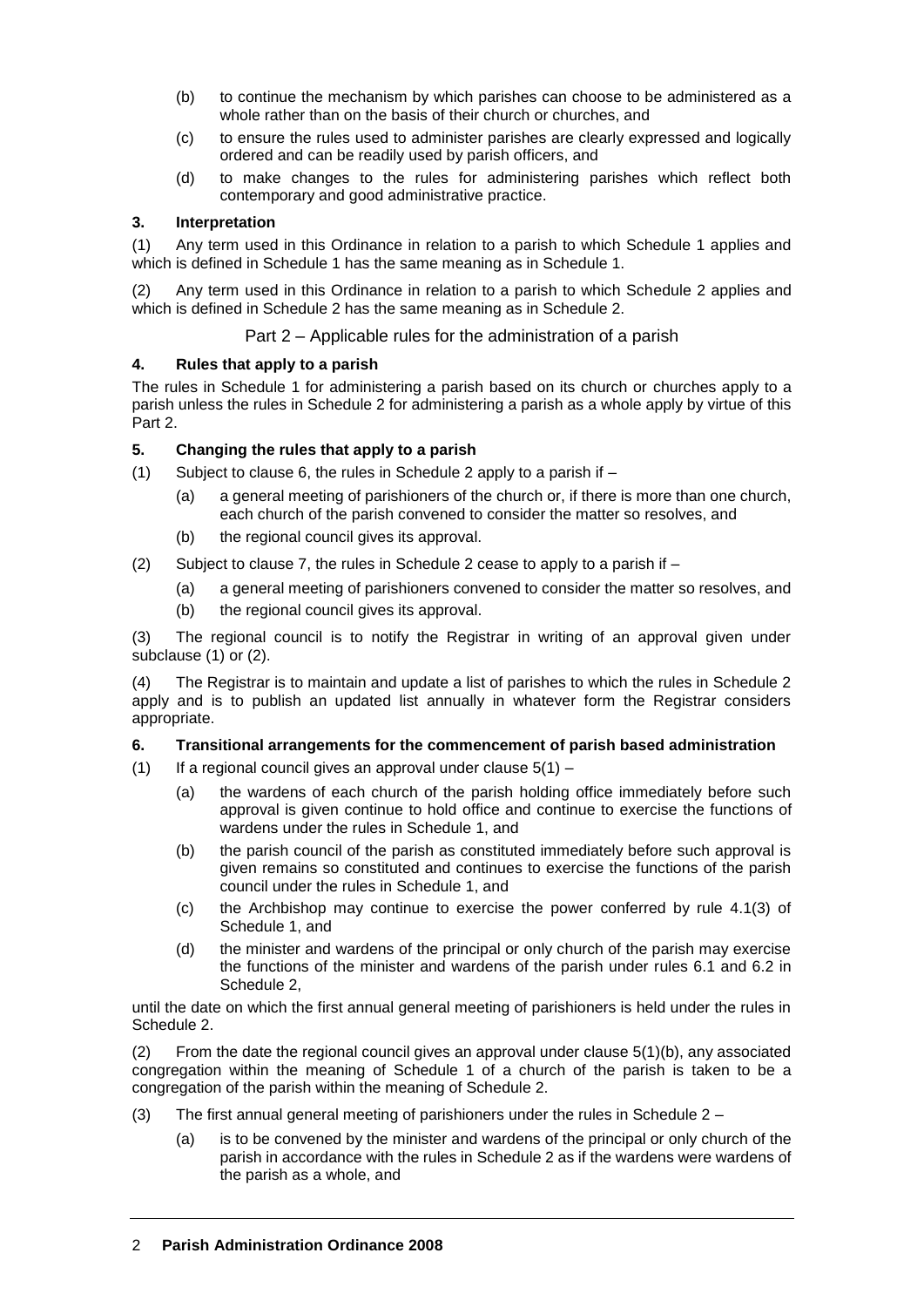(b) to continue the mechanism by which parishes can choose to be administered as a whole rather than on the basis of their church or churches, and

(c) to ensure the rules used to administer parishes are clearly expressed and logically ordered and can be readily used by parish officers, and

(d) to make changes to the rules for administering parishes which reflect both contemporary and good administrative practice.

**3. Interpretation**

(1) Any term used in this Ordinance in relation to a parish to which Schedule 1 applies and which is defined in Schedule 1 has the same meaning as in Schedule 1.

(2) Any term used in this Ordinance in relation to a parish to which Schedule 2 applies and which is defined in Schedule 2 has the same meaning as in Schedule 2.

## Part 2 – Applicable rules for the administration of a parish

**4. Rules that apply to a parish**

The rules in Schedule 1 for administering a parish based on its church or churches apply to a parish unless the rules in Schedule 2 for administering a parish as a whole apply by virtue of this Part 2.

**5. Changing the rules that apply to a parish**

(1) Subject to clause 6, the rules in Schedule 2 apply to a parish if –

(a) a general meeting of parishioners of the church or, if there is more than one church, each church of the parish convened to consider the matter so resolves, and

(b) the regional council gives its approval.

(2) Subject to clause 7, the rules in Schedule 2 cease to apply to a parish if –

(a) a general meeting of parishioners convened to consider the matter so resolves, and

(b) the regional council gives its approval.

(3) The regional council is to notify the Registrar in writing of an approval given under subclause (1) or (2).

(4) The Registrar is to maintain and update a list of parishes to which the rules in Schedule 2 apply and is to publish an updated list annually in whatever form the Registrar considers appropriate.

**6. Transitional arrangements for the commencement of parish based administration**

(1) If a regional council gives an approval under clause 5(1) –

(a) the wardens of each church of the parish holding office immediately before such approval is given continue to hold office and continue to exercise the functions of wardens under the rules in Schedule 1, and

(b) the parish council of the parish as constituted immediately before such approval is given remains so constituted and continues to exercise the functions of the parish council under the rules in Schedule 1, and

(c) the Archbishop may continue to exercise the power conferred by rule 4.1(3) of Schedule 1, and

(d) the minister and wardens of the principal or only church of the parish may exercise the functions of the minister and wardens of the parish under rules 6.1 and 6.2 in Schedule 2,

until the date on which the first annual general meeting of parishioners is held under the rules in Schedule 2.

(2) From the date the regional council gives an approval under clause 5(1)(b), any associated congregation within the meaning of Schedule 1 of a church of the parish is taken to be a congregation of the parish within the meaning of Schedule 2.

(3) The first annual general meeting of parishioners under the rules in Schedule 2 –

(a) is to be convened by the minister and wardens of the principal or only church of the parish in accordance with the rules in Schedule 2 as if the wardens were wardens of the parish as a whole, and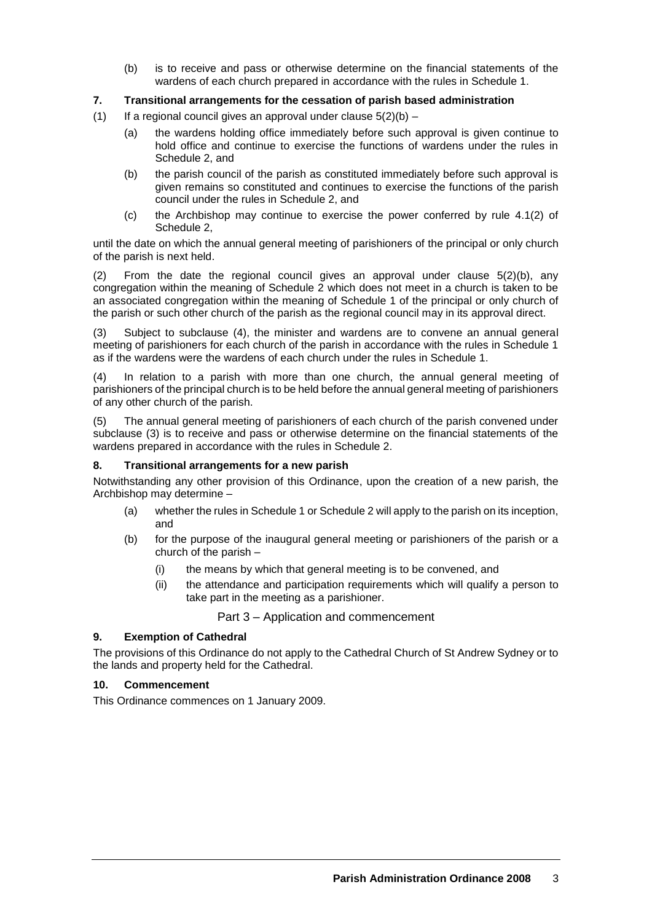(b) is to receive and pass or otherwise determine on the financial statements of the wardens of each church prepared in accordance with the rules in Schedule 1.

### 7. Transitional arrangements for the cessation of parish based administration

(1) If a regional council gives an approval under clause 5(2)(b) –

- (a) the wardens holding office immediately before such approval is given continue to hold office and continue to exercise the functions of wardens under the rules in Schedule 2, and
- (b) the parish council of the parish as constituted immediately before such approval is given remains so constituted and continues to exercise the functions of the parish council under the rules in Schedule 2, and
- (c) the Archbishop may continue to exercise the power conferred by rule 4.1(2) of Schedule 2,

until the date on which the annual general meeting of parishioners of the principal or only church of the parish is next held.

(2) From the date the regional council gives an approval under clause 5(2)(b), any congregation within the meaning of Schedule 2 which does not meet in a church is taken to be an associated congregation within the meaning of Schedule 1 of the principal or only church of the parish or such other church of the parish as the regional council may in its approval direct.

(3) Subject to subclause (4), the minister and wardens are to convene an annual general meeting of parishioners for each church of the parish in accordance with the rules in Schedule 1 as if the wardens were the wardens of each church under the rules in Schedule 1.

(4) In relation to a parish with more than one church, the annual general meeting of parishioners of the principal church is to be held before the annual general meeting of parishioners of any other church of the parish.

(5) The annual general meeting of parishioners of each church of the parish convened under subclause (3) is to receive and pass or otherwise determine on the financial statements of the wardens prepared in accordance with the rules in Schedule 2.

### 8. Transitional arrangements for a new parish

Notwithstanding any other provision of this Ordinance, upon the creation of a new parish, the Archbishop may determine –

- (a) whether the rules in Schedule 1 or Schedule 2 will apply to the parish on its inception, and
- (b) for the purpose of the inaugural general meeting or parishioners of the parish or a church of the parish –
  - (i) the means by which that general meeting is to be convened, and
  - (ii) the attendance and participation requirements which will qualify a person to take part in the meeting as a parishioner.

## Part 3 – Application and commencement

### 9. Exemption of Cathedral

The provisions of this Ordinance do not apply to the Cathedral Church of St Andrew Sydney or to the lands and property held for the Cathedral.

### 10. Commencement

This Ordinance commences on 1 January 2009.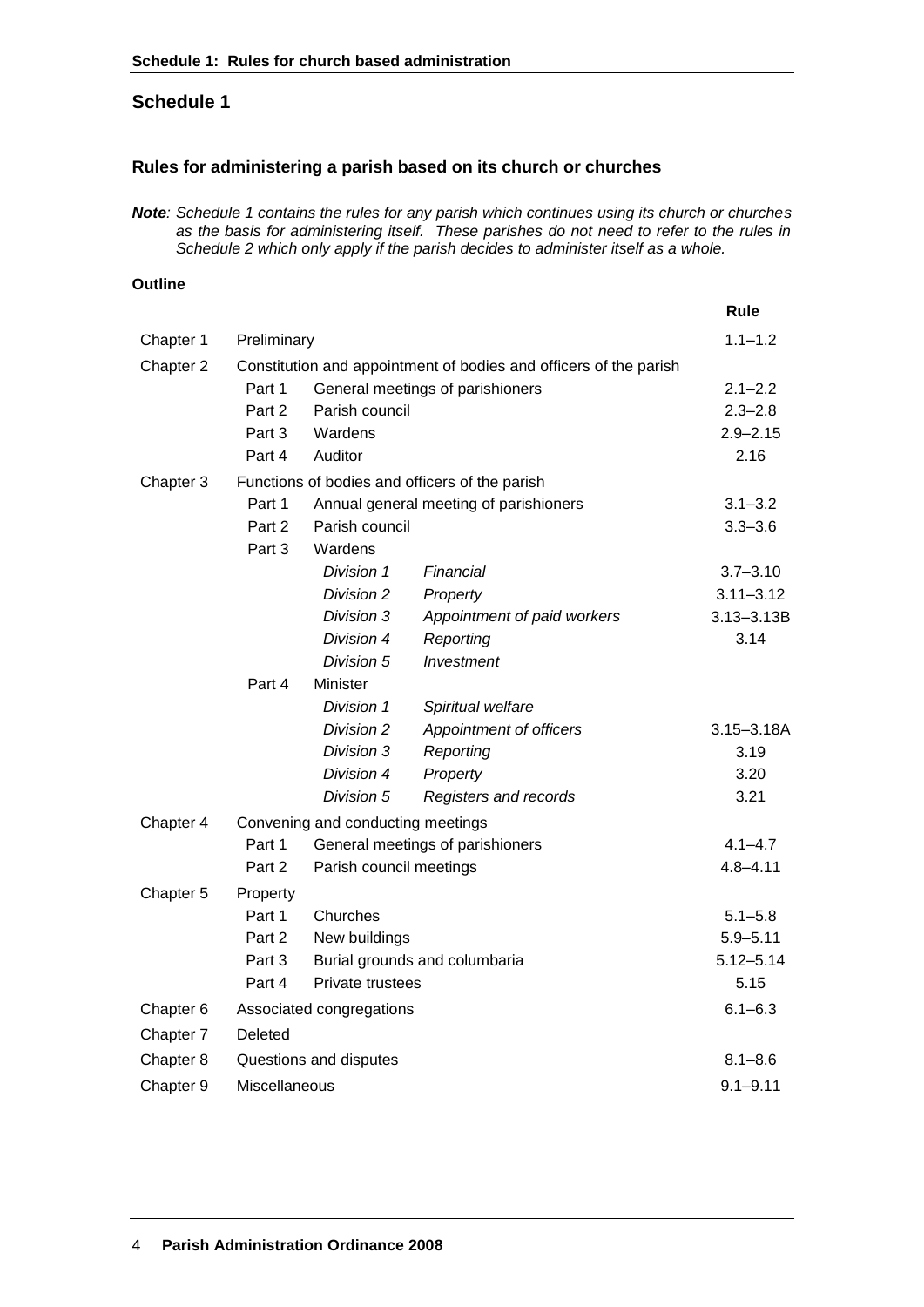## Schedule 1

### Rules for administering a parish based on its church or churches

***Note**: Schedule 1 contains the rules for any parish which continues using its church or churches as the basis for administering itself. These parishes do not need to refer to the rules in Schedule 2 which only apply if the parish decides to administer itself as a whole.*

**Outline**

| | | | | **Rule** |
|---|---|---|---|---|
| Chapter 1 | Preliminary | | | 1.1–1.2 |
| Chapter 2 | Constitution and appointment of bodies and officers of the parish | | | |
| | Part 1 | General meetings of parishioners | | 2.1–2.2 |
| | Part 2 | Parish council | | 2.3–2.8 |
| | Part 3 | Wardens | | 2.9–2.15 |
| | Part 4 | Auditor | | 2.16 |
| Chapter 3 | Functions of bodies and officers of the parish | | | |
| | Part 1 | Annual general meeting of parishioners | | 3.1–3.2 |
| | Part 2 | Parish council | | 3.3–3.6 |
| | Part 3 | Wardens | | |
| | | *Division 1* | *Financial* | 3.7–3.10 |
| | | *Division 2* | *Property* | 3.11–3.12 |
| | | *Division 3* | *Appointment of paid workers* | 3.13–3.13B |
| | | *Division 4* | *Reporting* | 3.14 |
| | | *Division 5* | *Investment* | |
| | Part 4 | Minister | | |
| | | *Division 1* | *Spiritual welfare* | |
| | | *Division 2* | *Appointment of officers* | 3.15–3.18A |
| | | *Division 3* | *Reporting* | 3.19 |
| | | *Division 4* | *Property* | 3.20 |
| | | *Division 5* | *Registers and records* | 3.21 |
| Chapter 4 | Convening and conducting meetings | | | |
| | Part 1 | General meetings of parishioners | | 4.1–4.7 |
| | Part 2 | Parish council meetings | | 4.8–4.11 |
| Chapter 5 | Property | | | |
| | Part 1 | Churches | | 5.1–5.8 |
| | Part 2 | New buildings | | 5.9–5.11 |
| | Part 3 | Burial grounds and columbaria | | 5.12–5.14 |
| | Part 4 | Private trustees | | 5.15 |
| Chapter 6 | Associated congregations | | | 6.1–6.3 |
| Chapter 7 | Deleted | | | |
| Chapter 8 | Questions and disputes | | | 8.1–8.6 |
| Chapter 9 | Miscellaneous | | | 9.1–9.11 |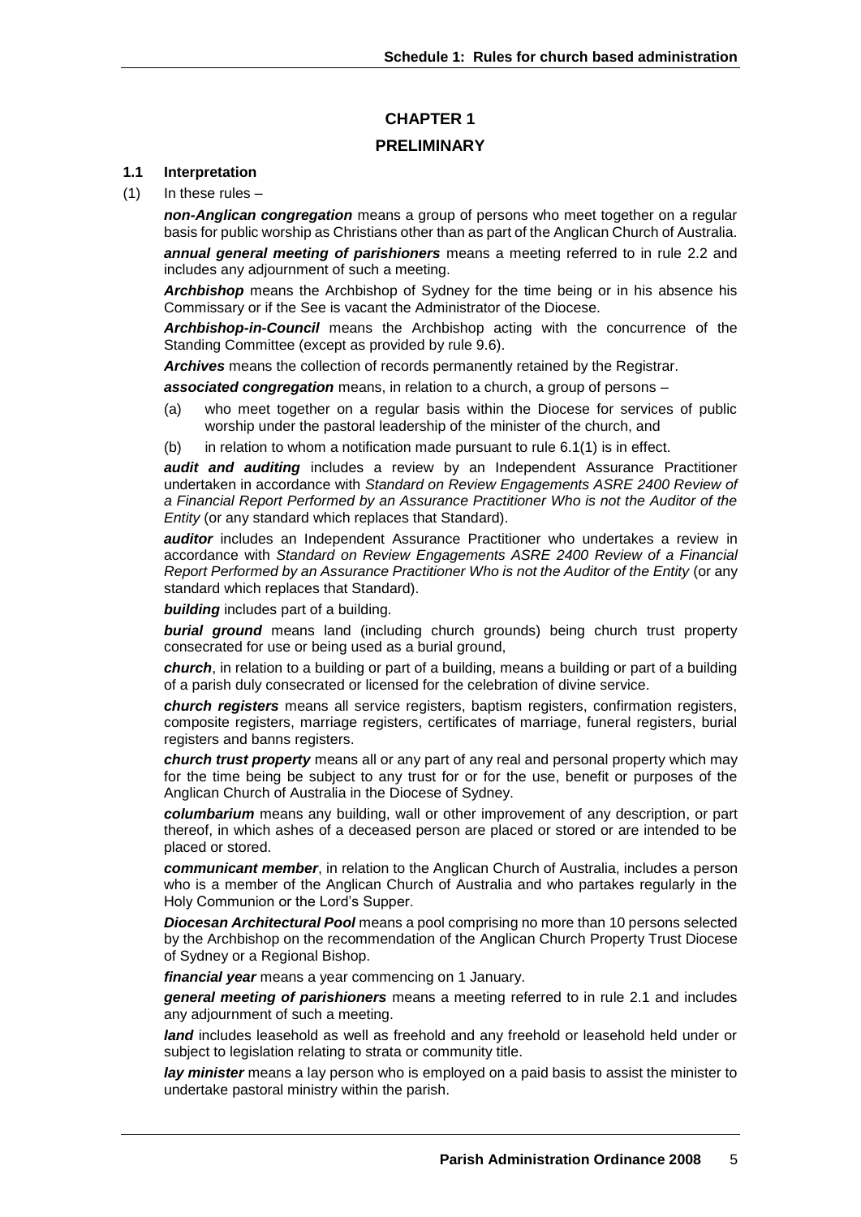# CHAPTER 1

## PRELIMINARY

### 1.1 Interpretation

(1) In these rules –

***non-Anglican congregation*** means a group of persons who meet together on a regular basis for public worship as Christians other than as part of the Anglican Church of Australia.

***annual general meeting of parishioners*** means a meeting referred to in rule 2.2 and includes any adjournment of such a meeting.

***Archbishop*** means the Archbishop of Sydney for the time being or in his absence his Commissary or if the See is vacant the Administrator of the Diocese.

***Archbishop-in-Council*** means the Archbishop acting with the concurrence of the Standing Committee (except as provided by rule 9.6).

***Archives*** means the collection of records permanently retained by the Registrar.

***associated congregation*** means, in relation to a church, a group of persons –

(a) who meet together on a regular basis within the Diocese for services of public worship under the pastoral leadership of the minister of the church, and

(b) in relation to whom a notification made pursuant to rule 6.1(1) is in effect.

***audit and auditing*** includes a review by an Independent Assurance Practitioner undertaken in accordance with *Standard on Review Engagements ASRE 2400 Review of a Financial Report Performed by an Assurance Practitioner Who is not the Auditor of the Entity* (or any standard which replaces that Standard).

***auditor*** includes an Independent Assurance Practitioner who undertakes a review in accordance with *Standard on Review Engagements ASRE 2400 Review of a Financial Report Performed by an Assurance Practitioner Who is not the Auditor of the Entity* (or any standard which replaces that Standard).

***building*** includes part of a building.

***burial ground*** means land (including church grounds) being church trust property consecrated for use or being used as a burial ground,

***church***, in relation to a building or part of a building, means a building or part of a building of a parish duly consecrated or licensed for the celebration of divine service.

***church registers*** means all service registers, baptism registers, confirmation registers, composite registers, marriage registers, certificates of marriage, funeral registers, burial registers and banns registers.

***church trust property*** means all or any part of any real and personal property which may for the time being be subject to any trust for or for the use, benefit or purposes of the Anglican Church of Australia in the Diocese of Sydney.

***columbarium*** means any building, wall or other improvement of any description, or part thereof, in which ashes of a deceased person are placed or stored or are intended to be placed or stored.

***communicant member***, in relation to the Anglican Church of Australia, includes a person who is a member of the Anglican Church of Australia and who partakes regularly in the Holy Communion or the Lord's Supper.

***Diocesan Architectural Pool*** means a pool comprising no more than 10 persons selected by the Archbishop on the recommendation of the Anglican Church Property Trust Diocese of Sydney or a Regional Bishop.

***financial year*** means a year commencing on 1 January.

***general meeting of parishioners*** means a meeting referred to in rule 2.1 and includes any adjournment of such a meeting.

***land*** includes leasehold as well as freehold and any freehold or leasehold held under or subject to legislation relating to strata or community title.

***lay minister*** means a lay person who is employed on a paid basis to assist the minister to undertake pastoral ministry within the parish.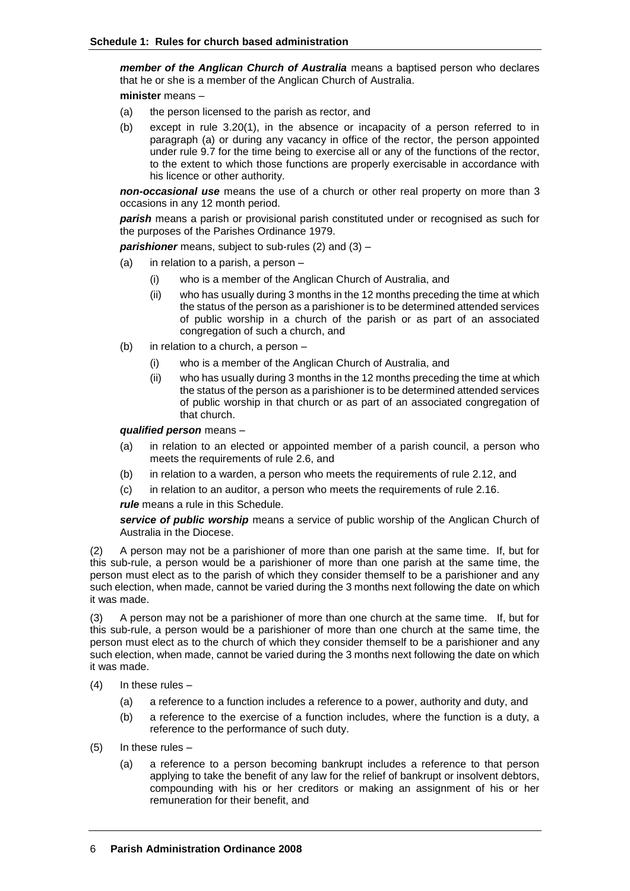***member of the Anglican Church of Australia*** means a baptised person who declares that he or she is a member of the Anglican Church of Australia.

**minister** means –

(a) the person licensed to the parish as rector, and

(b) except in rule 3.20(1), in the absence or incapacity of a person referred to in paragraph (a) or during any vacancy in office of the rector, the person appointed under rule 9.7 for the time being to exercise all or any of the functions of the rector, to the extent to which those functions are properly exercisable in accordance with his licence or other authority.

***non-occasional use*** means the use of a church or other real property on more than 3 occasions in any 12 month period.

***parish*** means a parish or provisional parish constituted under or recognised as such for the purposes of the Parishes Ordinance 1979.

***parishioner*** means, subject to sub-rules (2) and (3) –

(a) in relation to a parish, a person –

   (i) who is a member of the Anglican Church of Australia, and

   (ii) who has usually during 3 months in the 12 months preceding the time at which the status of the person as a parishioner is to be determined attended services of public worship in a church of the parish or as part of an associated congregation of such a church, and

(b) in relation to a church, a person –

   (i) who is a member of the Anglican Church of Australia, and

   (ii) who has usually during 3 months in the 12 months preceding the time at which the status of the person as a parishioner is to be determined attended services of public worship in that church or as part of an associated congregation of that church.

***qualified person*** means –

(a) in relation to an elected or appointed member of a parish council, a person who meets the requirements of rule 2.6, and

(b) in relation to a warden, a person who meets the requirements of rule 2.12, and

(c) in relation to an auditor, a person who meets the requirements of rule 2.16.

***rule*** means a rule in this Schedule.

***service of public worship*** means a service of public worship of the Anglican Church of Australia in the Diocese.

(2) A person may not be a parishioner of more than one parish at the same time. If, but for this sub-rule, a person would be a parishioner of more than one parish at the same time, the person must elect as to the parish of which they consider themself to be a parishioner and any such election, when made, cannot be varied during the 3 months next following the date on which it was made.

(3) A person may not be a parishioner of more than one church at the same time. If, but for this sub-rule, a person would be a parishioner of more than one church at the same time, the person must elect as to the church of which they consider themself to be a parishioner and any such election, when made, cannot be varied during the 3 months next following the date on which it was made.

(4) In these rules –

(a) a reference to a function includes a reference to a power, authority and duty, and

(b) a reference to the exercise of a function includes, where the function is a duty, a reference to the performance of such duty.

(5) In these rules –

(a) a reference to a person becoming bankrupt includes a reference to that person applying to take the benefit of any law for the relief of bankrupt or insolvent debtors, compounding with his or her creditors or making an assignment of his or her remuneration for their benefit, and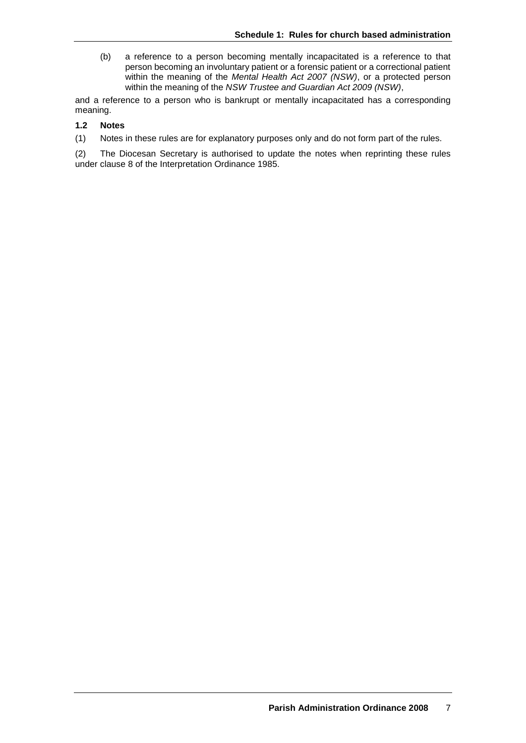(b) a reference to a person becoming mentally incapacitated is a reference to that person becoming an involuntary patient or a forensic patient or a correctional patient within the meaning of the *Mental Health Act 2007 (NSW)*, or a protected person within the meaning of the *NSW Trustee and Guardian Act 2009 (NSW)*,

and a reference to a person who is bankrupt or mentally incapacitated has a corresponding meaning.

### 1.2 Notes

(1) Notes in these rules are for explanatory purposes only and do not form part of the rules.

(2) The Diocesan Secretary is authorised to update the notes when reprinting these rules under clause 8 of the Interpretation Ordinance 1985.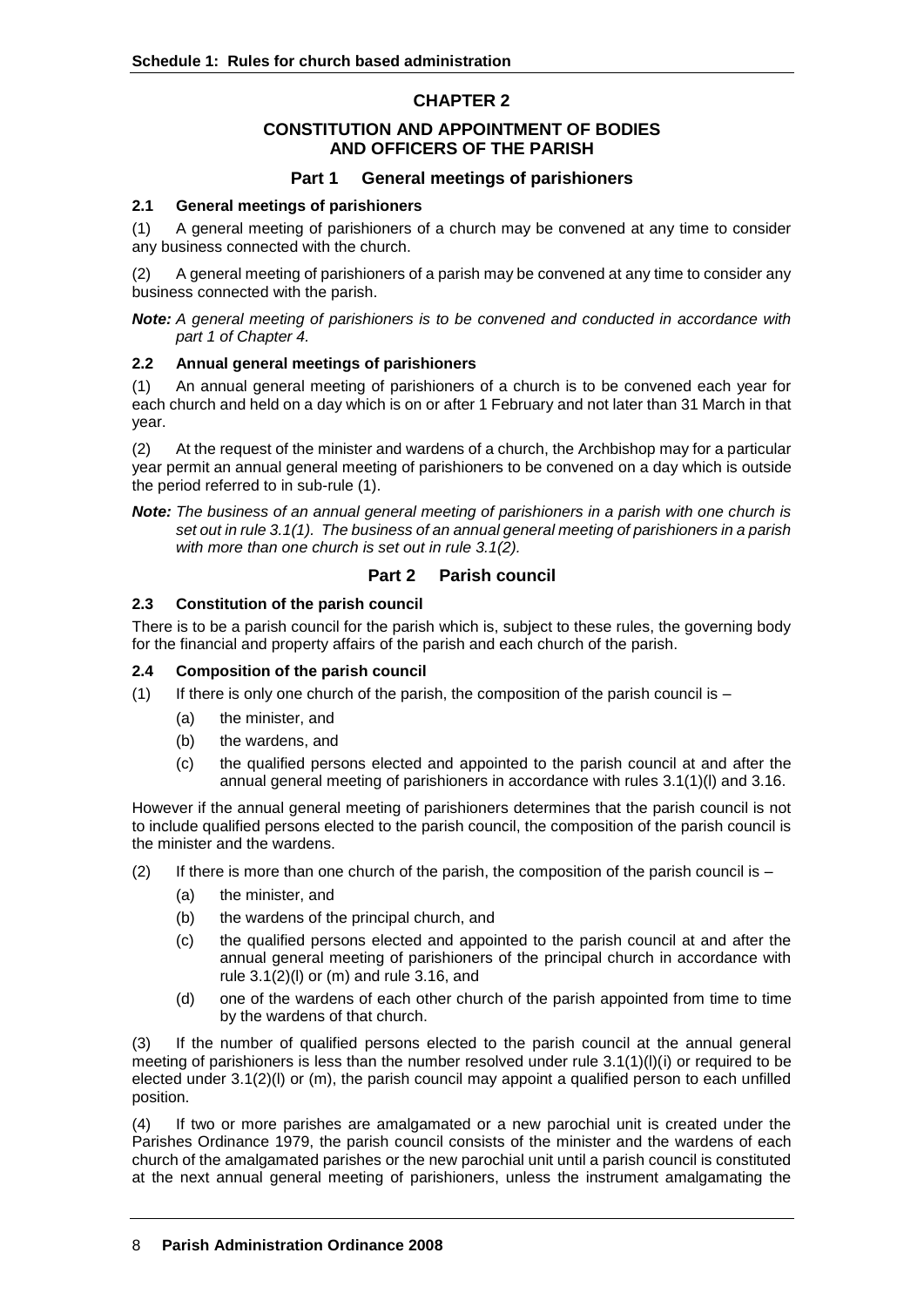# CHAPTER 2

## CONSTITUTION AND APPOINTMENT OF BODIES AND OFFICERS OF THE PARISH

### Part 1 General meetings of parishioners

#### 2.1 General meetings of parishioners

(1) A general meeting of parishioners of a church may be convened at any time to consider any business connected with the church.

(2) A general meeting of parishioners of a parish may be convened at any time to consider any business connected with the parish.

***Note:*** *A general meeting of parishioners is to be convened and conducted in accordance with part 1 of Chapter 4.*

#### 2.2 Annual general meetings of parishioners

(1) An annual general meeting of parishioners of a church is to be convened each year for each church and held on a day which is on or after 1 February and not later than 31 March in that year.

(2) At the request of the minister and wardens of a church, the Archbishop may for a particular year permit an annual general meeting of parishioners to be convened on a day which is outside the period referred to in sub-rule (1).

***Note:*** *The business of an annual general meeting of parishioners in a parish with one church is set out in rule 3.1(1). The business of an annual general meeting of parishioners in a parish with more than one church is set out in rule 3.1(2).*

### Part 2 Parish council

#### 2.3 Constitution of the parish council

There is to be a parish council for the parish which is, subject to these rules, the governing body for the financial and property affairs of the parish and each church of the parish.

#### 2.4 Composition of the parish council

(1) If there is only one church of the parish, the composition of the parish council is –

- (a) the minister, and
- (b) the wardens, and
- (c) the qualified persons elected and appointed to the parish council at and after the annual general meeting of parishioners in accordance with rules 3.1(1)(l) and 3.16.

However if the annual general meeting of parishioners determines that the parish council is not to include qualified persons elected to the parish council, the composition of the parish council is the minister and the wardens.

(2) If there is more than one church of the parish, the composition of the parish council is –

- (a) the minister, and
- (b) the wardens of the principal church, and
- (c) the qualified persons elected and appointed to the parish council at and after the annual general meeting of parishioners of the principal church in accordance with rule 3.1(2)(l) or (m) and rule 3.16, and
- (d) one of the wardens of each other church of the parish appointed from time to time by the wardens of that church.

(3) If the number of qualified persons elected to the parish council at the annual general meeting of parishioners is less than the number resolved under rule 3.1(1)(l)(i) or required to be elected under 3.1(2)(l) or (m), the parish council may appoint a qualified person to each unfilled position.

(4) If two or more parishes are amalgamated or a new parochial unit is created under the Parishes Ordinance 1979, the parish council consists of the minister and the wardens of each church of the amalgamated parishes or the new parochial unit until a parish council is constituted at the next annual general meeting of parishioners, unless the instrument amalgamating the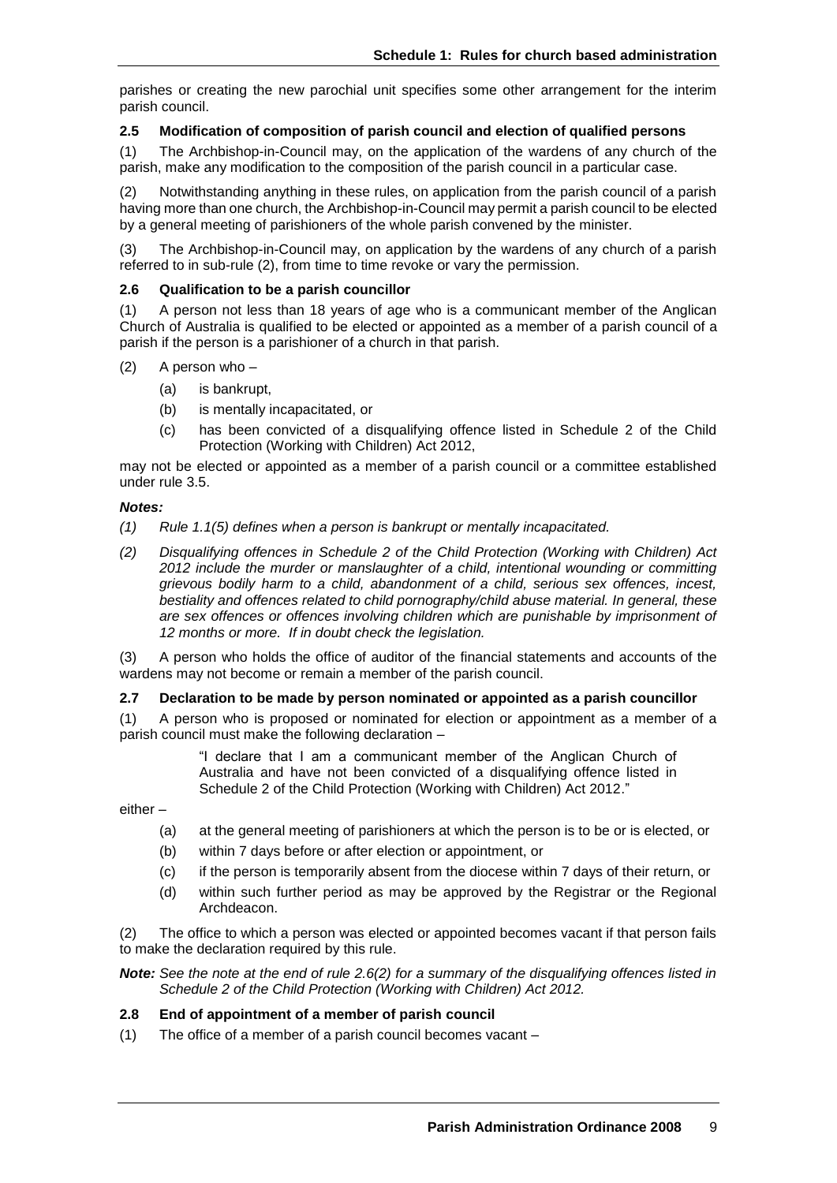parishes or creating the new parochial unit specifies some other arrangement for the interim parish council.

### 2.5 Modification of composition of parish council and election of qualified persons

(1) The Archbishop-in-Council may, on the application of the wardens of any church of the parish, make any modification to the composition of the parish council in a particular case.

(2) Notwithstanding anything in these rules, on application from the parish council of a parish having more than one church, the Archbishop-in-Council may permit a parish council to be elected by a general meeting of parishioners of the whole parish convened by the minister.

(3) The Archbishop-in-Council may, on application by the wardens of any church of a parish referred to in sub-rule (2), from time to time revoke or vary the permission.

### 2.6 Qualification to be a parish councillor

(1) A person not less than 18 years of age who is a communicant member of the Anglican Church of Australia is qualified to be elected or appointed as a member of a parish council of a parish if the person is a parishioner of a church in that parish.

(2) A person who –

- (a) is bankrupt,
- (b) is mentally incapacitated, or
- (c) has been convicted of a disqualifying offence listed in Schedule 2 of the Child Protection (Working with Children) Act 2012,

may not be elected or appointed as a member of a parish council or a committee established under rule 3.5.

***Notes:***

*(1) Rule 1.1(5) defines when a person is bankrupt or mentally incapacitated.*

*(2) Disqualifying offences in Schedule 2 of the Child Protection (Working with Children) Act 2012 include the murder or manslaughter of a child, intentional wounding or committing grievous bodily harm to a child, abandonment of a child, serious sex offences, incest, bestiality and offences related to child pornography/child abuse material. In general, these are sex offences or offences involving children which are punishable by imprisonment of 12 months or more. If in doubt check the legislation.*

(3) A person who holds the office of auditor of the financial statements and accounts of the wardens may not become or remain a member of the parish council.

### 2.7 Declaration to be made by person nominated or appointed as a parish councillor

(1) A person who is proposed or nominated for election or appointment as a member of a parish council must make the following declaration –

> "I declare that I am a communicant member of the Anglican Church of Australia and have not been convicted of a disqualifying offence listed in Schedule 2 of the Child Protection (Working with Children) Act 2012."

either –

- (a) at the general meeting of parishioners at which the person is to be or is elected, or
- (b) within 7 days before or after election or appointment, or
- (c) if the person is temporarily absent from the diocese within 7 days of their return, or
- (d) within such further period as may be approved by the Registrar or the Regional Archdeacon.

(2) The office to which a person was elected or appointed becomes vacant if that person fails to make the declaration required by this rule.

***Note:*** *See the note at the end of rule 2.6(2) for a summary of the disqualifying offences listed in Schedule 2 of the Child Protection (Working with Children) Act 2012.*

### 2.8 End of appointment of a member of parish council

(1) The office of a member of a parish council becomes vacant –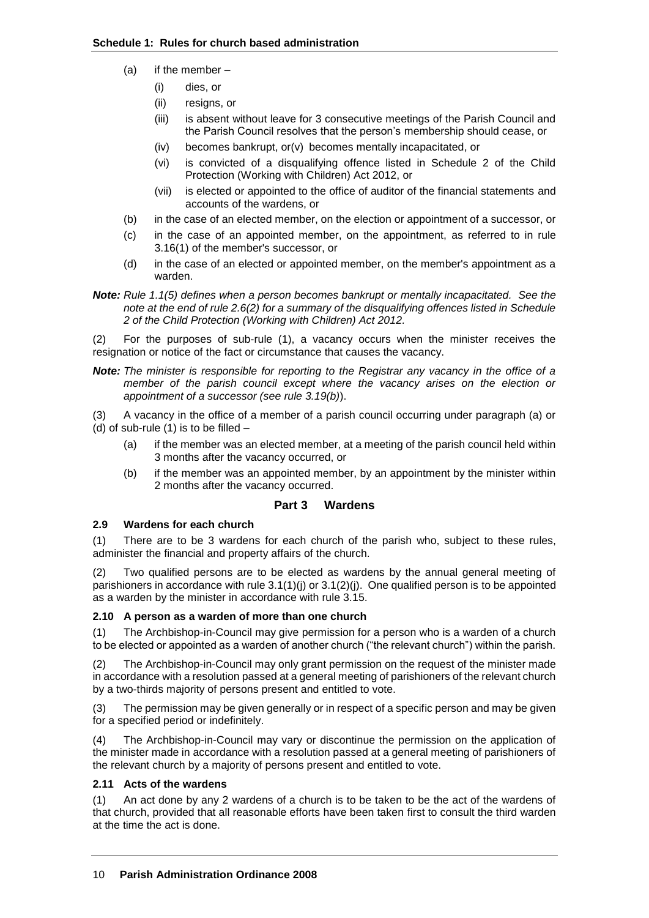(a) if the member –

  (i) dies, or

  (ii) resigns, or

  (iii) is absent without leave for 3 consecutive meetings of the Parish Council and the Parish Council resolves that the person's membership should cease, or

  (iv) becomes bankrupt, or(v) becomes mentally incapacitated, or

  (vi) is convicted of a disqualifying offence listed in Schedule 2 of the Child Protection (Working with Children) Act 2012, or

  (vii) is elected or appointed to the office of auditor of the financial statements and accounts of the wardens, or

(b) in the case of an elected member, on the election or appointment of a successor, or

(c) in the case of an appointed member, on the appointment, as referred to in rule 3.16(1) of the member's successor, or

(d) in the case of an elected or appointed member, on the member's appointment as a warden.

***Note:*** *Rule 1.1(5) defines when a person becomes bankrupt or mentally incapacitated. See the note at the end of rule 2.6(2) for a summary of the disqualifying offences listed in Schedule 2 of the Child Protection (Working with Children) Act 2012.*

(2) For the purposes of sub-rule (1), a vacancy occurs when the minister receives the resignation or notice of the fact or circumstance that causes the vacancy.

***Note:*** *The minister is responsible for reporting to the Registrar any vacancy in the office of a member of the parish council except where the vacancy arises on the election or appointment of a successor (see rule 3.19(b)).*

(3) A vacancy in the office of a member of a parish council occurring under paragraph (a) or (d) of sub-rule (1) is to be filled –

(a) if the member was an elected member, at a meeting of the parish council held within 3 months after the vacancy occurred, or

(b) if the member was an appointed member, by an appointment by the minister within 2 months after the vacancy occurred.

## Part 3 Wardens

### 2.9 Wardens for each church

(1) There are to be 3 wardens for each church of the parish who, subject to these rules, administer the financial and property affairs of the church.

(2) Two qualified persons are to be elected as wardens by the annual general meeting of parishioners in accordance with rule 3.1(1)(j) or 3.1(2)(j). One qualified person is to be appointed as a warden by the minister in accordance with rule 3.15.

### 2.10 A person as a warden of more than one church

(1) The Archbishop-in-Council may give permission for a person who is a warden of a church to be elected or appointed as a warden of another church ("the relevant church") within the parish.

(2) The Archbishop-in-Council may only grant permission on the request of the minister made in accordance with a resolution passed at a general meeting of parishioners of the relevant church by a two-thirds majority of persons present and entitled to vote.

(3) The permission may be given generally or in respect of a specific person and may be given for a specified period or indefinitely.

(4) The Archbishop-in-Council may vary or discontinue the permission on the application of the minister made in accordance with a resolution passed at a general meeting of parishioners of the relevant church by a majority of persons present and entitled to vote.

### 2.11 Acts of the wardens

(1) An act done by any 2 wardens of a church is to be taken to be the act of the wardens of that church, provided that all reasonable efforts have been taken first to consult the third warden at the time the act is done.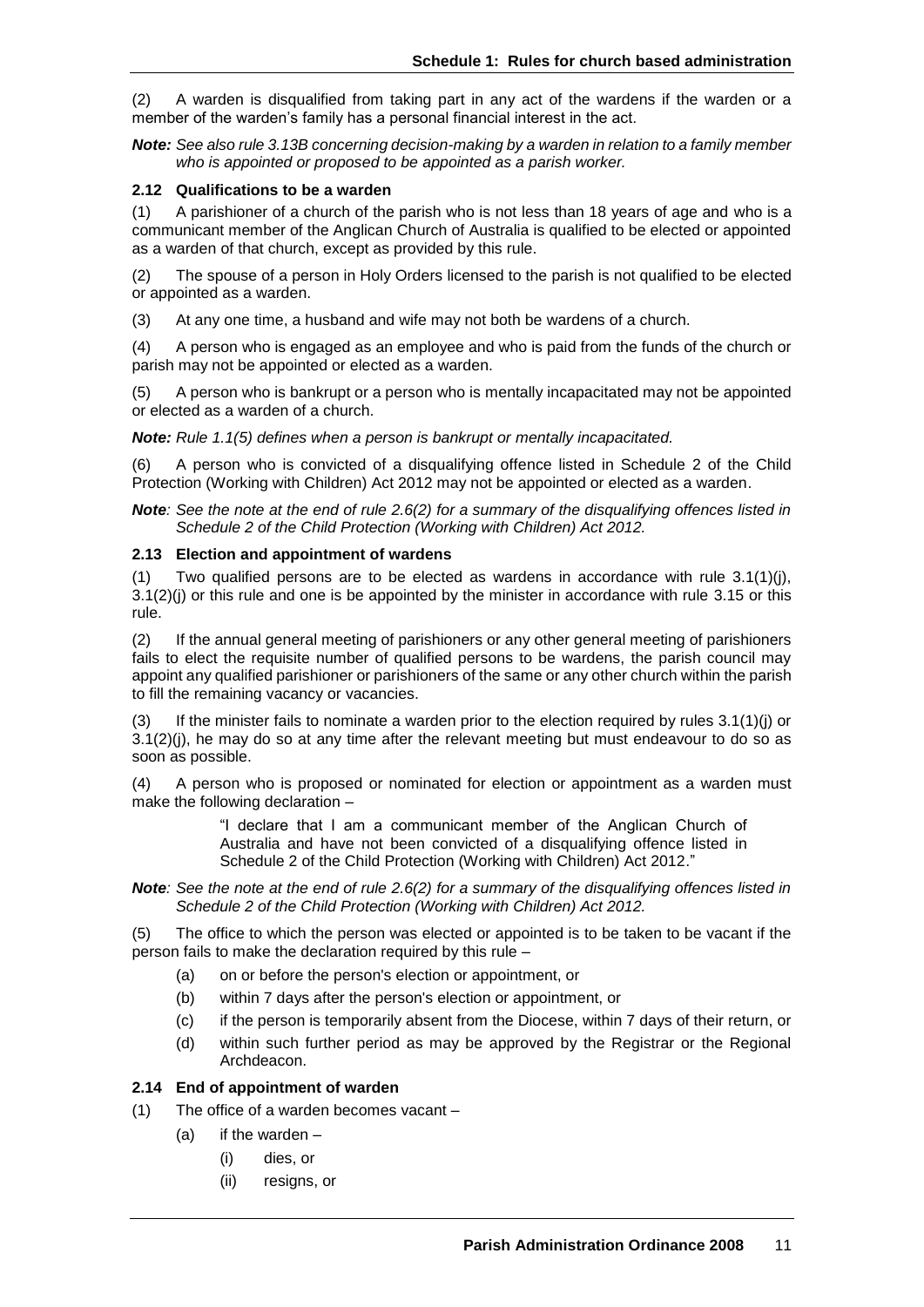(2) A warden is disqualified from taking part in any act of the wardens if the warden or a member of the warden's family has a personal financial interest in the act.

***Note:*** *See also rule 3.13B concerning decision-making by a warden in relation to a family member who is appointed or proposed to be appointed as a parish worker.*

### 2.12 Qualifications to be a warden

(1) A parishioner of a church of the parish who is not less than 18 years of age and who is a communicant member of the Anglican Church of Australia is qualified to be elected or appointed as a warden of that church, except as provided by this rule.

(2) The spouse of a person in Holy Orders licensed to the parish is not qualified to be elected or appointed as a warden.

(3) At any one time, a husband and wife may not both be wardens of a church.

(4) A person who is engaged as an employee and who is paid from the funds of the church or parish may not be appointed or elected as a warden.

(5) A person who is bankrupt or a person who is mentally incapacitated may not be appointed or elected as a warden of a church.

***Note:*** *Rule 1.1(5) defines when a person is bankrupt or mentally incapacitated.*

(6) A person who is convicted of a disqualifying offence listed in Schedule 2 of the Child Protection (Working with Children) Act 2012 may not be appointed or elected as a warden.

***Note****: See the note at the end of rule 2.6(2) for a summary of the disqualifying offences listed in Schedule 2 of the Child Protection (Working with Children) Act 2012.*

### 2.13 Election and appointment of wardens

(1) Two qualified persons are to be elected as wardens in accordance with rule 3.1(1)(j), 3.1(2)(j) or this rule and one is be appointed by the minister in accordance with rule 3.15 or this rule.

(2) If the annual general meeting of parishioners or any other general meeting of parishioners fails to elect the requisite number of qualified persons to be wardens, the parish council may appoint any qualified parishioner or parishioners of the same or any other church within the parish to fill the remaining vacancy or vacancies.

(3) If the minister fails to nominate a warden prior to the election required by rules 3.1(1)(j) or 3.1(2)(j), he may do so at any time after the relevant meeting but must endeavour to do so as soon as possible.

(4) A person who is proposed or nominated for election or appointment as a warden must make the following declaration –

> "I declare that I am a communicant member of the Anglican Church of Australia and have not been convicted of a disqualifying offence listed in Schedule 2 of the Child Protection (Working with Children) Act 2012."

***Note****: See the note at the end of rule 2.6(2) for a summary of the disqualifying offences listed in Schedule 2 of the Child Protection (Working with Children) Act 2012.*

(5) The office to which the person was elected or appointed is to be taken to be vacant if the person fails to make the declaration required by this rule –

- (a) on or before the person's election or appointment, or
- (b) within 7 days after the person's election or appointment, or
- (c) if the person is temporarily absent from the Diocese, within 7 days of their return, or
- (d) within such further period as may be approved by the Registrar or the Regional Archdeacon.

### 2.14 End of appointment of warden

(1) The office of a warden becomes vacant –

- (a) if the warden –
  - (i) dies, or
  - (ii) resigns, or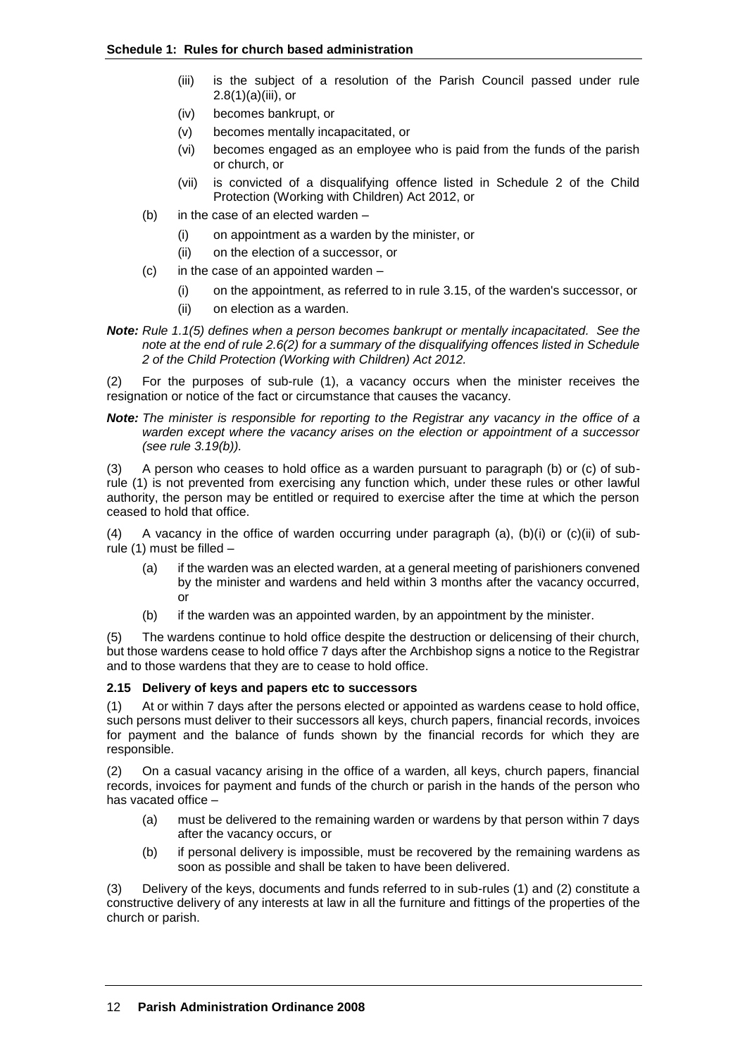- (iii) is the subject of a resolution of the Parish Council passed under rule 2.8(1)(a)(iii), or
- (iv) becomes bankrupt, or
- (v) becomes mentally incapacitated, or
- (vi) becomes engaged as an employee who is paid from the funds of the parish or church, or
- (vii) is convicted of a disqualifying offence listed in Schedule 2 of the Child Protection (Working with Children) Act 2012, or

(b) in the case of an elected warden –

- (i) on appointment as a warden by the minister, or
- (ii) on the election of a successor, or

(c) in the case of an appointed warden –

- (i) on the appointment, as referred to in rule 3.15, of the warden's successor, or
- (ii) on election as a warden.

***Note:*** *Rule 1.1(5) defines when a person becomes bankrupt or mentally incapacitated. See the note at the end of rule 2.6(2) for a summary of the disqualifying offences listed in Schedule 2 of the Child Protection (Working with Children) Act 2012.*

(2) For the purposes of sub-rule (1), a vacancy occurs when the minister receives the resignation or notice of the fact or circumstance that causes the vacancy.

***Note:*** *The minister is responsible for reporting to the Registrar any vacancy in the office of a warden except where the vacancy arises on the election or appointment of a successor (see rule 3.19(b)).*

(3) A person who ceases to hold office as a warden pursuant to paragraph (b) or (c) of sub-rule (1) is not prevented from exercising any function which, under these rules or other lawful authority, the person may be entitled or required to exercise after the time at which the person ceased to hold that office.

(4) A vacancy in the office of warden occurring under paragraph (a), (b)(i) or (c)(ii) of sub-rule (1) must be filled –

- (a) if the warden was an elected warden, at a general meeting of parishioners convened by the minister and wardens and held within 3 months after the vacancy occurred, or
- (b) if the warden was an appointed warden, by an appointment by the minister.

(5) The wardens continue to hold office despite the destruction or delicensing of their church, but those wardens cease to hold office 7 days after the Archbishop signs a notice to the Registrar and to those wardens that they are to cease to hold office.

### 2.15 Delivery of keys and papers etc to successors

(1) At or within 7 days after the persons elected or appointed as wardens cease to hold office, such persons must deliver to their successors all keys, church papers, financial records, invoices for payment and the balance of funds shown by the financial records for which they are responsible.

(2) On a casual vacancy arising in the office of a warden, all keys, church papers, financial records, invoices for payment and funds of the church or parish in the hands of the person who has vacated office –

- (a) must be delivered to the remaining warden or wardens by that person within 7 days after the vacancy occurs, or
- (b) if personal delivery is impossible, must be recovered by the remaining wardens as soon as possible and shall be taken to have been delivered.

(3) Delivery of the keys, documents and funds referred to in sub-rules (1) and (2) constitute a constructive delivery of any interests at law in all the furniture and fittings of the properties of the church or parish.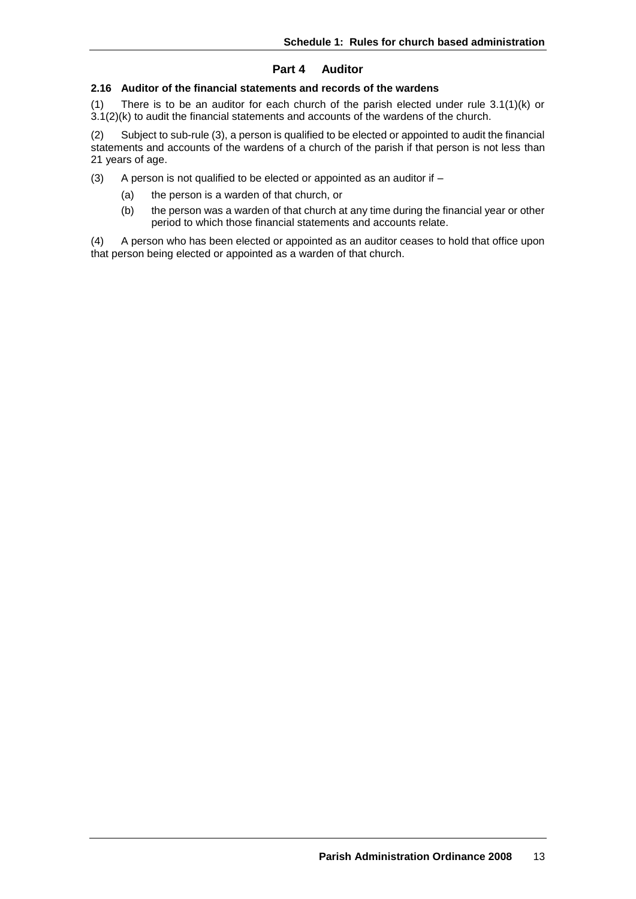## Part 4 Auditor

### 2.16 Auditor of the financial statements and records of the wardens

(1) There is to be an auditor for each church of the parish elected under rule 3.1(1)(k) or 3.1(2)(k) to audit the financial statements and accounts of the wardens of the church.

(2) Subject to sub-rule (3), a person is qualified to be elected or appointed to audit the financial statements and accounts of the wardens of a church of the parish if that person is not less than 21 years of age.

(3) A person is not qualified to be elected or appointed as an auditor if –

- (a) the person is a warden of that church, or
- (b) the person was a warden of that church at any time during the financial year or other period to which those financial statements and accounts relate.

(4) A person who has been elected or appointed as an auditor ceases to hold that office upon that person being elected or appointed as a warden of that church.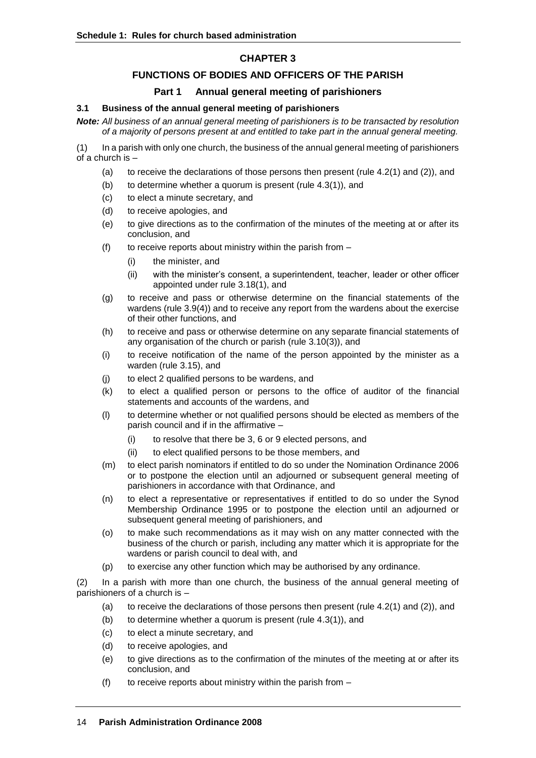# CHAPTER 3

## FUNCTIONS OF BODIES AND OFFICERS OF THE PARISH

### Part 1 Annual general meeting of parishioners

#### 3.1 Business of the annual general meeting of parishioners

***Note:*** *All business of an annual general meeting of parishioners is to be transacted by resolution of a majority of persons present at and entitled to take part in the annual general meeting.*

(1) In a parish with only one church, the business of the annual general meeting of parishioners of a church is –

- (a) to receive the declarations of those persons then present (rule 4.2(1) and (2)), and
- (b) to determine whether a quorum is present (rule 4.3(1)), and
- (c) to elect a minute secretary, and
- (d) to receive apologies, and
- (e) to give directions as to the confirmation of the minutes of the meeting at or after its conclusion, and
- (f) to receive reports about ministry within the parish from –
  - (i) the minister, and
  - (ii) with the minister's consent, a superintendent, teacher, leader or other officer appointed under rule 3.18(1), and
- (g) to receive and pass or otherwise determine on the financial statements of the wardens (rule 3.9(4)) and to receive any report from the wardens about the exercise of their other functions, and
- (h) to receive and pass or otherwise determine on any separate financial statements of any organisation of the church or parish (rule 3.10(3)), and
- (i) to receive notification of the name of the person appointed by the minister as a warden (rule 3.15), and
- (j) to elect 2 qualified persons to be wardens, and
- (k) to elect a qualified person or persons to the office of auditor of the financial statements and accounts of the wardens, and
- (l) to determine whether or not qualified persons should be elected as members of the parish council and if in the affirmative –
  - (i) to resolve that there be 3, 6 or 9 elected persons, and
  - (ii) to elect qualified persons to be those members, and
- (m) to elect parish nominators if entitled to do so under the Nomination Ordinance 2006 or to postpone the election until an adjourned or subsequent general meeting of parishioners in accordance with that Ordinance, and
- (n) to elect a representative or representatives if entitled to do so under the Synod Membership Ordinance 1995 or to postpone the election until an adjourned or subsequent general meeting of parishioners, and
- (o) to make such recommendations as it may wish on any matter connected with the business of the church or parish, including any matter which it is appropriate for the wardens or parish council to deal with, and
- (p) to exercise any other function which may be authorised by any ordinance.

(2) In a parish with more than one church, the business of the annual general meeting of parishioners of a church is –

- (a) to receive the declarations of those persons then present (rule 4.2(1) and (2)), and
- (b) to determine whether a quorum is present (rule 4.3(1)), and
- (c) to elect a minute secretary, and
- (d) to receive apologies, and
- (e) to give directions as to the confirmation of the minutes of the meeting at or after its conclusion, and
- (f) to receive reports about ministry within the parish from –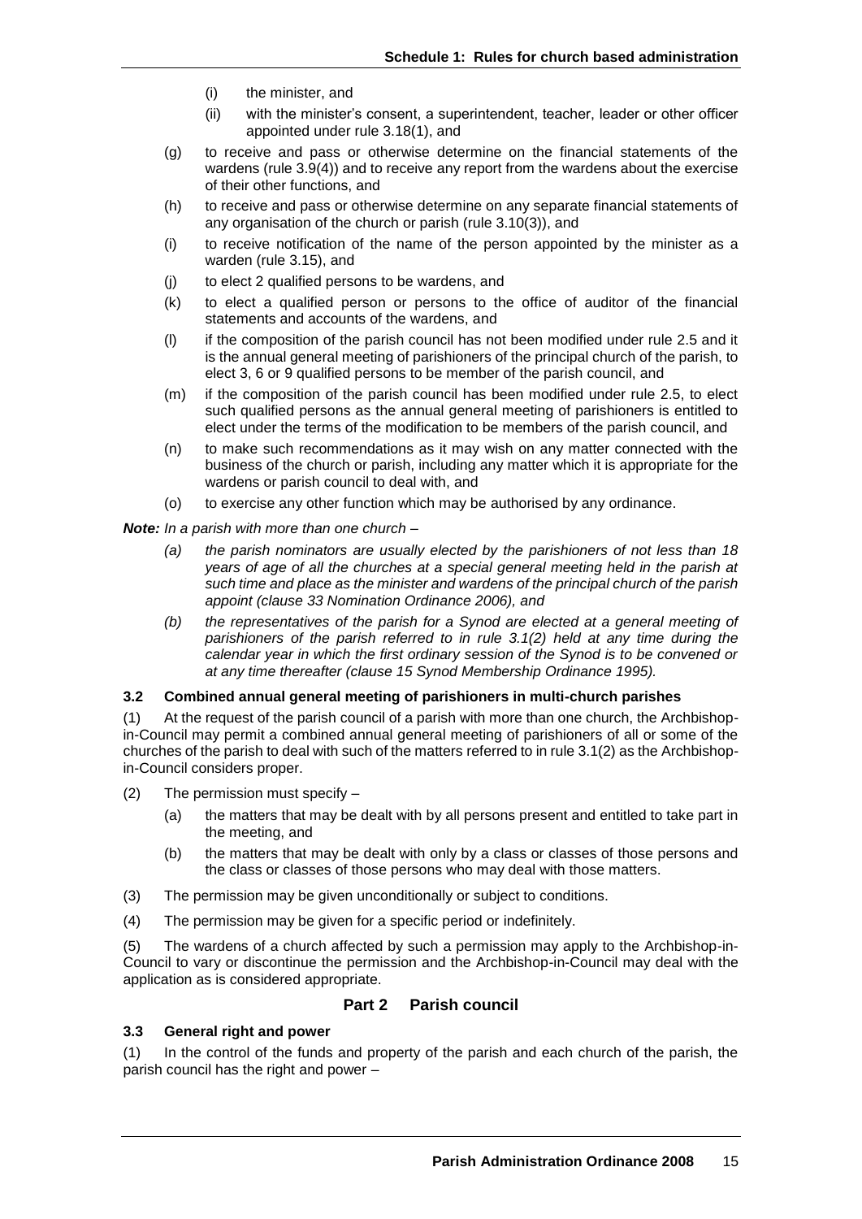- (i) the minister, and
- (ii) with the minister's consent, a superintendent, teacher, leader or other officer appointed under rule 3.18(1), and

(g) to receive and pass or otherwise determine on the financial statements of the wardens (rule 3.9(4)) and to receive any report from the wardens about the exercise of their other functions, and

(h) to receive and pass or otherwise determine on any separate financial statements of any organisation of the church or parish (rule 3.10(3)), and

(i) to receive notification of the name of the person appointed by the minister as a warden (rule 3.15), and

(j) to elect 2 qualified persons to be wardens, and

(k) to elect a qualified person or persons to the office of auditor of the financial statements and accounts of the wardens, and

(l) if the composition of the parish council has not been modified under rule 2.5 and it is the annual general meeting of parishioners of the principal church of the parish, to elect 3, 6 or 9 qualified persons to be member of the parish council, and

(m) if the composition of the parish council has been modified under rule 2.5, to elect such qualified persons as the annual general meeting of parishioners is entitled to elect under the terms of the modification to be members of the parish council, and

(n) to make such recommendations as it may wish on any matter connected with the business of the church or parish, including any matter which it is appropriate for the wardens or parish council to deal with, and

(o) to exercise any other function which may be authorised by any ordinance.

***Note:*** *In a parish with more than one church –*

*(a) the parish nominators are usually elected by the parishioners of not less than 18 years of age of all the churches at a special general meeting held in the parish at such time and place as the minister and wardens of the principal church of the parish appoint (clause 33 Nomination Ordinance 2006), and*

*(b) the representatives of the parish for a Synod are elected at a general meeting of parishioners of the parish referred to in rule 3.1(2) held at any time during the calendar year in which the first ordinary session of the Synod is to be convened or at any time thereafter (clause 15 Synod Membership Ordinance 1995).*

### 3.2 Combined annual general meeting of parishioners in multi-church parishes

(1) At the request of the parish council of a parish with more than one church, the Archbishop-in-Council may permit a combined annual general meeting of parishioners of all or some of the churches of the parish to deal with such of the matters referred to in rule 3.1(2) as the Archbishop-in-Council considers proper.

(2) The permission must specify –

(a) the matters that may be dealt with by all persons present and entitled to take part in the meeting, and

(b) the matters that may be dealt with only by a class or classes of those persons and the class or classes of those persons who may deal with those matters.

(3) The permission may be given unconditionally or subject to conditions.

(4) The permission may be given for a specific period or indefinitely.

(5) The wardens of a church affected by such a permission may apply to the Archbishop-in-Council to vary or discontinue the permission and the Archbishop-in-Council may deal with the application as is considered appropriate.

## Part 2 Parish council

### 3.3 General right and power

(1) In the control of the funds and property of the parish and each church of the parish, the parish council has the right and power –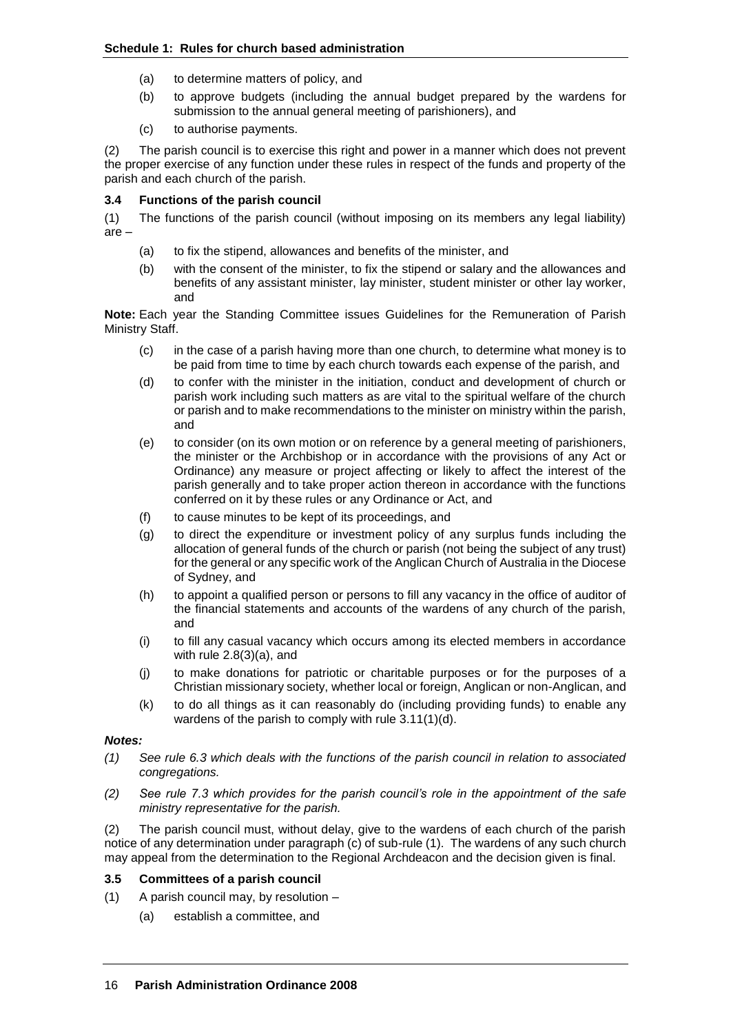(a) to determine matters of policy, and

(b) to approve budgets (including the annual budget prepared by the wardens for submission to the annual general meeting of parishioners), and

(c) to authorise payments.

(2) The parish council is to exercise this right and power in a manner which does not prevent the proper exercise of any function under these rules in respect of the funds and property of the parish and each church of the parish.

### 3.4 Functions of the parish council

(1) The functions of the parish council (without imposing on its members any legal liability) are –

(a) to fix the stipend, allowances and benefits of the minister, and

(b) with the consent of the minister, to fix the stipend or salary and the allowances and benefits of any assistant minister, lay minister, student minister or other lay worker, and

**Note:** Each year the Standing Committee issues Guidelines for the Remuneration of Parish Ministry Staff.

(c) in the case of a parish having more than one church, to determine what money is to be paid from time to time by each church towards each expense of the parish, and

(d) to confer with the minister in the initiation, conduct and development of church or parish work including such matters as are vital to the spiritual welfare of the church or parish and to make recommendations to the minister on ministry within the parish, and

(e) to consider (on its own motion or on reference by a general meeting of parishioners, the minister or the Archbishop or in accordance with the provisions of any Act or Ordinance) any measure or project affecting or likely to affect the interest of the parish generally and to take proper action thereon in accordance with the functions conferred on it by these rules or any Ordinance or Act, and

(f) to cause minutes to be kept of its proceedings, and

(g) to direct the expenditure or investment policy of any surplus funds including the allocation of general funds of the church or parish (not being the subject of any trust) for the general or any specific work of the Anglican Church of Australia in the Diocese of Sydney, and

(h) to appoint a qualified person or persons to fill any vacancy in the office of auditor of the financial statements and accounts of the wardens of any church of the parish, and

(i) to fill any casual vacancy which occurs among its elected members in accordance with rule 2.8(3)(a), and

(j) to make donations for patriotic or charitable purposes or for the purposes of a Christian missionary society, whether local or foreign, Anglican or non-Anglican, and

(k) to do all things as it can reasonably do (including providing funds) to enable any wardens of the parish to comply with rule 3.11(1)(d).

***Notes:***

*(1) See rule 6.3 which deals with the functions of the parish council in relation to associated congregations.*

*(2) See rule 7.3 which provides for the parish council's role in the appointment of the safe ministry representative for the parish.*

(2) The parish council must, without delay, give to the wardens of each church of the parish notice of any determination under paragraph (c) of sub-rule (1). The wardens of any such church may appeal from the determination to the Regional Archdeacon and the decision given is final.

### 3.5 Committees of a parish council

(1) A parish council may, by resolution –

(a) establish a committee, and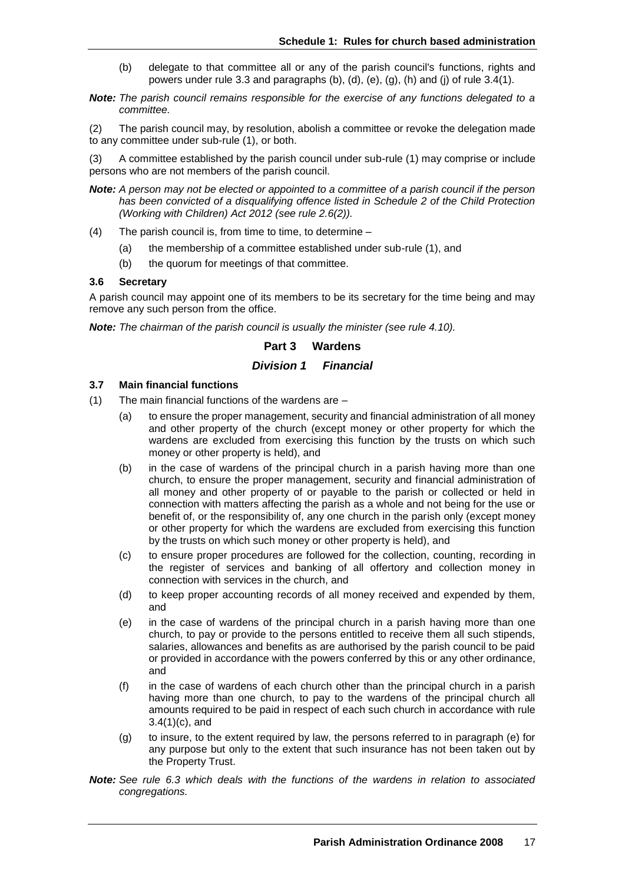(b) delegate to that committee all or any of the parish council's functions, rights and powers under rule 3.3 and paragraphs (b), (d), (e), (g), (h) and (j) of rule 3.4(1).

***Note:*** *The parish council remains responsible for the exercise of any functions delegated to a committee.*

(2) The parish council may, by resolution, abolish a committee or revoke the delegation made to any committee under sub-rule (1), or both.

(3) A committee established by the parish council under sub-rule (1) may comprise or include persons who are not members of the parish council.

***Note:*** *A person may not be elected or appointed to a committee of a parish council if the person has been convicted of a disqualifying offence listed in Schedule 2 of the Child Protection (Working with Children) Act 2012 (see rule 2.6(2)).*

(4) The parish council is, from time to time, to determine –

- (a) the membership of a committee established under sub-rule (1), and
- (b) the quorum for meetings of that committee.

### 3.6 Secretary

A parish council may appoint one of its members to be its secretary for the time being and may remove any such person from the office.

***Note:*** *The chairman of the parish council is usually the minister (see rule 4.10).*

## Part 3 Wardens

## *Division 1 Financial*

### 3.7 Main financial functions

(1) The main financial functions of the wardens are –

- (a) to ensure the proper management, security and financial administration of all money and other property of the church (except money or other property for which the wardens are excluded from exercising this function by the trusts on which such money or other property is held), and
- (b) in the case of wardens of the principal church in a parish having more than one church, to ensure the proper management, security and financial administration of all money and other property of or payable to the parish or collected or held in connection with matters affecting the parish as a whole and not being for the use or benefit of, or the responsibility of, any one church in the parish only (except money or other property for which the wardens are excluded from exercising this function by the trusts on which such money or other property is held), and
- (c) to ensure proper procedures are followed for the collection, counting, recording in the register of services and banking of all offertory and collection money in connection with services in the church, and
- (d) to keep proper accounting records of all money received and expended by them, and
- (e) in the case of wardens of the principal church in a parish having more than one church, to pay or provide to the persons entitled to receive them all such stipends, salaries, allowances and benefits as are authorised by the parish council to be paid or provided in accordance with the powers conferred by this or any other ordinance, and
- (f) in the case of wardens of each church other than the principal church in a parish having more than one church, to pay to the wardens of the principal church all amounts required to be paid in respect of each such church in accordance with rule 3.4(1)(c), and
- (g) to insure, to the extent required by law, the persons referred to in paragraph (e) for any purpose but only to the extent that such insurance has not been taken out by the Property Trust.

***Note:*** *See rule 6.3 which deals with the functions of the wardens in relation to associated congregations.*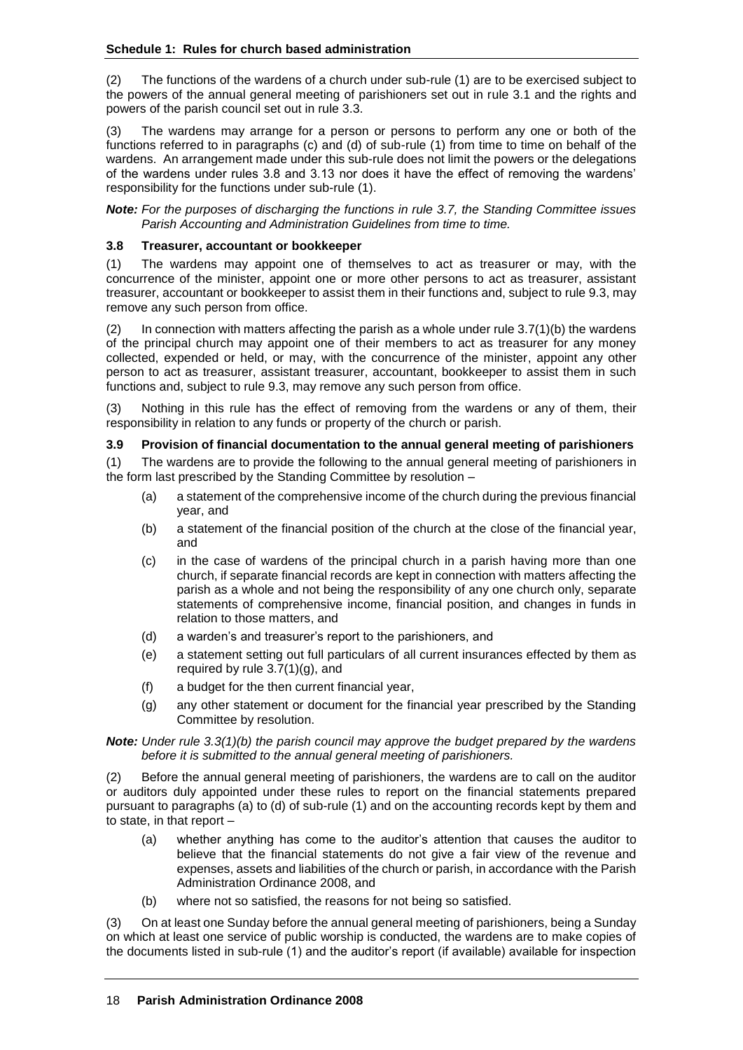(2) The functions of the wardens of a church under sub-rule (1) are to be exercised subject to the powers of the annual general meeting of parishioners set out in rule 3.1 and the rights and powers of the parish council set out in rule 3.3.

(3) The wardens may arrange for a person or persons to perform any one or both of the functions referred to in paragraphs (c) and (d) of sub-rule (1) from time to time on behalf of the wardens. An arrangement made under this sub-rule does not limit the powers or the delegations of the wardens under rules 3.8 and 3.13 nor does it have the effect of removing the wardens' responsibility for the functions under sub-rule (1).

***Note:*** *For the purposes of discharging the functions in rule 3.7, the Standing Committee issues Parish Accounting and Administration Guidelines from time to time.*

### 3.8 Treasurer, accountant or bookkeeper

(1) The wardens may appoint one of themselves to act as treasurer or may, with the concurrence of the minister, appoint one or more other persons to act as treasurer, assistant treasurer, accountant or bookkeeper to assist them in their functions and, subject to rule 9.3, may remove any such person from office.

(2) In connection with matters affecting the parish as a whole under rule 3.7(1)(b) the wardens of the principal church may appoint one of their members to act as treasurer for any money collected, expended or held, or may, with the concurrence of the minister, appoint any other person to act as treasurer, assistant treasurer, accountant, bookkeeper to assist them in such functions and, subject to rule 9.3, may remove any such person from office.

(3) Nothing in this rule has the effect of removing from the wardens or any of them, their responsibility in relation to any funds or property of the church or parish.

### 3.9 Provision of financial documentation to the annual general meeting of parishioners

(1) The wardens are to provide the following to the annual general meeting of parishioners in the form last prescribed by the Standing Committee by resolution –

- (a) a statement of the comprehensive income of the church during the previous financial year, and
- (b) a statement of the financial position of the church at the close of the financial year, and
- (c) in the case of wardens of the principal church in a parish having more than one church, if separate financial records are kept in connection with matters affecting the parish as a whole and not being the responsibility of any one church only, separate statements of comprehensive income, financial position, and changes in funds in relation to those matters, and
- (d) a warden's and treasurer's report to the parishioners, and
- (e) a statement setting out full particulars of all current insurances effected by them as required by rule 3.7(1)(g), and
- (f) a budget for the then current financial year,
- (g) any other statement or document for the financial year prescribed by the Standing Committee by resolution.

***Note:*** *Under rule 3.3(1)(b) the parish council may approve the budget prepared by the wardens before it is submitted to the annual general meeting of parishioners.*

(2) Before the annual general meeting of parishioners, the wardens are to call on the auditor or auditors duly appointed under these rules to report on the financial statements prepared pursuant to paragraphs (a) to (d) of sub-rule (1) and on the accounting records kept by them and to state, in that report –

- (a) whether anything has come to the auditor's attention that causes the auditor to believe that the financial statements do not give a fair view of the revenue and expenses, assets and liabilities of the church or parish, in accordance with the Parish Administration Ordinance 2008, and
- (b) where not so satisfied, the reasons for not being so satisfied.

(3) On at least one Sunday before the annual general meeting of parishioners, being a Sunday on which at least one service of public worship is conducted, the wardens are to make copies of the documents listed in sub-rule (1) and the auditor's report (if available) available for inspection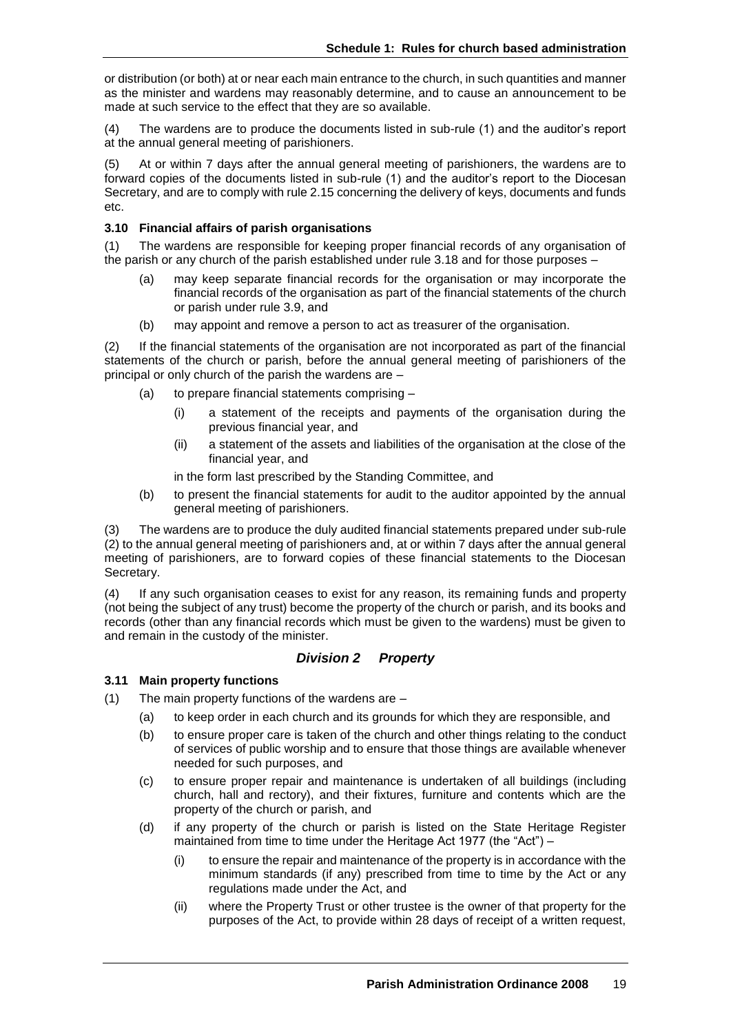or distribution (or both) at or near each main entrance to the church, in such quantities and manner as the minister and wardens may reasonably determine, and to cause an announcement to be made at such service to the effect that they are so available.

(4) The wardens are to produce the documents listed in sub-rule (1) and the auditor's report at the annual general meeting of parishioners.

(5) At or within 7 days after the annual general meeting of parishioners, the wardens are to forward copies of the documents listed in sub-rule (1) and the auditor's report to the Diocesan Secretary, and are to comply with rule 2.15 concerning the delivery of keys, documents and funds etc.

#### 3.10 Financial affairs of parish organisations

(1) The wardens are responsible for keeping proper financial records of any organisation of the parish or any church of the parish established under rule 3.18 and for those purposes –

- (a) may keep separate financial records for the organisation or may incorporate the financial records of the organisation as part of the financial statements of the church or parish under rule 3.9, and
- (b) may appoint and remove a person to act as treasurer of the organisation.

(2) If the financial statements of the organisation are not incorporated as part of the financial statements of the church or parish, before the annual general meeting of parishioners of the principal or only church of the parish the wardens are –

- (a) to prepare financial statements comprising –
  - (i) a statement of the receipts and payments of the organisation during the previous financial year, and
  - (ii) a statement of the assets and liabilities of the organisation at the close of the financial year, and

  in the form last prescribed by the Standing Committee, and
- (b) to present the financial statements for audit to the auditor appointed by the annual general meeting of parishioners.

(3) The wardens are to produce the duly audited financial statements prepared under sub-rule (2) to the annual general meeting of parishioners and, at or within 7 days after the annual general meeting of parishioners, are to forward copies of these financial statements to the Diocesan Secretary.

(4) If any such organisation ceases to exist for any reason, its remaining funds and property (not being the subject of any trust) become the property of the church or parish, and its books and records (other than any financial records which must be given to the wardens) must be given to and remain in the custody of the minister.

### *Division 2 Property*

#### 3.11 Main property functions

(1) The main property functions of the wardens are –

- (a) to keep order in each church and its grounds for which they are responsible, and
- (b) to ensure proper care is taken of the church and other things relating to the conduct of services of public worship and to ensure that those things are available whenever needed for such purposes, and
- (c) to ensure proper repair and maintenance is undertaken of all buildings (including church, hall and rectory), and their fixtures, furniture and contents which are the property of the church or parish, and
- (d) if any property of the church or parish is listed on the State Heritage Register maintained from time to time under the Heritage Act 1977 (the "Act") –
  - (i) to ensure the repair and maintenance of the property is in accordance with the minimum standards (if any) prescribed from time to time by the Act or any regulations made under the Act, and
  - (ii) where the Property Trust or other trustee is the owner of that property for the purposes of the Act, to provide within 28 days of receipt of a written request,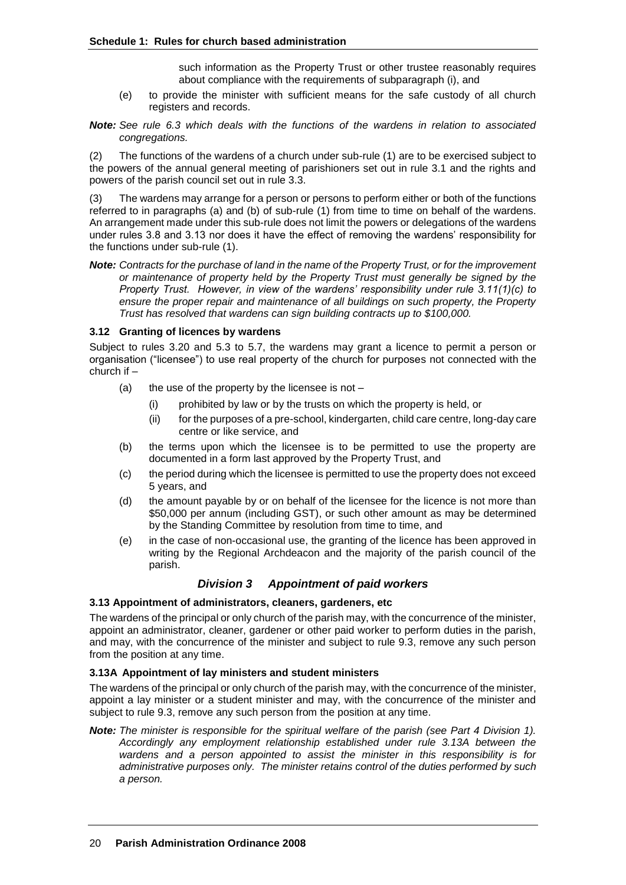such information as the Property Trust or other trustee reasonably requires about compliance with the requirements of subparagraph (i), and

(e) to provide the minister with sufficient means for the safe custody of all church registers and records.

***Note:*** *See rule 6.3 which deals with the functions of the wardens in relation to associated congregations.*

(2) The functions of the wardens of a church under sub-rule (1) are to be exercised subject to the powers of the annual general meeting of parishioners set out in rule 3.1 and the rights and powers of the parish council set out in rule 3.3.

(3) The wardens may arrange for a person or persons to perform either or both of the functions referred to in paragraphs (a) and (b) of sub-rule (1) from time to time on behalf of the wardens. An arrangement made under this sub-rule does not limit the powers or delegations of the wardens under rules 3.8 and 3.13 nor does it have the effect of removing the wardens' responsibility for the functions under sub-rule (1).

***Note:*** *Contracts for the purchase of land in the name of the Property Trust, or for the improvement or maintenance of property held by the Property Trust must generally be signed by the Property Trust. However, in view of the wardens' responsibility under rule 3.11(1)(c) to ensure the proper repair and maintenance of all buildings on such property, the Property Trust has resolved that wardens can sign building contracts up to $100,000.*

### 3.12 Granting of licences by wardens

Subject to rules 3.20 and 5.3 to 5.7, the wardens may grant a licence to permit a person or organisation ("licensee") to use real property of the church for purposes not connected with the church if –

(a) the use of the property by the licensee is not –

  (i) prohibited by law or by the trusts on which the property is held, or

  (ii) for the purposes of a pre-school, kindergarten, child care centre, long-day care centre or like service, and

(b) the terms upon which the licensee is to be permitted to use the property are documented in a form last approved by the Property Trust, and

(c) the period during which the licensee is permitted to use the property does not exceed 5 years, and

(d) the amount payable by or on behalf of the licensee for the licence is not more than $50,000 per annum (including GST), or such other amount as may be determined by the Standing Committee by resolution from time to time, and

(e) in the case of non-occasional use, the granting of the licence has been approved in writing by the Regional Archdeacon and the majority of the parish council of the parish.

## *Division 3 Appointment of paid workers*

### 3.13 Appointment of administrators, cleaners, gardeners, etc

The wardens of the principal or only church of the parish may, with the concurrence of the minister, appoint an administrator, cleaner, gardener or other paid worker to perform duties in the parish, and may, with the concurrence of the minister and subject to rule 9.3, remove any such person from the position at any time.

### 3.13A Appointment of lay ministers and student ministers

The wardens of the principal or only church of the parish may, with the concurrence of the minister, appoint a lay minister or a student minister and may, with the concurrence of the minister and subject to rule 9.3, remove any such person from the position at any time.

***Note:*** *The minister is responsible for the spiritual welfare of the parish (see Part 4 Division 1). Accordingly any employment relationship established under rule 3.13A between the wardens and a person appointed to assist the minister in this responsibility is for administrative purposes only. The minister retains control of the duties performed by such a person.*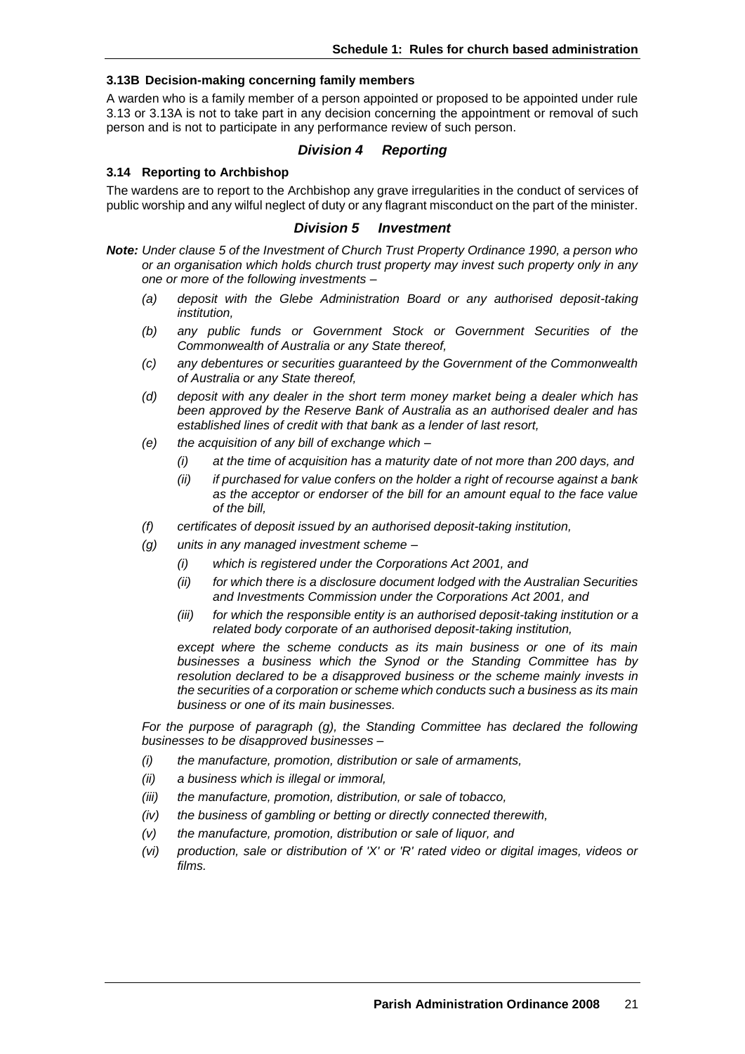#### 3.13B Decision-making concerning family members

A warden who is a family member of a person appointed or proposed to be appointed under rule 3.13 or 3.13A is not to take part in any decision concerning the appointment or removal of such person and is not to participate in any performance review of such person.

### *Division 4 Reporting*

#### 3.14 Reporting to Archbishop

The wardens are to report to the Archbishop any grave irregularities in the conduct of services of public worship and any wilful neglect of duty or any flagrant misconduct on the part of the minister.

### *Division 5 Investment*

***Note:*** *Under clause 5 of the Investment of Church Trust Property Ordinance 1990, a person who or an organisation which holds church trust property may invest such property only in any one or more of the following investments –*

- *(a) deposit with the Glebe Administration Board or any authorised deposit-taking institution,*
- *(b) any public funds or Government Stock or Government Securities of the Commonwealth of Australia or any State thereof,*
- *(c) any debentures or securities guaranteed by the Government of the Commonwealth of Australia or any State thereof,*
- *(d) deposit with any dealer in the short term money market being a dealer which has been approved by the Reserve Bank of Australia as an authorised dealer and has established lines of credit with that bank as a lender of last resort,*
- *(e) the acquisition of any bill of exchange which –*
  - *(i) at the time of acquisition has a maturity date of not more than 200 days, and*
  - *(ii) if purchased for value confers on the holder a right of recourse against a bank as the acceptor or endorser of the bill for an amount equal to the face value of the bill,*
- *(f) certificates of deposit issued by an authorised deposit-taking institution,*
- *(g) units in any managed investment scheme –*
  - *(i) which is registered under the Corporations Act 2001, and*
  - *(ii) for which there is a disclosure document lodged with the Australian Securities and Investments Commission under the Corporations Act 2001, and*
  - *(iii) for which the responsible entity is an authorised deposit-taking institution or a related body corporate of an authorised deposit-taking institution,*

  *except where the scheme conducts as its main business or one of its main businesses a business which the Synod or the Standing Committee has by resolution declared to be a disapproved business or the scheme mainly invests in the securities of a corporation or scheme which conducts such a business as its main business or one of its main businesses.*

*For the purpose of paragraph (g), the Standing Committee has declared the following businesses to be disapproved businesses –*

- *(i) the manufacture, promotion, distribution or sale of armaments,*
- *(ii) a business which is illegal or immoral,*
- *(iii) the manufacture, promotion, distribution, or sale of tobacco,*
- *(iv) the business of gambling or betting or directly connected therewith,*
- *(v) the manufacture, promotion, distribution or sale of liquor, and*
- *(vi) production, sale or distribution of 'X' or 'R' rated video or digital images, videos or films.*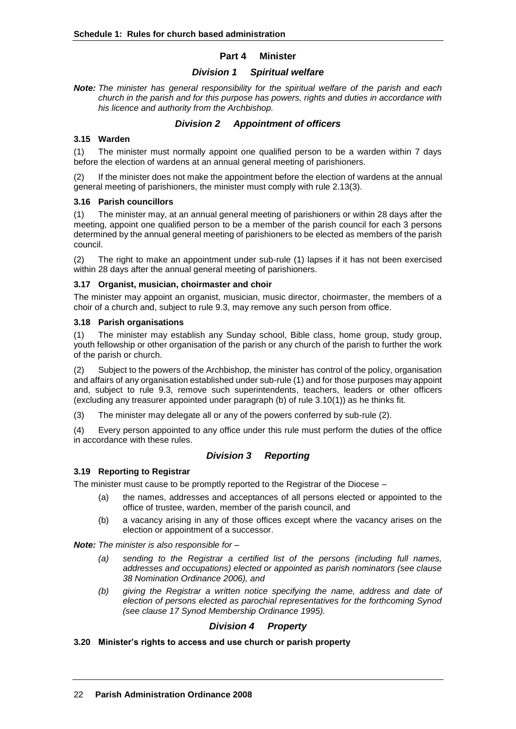## Part 4 Minister

### *Division 1 Spiritual welfare*

***Note:*** *The minister has general responsibility for the spiritual welfare of the parish and each church in the parish and for this purpose has powers, rights and duties in accordance with his licence and authority from the Archbishop.*

### *Division 2 Appointment of officers*

**3.15 Warden**

(1) The minister must normally appoint one qualified person to be a warden within 7 days before the election of wardens at an annual general meeting of parishioners.

(2) If the minister does not make the appointment before the election of wardens at the annual general meeting of parishioners, the minister must comply with rule 2.13(3).

**3.16 Parish councillors**

(1) The minister may, at an annual general meeting of parishioners or within 28 days after the meeting, appoint one qualified person to be a member of the parish council for each 3 persons determined by the annual general meeting of parishioners to be elected as members of the parish council.

(2) The right to make an appointment under sub-rule (1) lapses if it has not been exercised within 28 days after the annual general meeting of parishioners.

**3.17 Organist, musician, choirmaster and choir**

The minister may appoint an organist, musician, music director, choirmaster, the members of a choir of a church and, subject to rule 9.3, may remove any such person from office.

**3.18 Parish organisations**

(1) The minister may establish any Sunday school, Bible class, home group, study group, youth fellowship or other organisation of the parish or any church of the parish to further the work of the parish or church.

(2) Subject to the powers of the Archbishop, the minister has control of the policy, organisation and affairs of any organisation established under sub-rule (1) and for those purposes may appoint and, subject to rule 9.3, remove such superintendents, teachers, leaders or other officers (excluding any treasurer appointed under paragraph (b) of rule 3.10(1)) as he thinks fit.

(3) The minister may delegate all or any of the powers conferred by sub-rule (2).

(4) Every person appointed to any office under this rule must perform the duties of the office in accordance with these rules.

### *Division 3 Reporting*

**3.19 Reporting to Registrar**

The minister must cause to be promptly reported to the Registrar of the Diocese –

- (a) the names, addresses and acceptances of all persons elected or appointed to the office of trustee, warden, member of the parish council, and
- (b) a vacancy arising in any of those offices except where the vacancy arises on the election or appointment of a successor.

***Note:*** *The minister is also responsible for –*

- *(a) sending to the Registrar a certified list of the persons (including full names, addresses and occupations) elected or appointed as parish nominators (see clause 38 Nomination Ordinance 2006), and*
- *(b) giving the Registrar a written notice specifying the name, address and date of election of persons elected as parochial representatives for the forthcoming Synod (see clause 17 Synod Membership Ordinance 1995).*

### *Division 4 Property*

**3.20 Minister's rights to access and use church or parish property**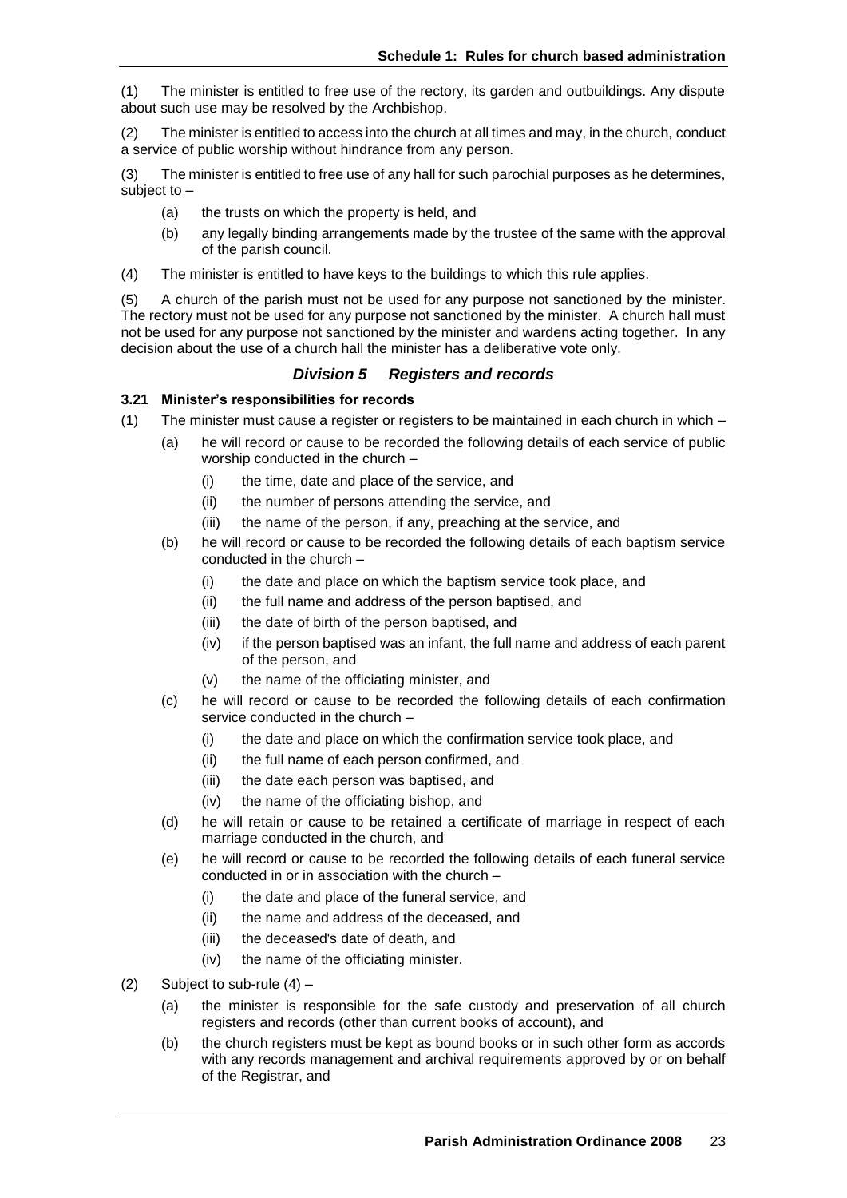(1) The minister is entitled to free use of the rectory, its garden and outbuildings. Any dispute about such use may be resolved by the Archbishop.

(2) The minister is entitled to access into the church at all times and may, in the church, conduct a service of public worship without hindrance from any person.

(3) The minister is entitled to free use of any hall for such parochial purposes as he determines, subject to –

- (a) the trusts on which the property is held, and
- (b) any legally binding arrangements made by the trustee of the same with the approval of the parish council.

(4) The minister is entitled to have keys to the buildings to which this rule applies.

(5) A church of the parish must not be used for any purpose not sanctioned by the minister. The rectory must not be used for any purpose not sanctioned by the minister. A church hall must not be used for any purpose not sanctioned by the minister and wardens acting together. In any decision about the use of a church hall the minister has a deliberative vote only.

## *Division 5 Registers and records*

### 3.21 Minister's responsibilities for records

(1) The minister must cause a register or registers to be maintained in each church in which –

- (a) he will record or cause to be recorded the following details of each service of public worship conducted in the church –
  - (i) the time, date and place of the service, and
  - (ii) the number of persons attending the service, and
  - (iii) the name of the person, if any, preaching at the service, and
- (b) he will record or cause to be recorded the following details of each baptism service conducted in the church –
  - (i) the date and place on which the baptism service took place, and
  - (ii) the full name and address of the person baptised, and
  - (iii) the date of birth of the person baptised, and
  - (iv) if the person baptised was an infant, the full name and address of each parent of the person, and
  - (v) the name of the officiating minister, and
- (c) he will record or cause to be recorded the following details of each confirmation service conducted in the church –
  - (i) the date and place on which the confirmation service took place, and
  - (ii) the full name of each person confirmed, and
  - (iii) the date each person was baptised, and
  - (iv) the name of the officiating bishop, and
- (d) he will retain or cause to be retained a certificate of marriage in respect of each marriage conducted in the church, and
- (e) he will record or cause to be recorded the following details of each funeral service conducted in or in association with the church –
  - (i) the date and place of the funeral service, and
  - (ii) the name and address of the deceased, and
  - (iii) the deceased's date of death, and
  - (iv) the name of the officiating minister.

(2) Subject to sub-rule (4) –

- (a) the minister is responsible for the safe custody and preservation of all church registers and records (other than current books of account), and
- (b) the church registers must be kept as bound books or in such other form as accords with any records management and archival requirements approved by or on behalf of the Registrar, and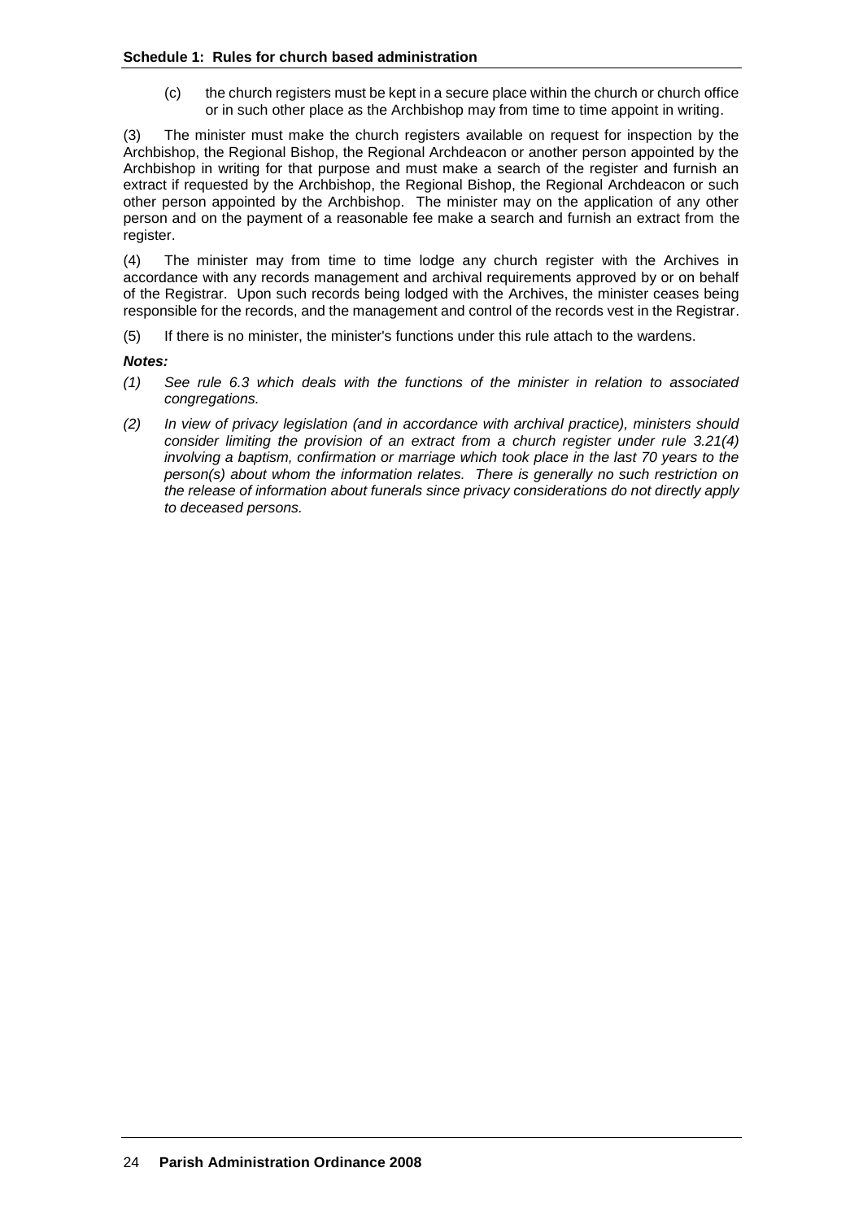(c) the church registers must be kept in a secure place within the church or church office or in such other place as the Archbishop may from time to time appoint in writing.

(3) The minister must make the church registers available on request for inspection by the Archbishop, the Regional Bishop, the Regional Archdeacon or another person appointed by the Archbishop in writing for that purpose and must make a search of the register and furnish an extract if requested by the Archbishop, the Regional Bishop, the Regional Archdeacon or such other person appointed by the Archbishop. The minister may on the application of any other person and on the payment of a reasonable fee make a search and furnish an extract from the register.

(4) The minister may from time to time lodge any church register with the Archives in accordance with any records management and archival requirements approved by or on behalf of the Registrar. Upon such records being lodged with the Archives, the minister ceases being responsible for the records, and the management and control of the records vest in the Registrar.

(5) If there is no minister, the minister's functions under this rule attach to the wardens.

***Notes:***

*(1) See rule 6.3 which deals with the functions of the minister in relation to associated congregations.*

*(2) In view of privacy legislation (and in accordance with archival practice), ministers should consider limiting the provision of an extract from a church register under rule 3.21(4) involving a baptism, confirmation or marriage which took place in the last 70 years to the person(s) about whom the information relates. There is generally no such restriction on the release of information about funerals since privacy considerations do not directly apply to deceased persons.*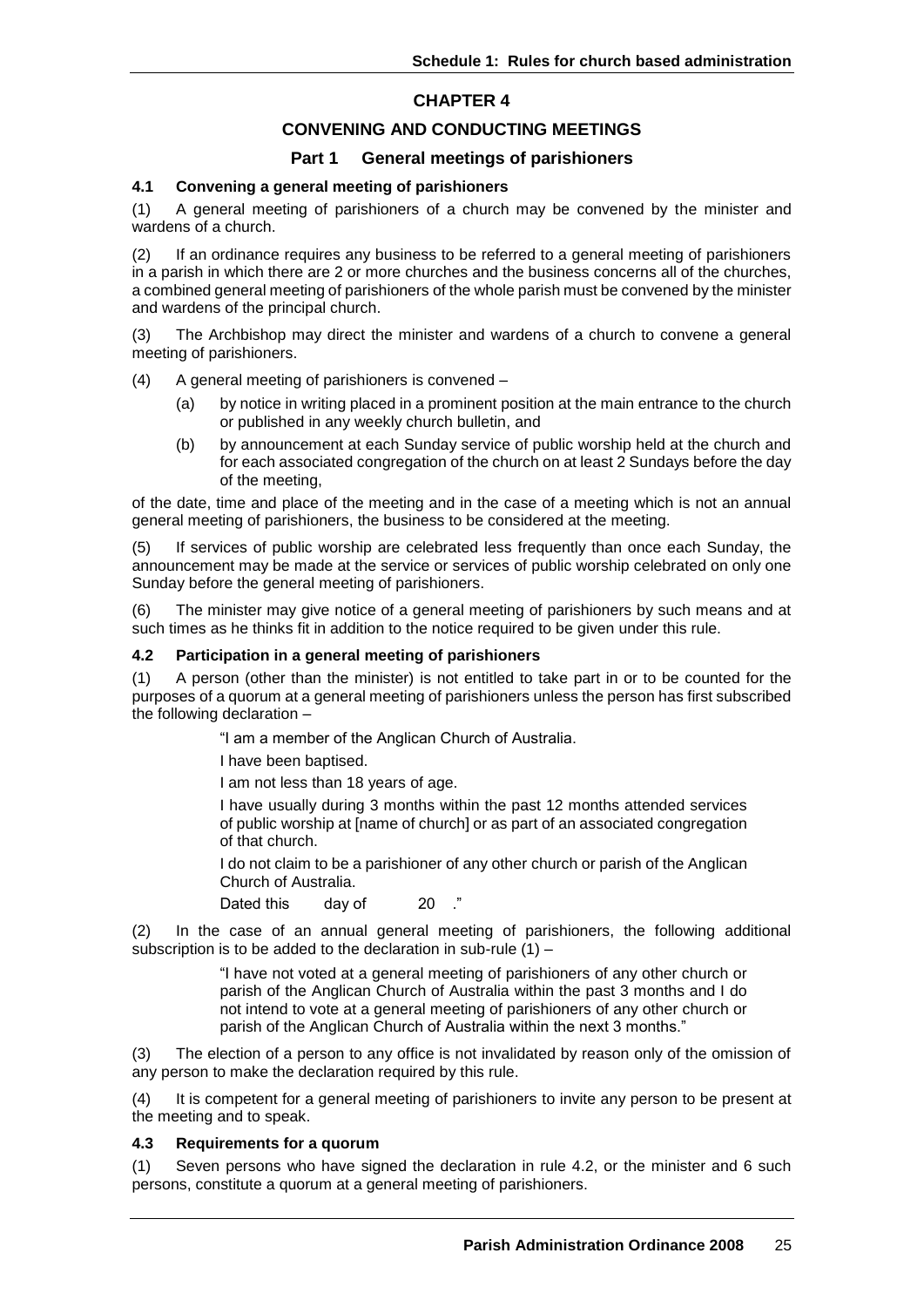# CHAPTER 4

## CONVENING AND CONDUCTING MEETINGS

### Part 1 General meetings of parishioners

#### 4.1 Convening a general meeting of parishioners

(1) A general meeting of parishioners of a church may be convened by the minister and wardens of a church.

(2) If an ordinance requires any business to be referred to a general meeting of parishioners in a parish in which there are 2 or more churches and the business concerns all of the churches, a combined general meeting of parishioners of the whole parish must be convened by the minister and wardens of the principal church.

(3) The Archbishop may direct the minister and wardens of a church to convene a general meeting of parishioners.

(4) A general meeting of parishioners is convened –

- (a) by notice in writing placed in a prominent position at the main entrance to the church or published in any weekly church bulletin, and
- (b) by announcement at each Sunday service of public worship held at the church and for each associated congregation of the church on at least 2 Sundays before the day of the meeting,

of the date, time and place of the meeting and in the case of a meeting which is not an annual general meeting of parishioners, the business to be considered at the meeting.

(5) If services of public worship are celebrated less frequently than once each Sunday, the announcement may be made at the service or services of public worship celebrated on only one Sunday before the general meeting of parishioners.

(6) The minister may give notice of a general meeting of parishioners by such means and at such times as he thinks fit in addition to the notice required to be given under this rule.

#### 4.2 Participation in a general meeting of parishioners

(1) A person (other than the minister) is not entitled to take part in or to be counted for the purposes of a quorum at a general meeting of parishioners unless the person has first subscribed the following declaration –

> "I am a member of the Anglican Church of Australia.
>
> I have been baptised.
>
> I am not less than 18 years of age.
>
> I have usually during 3 months within the past 12 months attended services of public worship at [name of church] or as part of an associated congregation of that church.
>
> I do not claim to be a parishioner of any other church or parish of the Anglican Church of Australia.
>
> Dated this day of 20 ."

(2) In the case of an annual general meeting of parishioners, the following additional subscription is to be added to the declaration in sub-rule (1) –

> "I have not voted at a general meeting of parishioners of any other church or parish of the Anglican Church of Australia within the past 3 months and I do not intend to vote at a general meeting of parishioners of any other church or parish of the Anglican Church of Australia within the next 3 months."

(3) The election of a person to any office is not invalidated by reason only of the omission of any person to make the declaration required by this rule.

(4) It is competent for a general meeting of parishioners to invite any person to be present at the meeting and to speak.

#### 4.3 Requirements for a quorum

(1) Seven persons who have signed the declaration in rule 4.2, or the minister and 6 such persons, constitute a quorum at a general meeting of parishioners.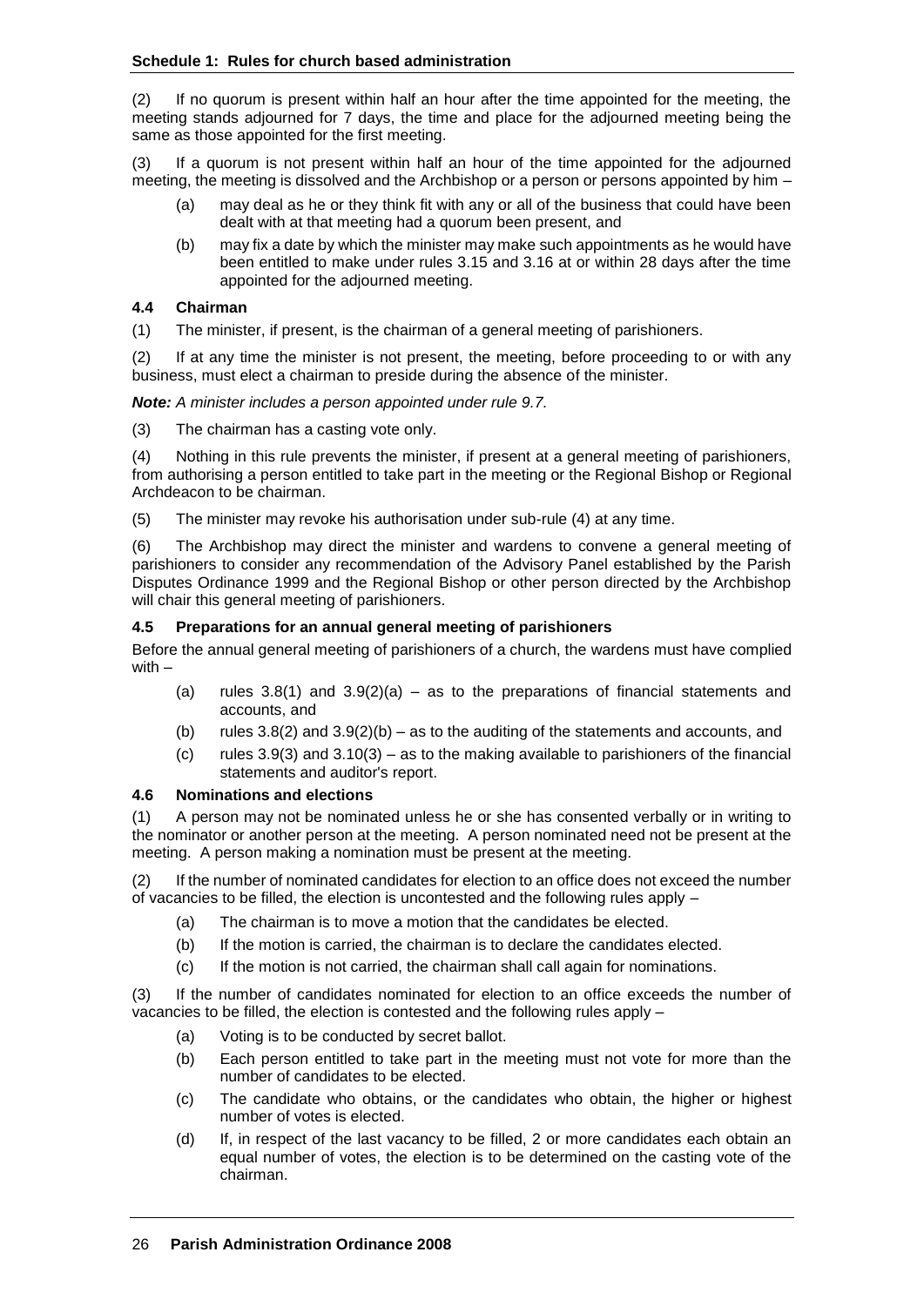(2) If no quorum is present within half an hour after the time appointed for the meeting, the meeting stands adjourned for 7 days, the time and place for the adjourned meeting being the same as those appointed for the first meeting.

(3) If a quorum is not present within half an hour of the time appointed for the adjourned meeting, the meeting is dissolved and the Archbishop or a person or persons appointed by him –

- (a) may deal as he or they think fit with any or all of the business that could have been dealt with at that meeting had a quorum been present, and
- (b) may fix a date by which the minister may make such appointments as he would have been entitled to make under rules 3.15 and 3.16 at or within 28 days after the time appointed for the adjourned meeting.

#### 4.4 Chairman

(1) The minister, if present, is the chairman of a general meeting of parishioners.

(2) If at any time the minister is not present, the meeting, before proceeding to or with any business, must elect a chairman to preside during the absence of the minister.

***Note:*** *A minister includes a person appointed under rule 9.7.*

(3) The chairman has a casting vote only.

(4) Nothing in this rule prevents the minister, if present at a general meeting of parishioners, from authorising a person entitled to take part in the meeting or the Regional Bishop or Regional Archdeacon to be chairman.

(5) The minister may revoke his authorisation under sub-rule (4) at any time.

(6) The Archbishop may direct the minister and wardens to convene a general meeting of parishioners to consider any recommendation of the Advisory Panel established by the Parish Disputes Ordinance 1999 and the Regional Bishop or other person directed by the Archbishop will chair this general meeting of parishioners.

#### 4.5 Preparations for an annual general meeting of parishioners

Before the annual general meeting of parishioners of a church, the wardens must have complied with –

- (a) rules 3.8(1) and 3.9(2)(a) – as to the preparations of financial statements and accounts, and
- (b) rules 3.8(2) and 3.9(2)(b) – as to the auditing of the statements and accounts, and
- (c) rules 3.9(3) and 3.10(3) – as to the making available to parishioners of the financial statements and auditor's report.

#### 4.6 Nominations and elections

(1) A person may not be nominated unless he or she has consented verbally or in writing to the nominator or another person at the meeting. A person nominated need not be present at the meeting. A person making a nomination must be present at the meeting.

(2) If the number of nominated candidates for election to an office does not exceed the number of vacancies to be filled, the election is uncontested and the following rules apply –

- (a) The chairman is to move a motion that the candidates be elected.
- (b) If the motion is carried, the chairman is to declare the candidates elected.
- (c) If the motion is not carried, the chairman shall call again for nominations.

(3) If the number of candidates nominated for election to an office exceeds the number of vacancies to be filled, the election is contested and the following rules apply –

- (a) Voting is to be conducted by secret ballot.
- (b) Each person entitled to take part in the meeting must not vote for more than the number of candidates to be elected.
- (c) The candidate who obtains, or the candidates who obtain, the higher or highest number of votes is elected.
- (d) If, in respect of the last vacancy to be filled, 2 or more candidates each obtain an equal number of votes, the election is to be determined on the casting vote of the chairman.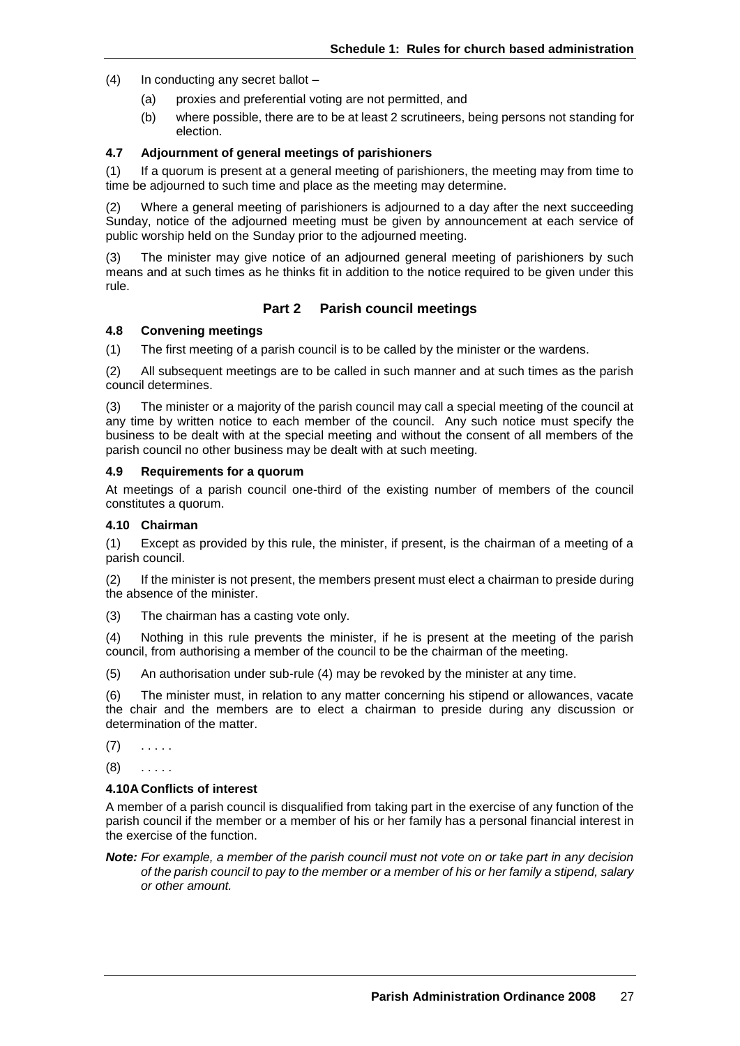(4) In conducting any secret ballot –

(a) proxies and preferential voting are not permitted, and

(b) where possible, there are to be at least 2 scrutineers, being persons not standing for election.

#### 4.7 Adjournment of general meetings of parishioners

(1) If a quorum is present at a general meeting of parishioners, the meeting may from time to time be adjourned to such time and place as the meeting may determine.

(2) Where a general meeting of parishioners is adjourned to a day after the next succeeding Sunday, notice of the adjourned meeting must be given by announcement at each service of public worship held on the Sunday prior to the adjourned meeting.

(3) The minister may give notice of an adjourned general meeting of parishioners by such means and at such times as he thinks fit in addition to the notice required to be given under this rule.

### Part 2 Parish council meetings

#### 4.8 Convening meetings

(1) The first meeting of a parish council is to be called by the minister or the wardens.

(2) All subsequent meetings are to be called in such manner and at such times as the parish council determines.

(3) The minister or a majority of the parish council may call a special meeting of the council at any time by written notice to each member of the council. Any such notice must specify the business to be dealt with at the special meeting and without the consent of all members of the parish council no other business may be dealt with at such meeting.

#### 4.9 Requirements for a quorum

At meetings of a parish council one-third of the existing number of members of the council constitutes a quorum.

#### 4.10 Chairman

(1) Except as provided by this rule, the minister, if present, is the chairman of a meeting of a parish council.

(2) If the minister is not present, the members present must elect a chairman to preside during the absence of the minister.

(3) The chairman has a casting vote only.

(4) Nothing in this rule prevents the minister, if he is present at the meeting of the parish council, from authorising a member of the council to be the chairman of the meeting.

(5) An authorisation under sub-rule (4) may be revoked by the minister at any time.

(6) The minister must, in relation to any matter concerning his stipend or allowances, vacate the chair and the members are to elect a chairman to preside during any discussion or determination of the matter.

(7) . . . . .

(8) . . . . .

#### 4.10A Conflicts of interest

A member of a parish council is disqualified from taking part in the exercise of any function of the parish council if the member or a member of his or her family has a personal financial interest in the exercise of the function.

***Note:*** *For example, a member of the parish council must not vote on or take part in any decision of the parish council to pay to the member or a member of his or her family a stipend, salary or other amount.*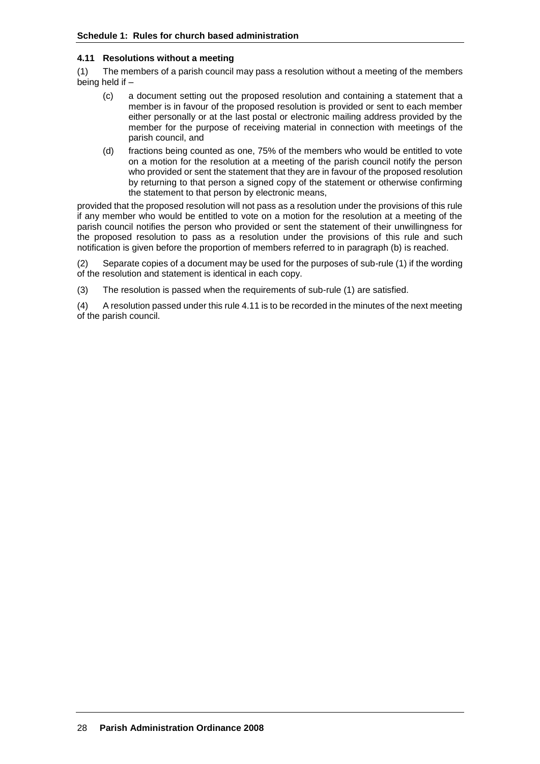#### 4.11 Resolutions without a meeting

(1) The members of a parish council may pass a resolution without a meeting of the members being held if –

(c) a document setting out the proposed resolution and containing a statement that a member is in favour of the proposed resolution is provided or sent to each member either personally or at the last postal or electronic mailing address provided by the member for the purpose of receiving material in connection with meetings of the parish council, and

(d) fractions being counted as one, 75% of the members who would be entitled to vote on a motion for the resolution at a meeting of the parish council notify the person who provided or sent the statement that they are in favour of the proposed resolution by returning to that person a signed copy of the statement or otherwise confirming the statement to that person by electronic means,

provided that the proposed resolution will not pass as a resolution under the provisions of this rule if any member who would be entitled to vote on a motion for the resolution at a meeting of the parish council notifies the person who provided or sent the statement of their unwillingness for the proposed resolution to pass as a resolution under the provisions of this rule and such notification is given before the proportion of members referred to in paragraph (b) is reached.

(2) Separate copies of a document may be used for the purposes of sub-rule (1) if the wording of the resolution and statement is identical in each copy.

(3) The resolution is passed when the requirements of sub-rule (1) are satisfied.

(4) A resolution passed under this rule 4.11 is to be recorded in the minutes of the next meeting of the parish council.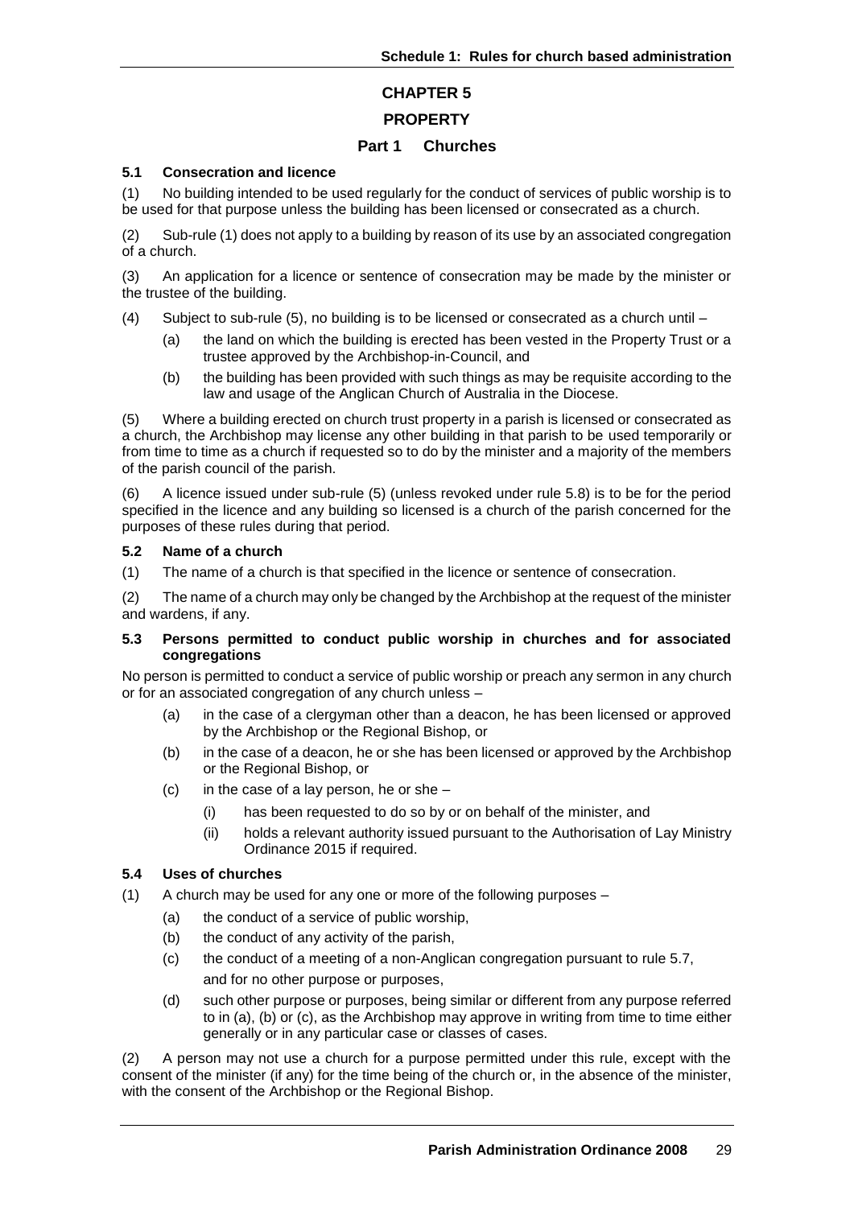# CHAPTER 5

# PROPERTY

## Part 1 Churches

### 5.1 Consecration and licence

(1) No building intended to be used regularly for the conduct of services of public worship is to be used for that purpose unless the building has been licensed or consecrated as a church.

(2) Sub-rule (1) does not apply to a building by reason of its use by an associated congregation of a church.

(3) An application for a licence or sentence of consecration may be made by the minister or the trustee of the building.

(4) Subject to sub-rule (5), no building is to be licensed or consecrated as a church until –

- (a) the land on which the building is erected has been vested in the Property Trust or a trustee approved by the Archbishop-in-Council, and
- (b) the building has been provided with such things as may be requisite according to the law and usage of the Anglican Church of Australia in the Diocese.

(5) Where a building erected on church trust property in a parish is licensed or consecrated as a church, the Archbishop may license any other building in that parish to be used temporarily or from time to time as a church if requested so to do by the minister and a majority of the members of the parish council of the parish.

(6) A licence issued under sub-rule (5) (unless revoked under rule 5.8) is to be for the period specified in the licence and any building so licensed is a church of the parish concerned for the purposes of these rules during that period.

### 5.2 Name of a church

(1) The name of a church is that specified in the licence or sentence of consecration.

(2) The name of a church may only be changed by the Archbishop at the request of the minister and wardens, if any.

### 5.3 Persons permitted to conduct public worship in churches and for associated congregations

No person is permitted to conduct a service of public worship or preach any sermon in any church or for an associated congregation of any church unless –

- (a) in the case of a clergyman other than a deacon, he has been licensed or approved by the Archbishop or the Regional Bishop, or
- (b) in the case of a deacon, he or she has been licensed or approved by the Archbishop or the Regional Bishop, or
- (c) in the case of a lay person, he or she –
  - (i) has been requested to do so by or on behalf of the minister, and
  - (ii) holds a relevant authority issued pursuant to the Authorisation of Lay Ministry Ordinance 2015 if required.

### 5.4 Uses of churches

(1) A church may be used for any one or more of the following purposes –

- (a) the conduct of a service of public worship,
- (b) the conduct of any activity of the parish,
- (c) the conduct of a meeting of a non-Anglican congregation pursuant to rule 5.7,

  and for no other purpose or purposes,
- (d) such other purpose or purposes, being similar or different from any purpose referred to in (a), (b) or (c), as the Archbishop may approve in writing from time to time either generally or in any particular case or classes of cases.

(2) A person may not use a church for a purpose permitted under this rule, except with the consent of the minister (if any) for the time being of the church or, in the absence of the minister, with the consent of the Archbishop or the Regional Bishop.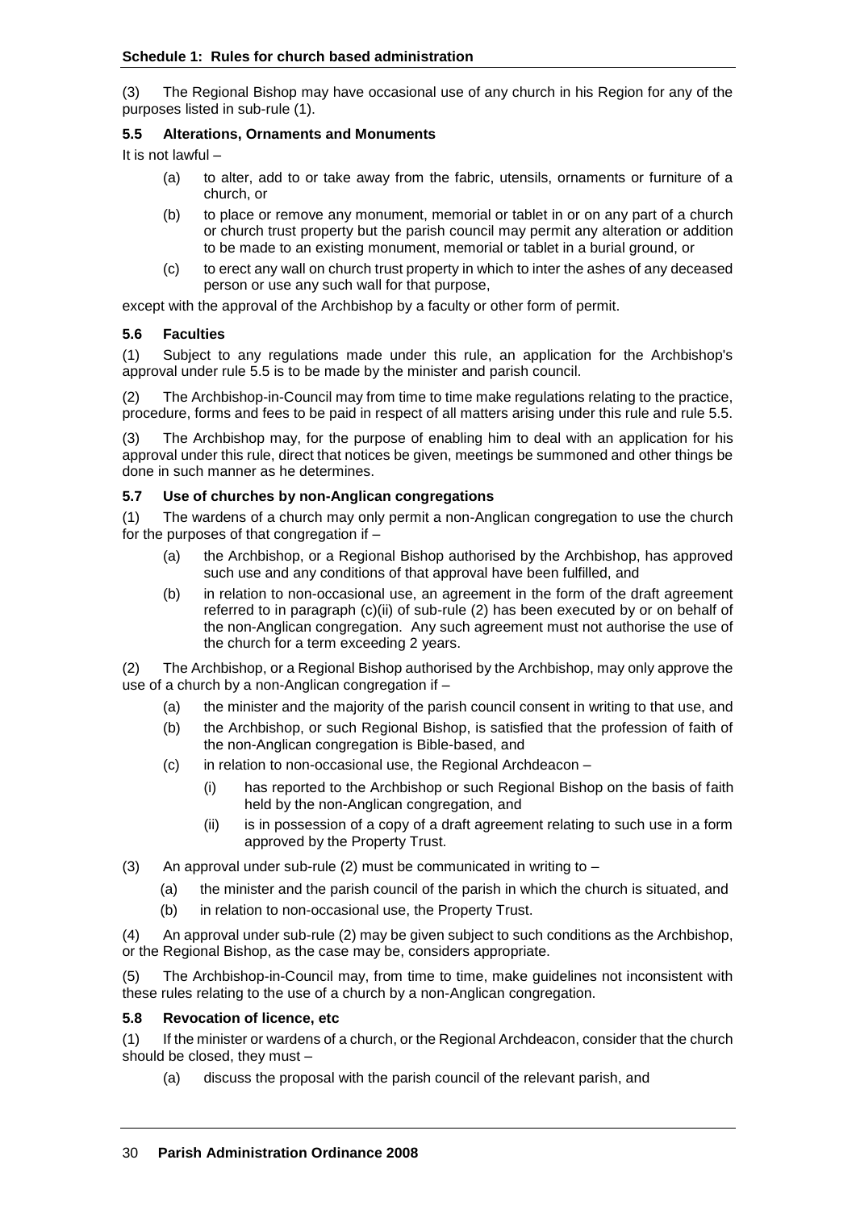(3) The Regional Bishop may have occasional use of any church in his Region for any of the purposes listed in sub-rule (1).

### 5.5 Alterations, Ornaments and Monuments

It is not lawful –

- (a) to alter, add to or take away from the fabric, utensils, ornaments or furniture of a church, or
- (b) to place or remove any monument, memorial or tablet in or on any part of a church or church trust property but the parish council may permit any alteration or addition to be made to an existing monument, memorial or tablet in a burial ground, or
- (c) to erect any wall on church trust property in which to inter the ashes of any deceased person or use any such wall for that purpose,

except with the approval of the Archbishop by a faculty or other form of permit.

### 5.6 Faculties

(1) Subject to any regulations made under this rule, an application for the Archbishop's approval under rule 5.5 is to be made by the minister and parish council.

(2) The Archbishop-in-Council may from time to time make regulations relating to the practice, procedure, forms and fees to be paid in respect of all matters arising under this rule and rule 5.5.

(3) The Archbishop may, for the purpose of enabling him to deal with an application for his approval under this rule, direct that notices be given, meetings be summoned and other things be done in such manner as he determines.

### 5.7 Use of churches by non-Anglican congregations

(1) The wardens of a church may only permit a non-Anglican congregation to use the church for the purposes of that congregation if –

- (a) the Archbishop, or a Regional Bishop authorised by the Archbishop, has approved such use and any conditions of that approval have been fulfilled, and
- (b) in relation to non-occasional use, an agreement in the form of the draft agreement referred to in paragraph (c)(ii) of sub-rule (2) has been executed by or on behalf of the non-Anglican congregation. Any such agreement must not authorise the use of the church for a term exceeding 2 years.

(2) The Archbishop, or a Regional Bishop authorised by the Archbishop, may only approve the use of a church by a non-Anglican congregation if –

- (a) the minister and the majority of the parish council consent in writing to that use, and
- (b) the Archbishop, or such Regional Bishop, is satisfied that the profession of faith of the non-Anglican congregation is Bible-based, and
- (c) in relation to non-occasional use, the Regional Archdeacon –
  - (i) has reported to the Archbishop or such Regional Bishop on the basis of faith held by the non-Anglican congregation, and
  - (ii) is in possession of a copy of a draft agreement relating to such use in a form approved by the Property Trust.

(3) An approval under sub-rule (2) must be communicated in writing to –

- (a) the minister and the parish council of the parish in which the church is situated, and
- (b) in relation to non-occasional use, the Property Trust.

(4) An approval under sub-rule (2) may be given subject to such conditions as the Archbishop, or the Regional Bishop, as the case may be, considers appropriate.

(5) The Archbishop-in-Council may, from time to time, make guidelines not inconsistent with these rules relating to the use of a church by a non-Anglican congregation.

### 5.8 Revocation of licence, etc

(1) If the minister or wardens of a church, or the Regional Archdeacon, consider that the church should be closed, they must –

- (a) discuss the proposal with the parish council of the relevant parish, and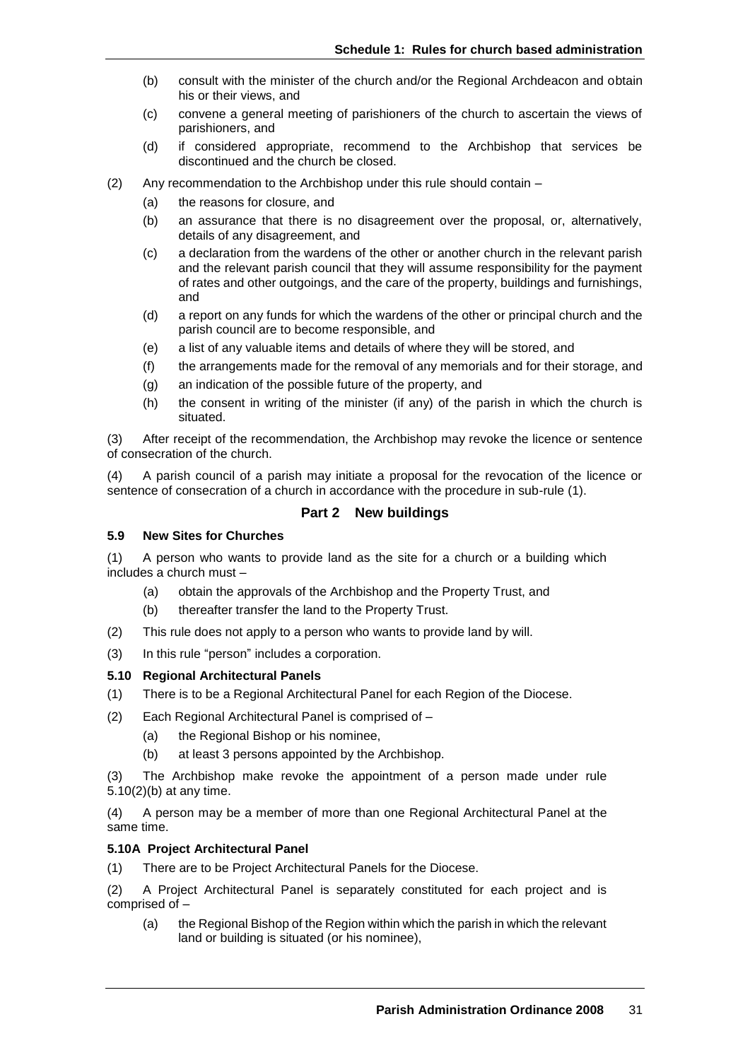(b) consult with the minister of the church and/or the Regional Archdeacon and obtain his or their views, and

(c) convene a general meeting of parishioners of the church to ascertain the views of parishioners, and

(d) if considered appropriate, recommend to the Archbishop that services be discontinued and the church be closed.

(2) Any recommendation to the Archbishop under this rule should contain –

(a) the reasons for closure, and

(b) an assurance that there is no disagreement over the proposal, or, alternatively, details of any disagreement, and

(c) a declaration from the wardens of the other or another church in the relevant parish and the relevant parish council that they will assume responsibility for the payment of rates and other outgoings, and the care of the property, buildings and furnishings, and

(d) a report on any funds for which the wardens of the other or principal church and the parish council are to become responsible, and

(e) a list of any valuable items and details of where they will be stored, and

(f) the arrangements made for the removal of any memorials and for their storage, and

(g) an indication of the possible future of the property, and

(h) the consent in writing of the minister (if any) of the parish in which the church is situated.

(3) After receipt of the recommendation, the Archbishop may revoke the licence or sentence of consecration of the church.

(4) A parish council of a parish may initiate a proposal for the revocation of the licence or sentence of consecration of a church in accordance with the procedure in sub-rule (1).

## Part 2 New buildings

**5.9 New Sites for Churches**

(1) A person who wants to provide land as the site for a church or a building which includes a church must –

(a) obtain the approvals of the Archbishop and the Property Trust, and

(b) thereafter transfer the land to the Property Trust.

(2) This rule does not apply to a person who wants to provide land by will.

(3) In this rule "person" includes a corporation.

**5.10 Regional Architectural Panels**

(1) There is to be a Regional Architectural Panel for each Region of the Diocese.

(2) Each Regional Architectural Panel is comprised of –

(a) the Regional Bishop or his nominee,

(b) at least 3 persons appointed by the Archbishop.

(3) The Archbishop make revoke the appointment of a person made under rule 5.10(2)(b) at any time.

(4) A person may be a member of more than one Regional Architectural Panel at the same time.

**5.10A Project Architectural Panel**

(1) There are to be Project Architectural Panels for the Diocese.

(2) A Project Architectural Panel is separately constituted for each project and is comprised of –

(a) the Regional Bishop of the Region within which the parish in which the relevant land or building is situated (or his nominee),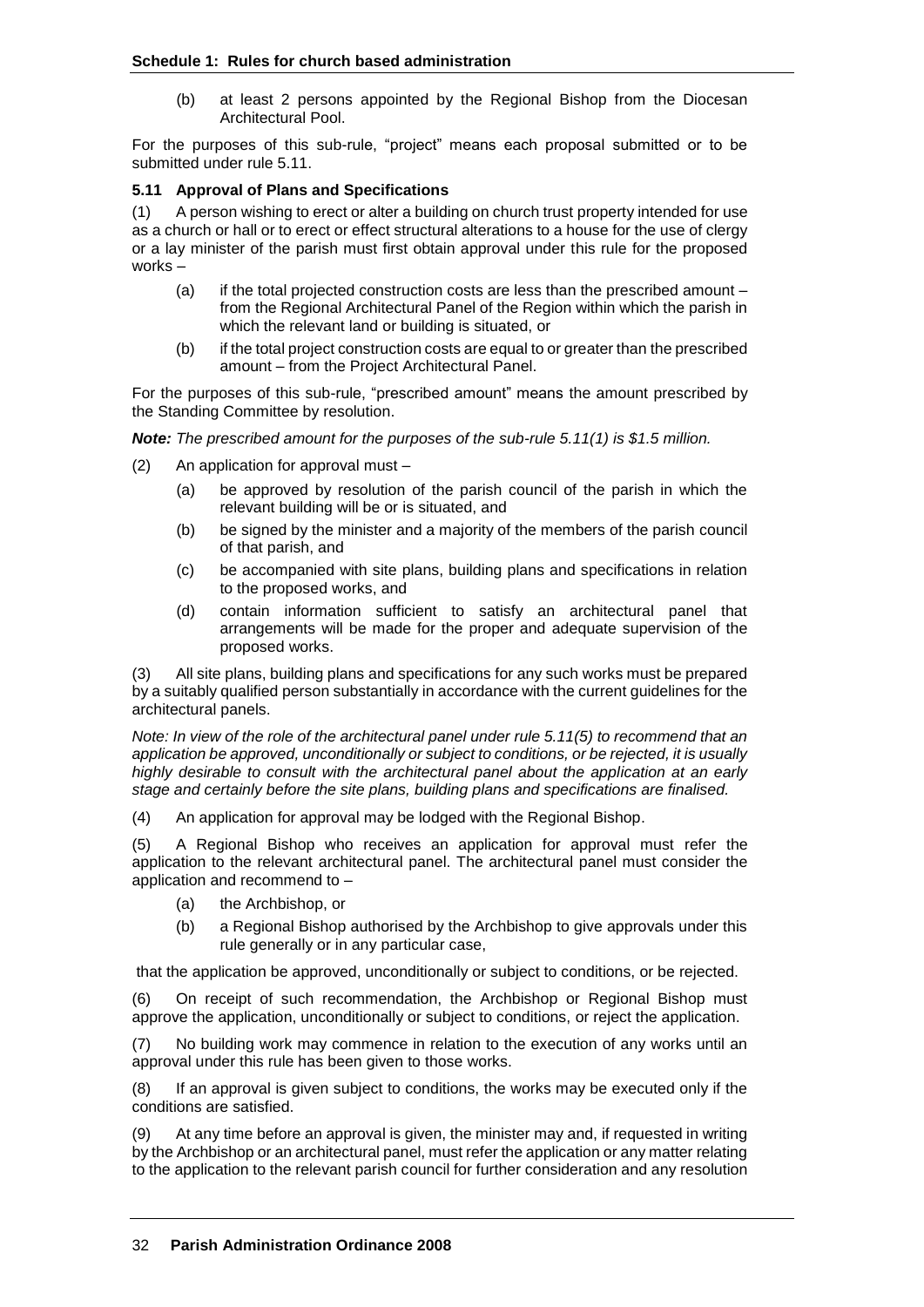(b) at least 2 persons appointed by the Regional Bishop from the Diocesan Architectural Pool.

For the purposes of this sub-rule, "project" means each proposal submitted or to be submitted under rule 5.11.

**5.11 Approval of Plans and Specifications**

(1) A person wishing to erect or alter a building on church trust property intended for use as a church or hall or to erect or effect structural alterations to a house for the use of clergy or a lay minister of the parish must first obtain approval under this rule for the proposed works –

(a) if the total projected construction costs are less than the prescribed amount – from the Regional Architectural Panel of the Region within which the parish in which the relevant land or building is situated, or

(b) if the total project construction costs are equal to or greater than the prescribed amount – from the Project Architectural Panel.

For the purposes of this sub-rule, "prescribed amount" means the amount prescribed by the Standing Committee by resolution.

***Note:*** *The prescribed amount for the purposes of the sub-rule 5.11(1) is $1.5 million.*

(2) An application for approval must –

(a) be approved by resolution of the parish council of the parish in which the relevant building will be or is situated, and

(b) be signed by the minister and a majority of the members of the parish council of that parish, and

(c) be accompanied with site plans, building plans and specifications in relation to the proposed works, and

(d) contain information sufficient to satisfy an architectural panel that arrangements will be made for the proper and adequate supervision of the proposed works.

(3) All site plans, building plans and specifications for any such works must be prepared by a suitably qualified person substantially in accordance with the current guidelines for the architectural panels.

*Note: In view of the role of the architectural panel under rule 5.11(5) to recommend that an application be approved, unconditionally or subject to conditions, or be rejected, it is usually highly desirable to consult with the architectural panel about the application at an early stage and certainly before the site plans, building plans and specifications are finalised.*

(4) An application for approval may be lodged with the Regional Bishop.

(5) A Regional Bishop who receives an application for approval must refer the application to the relevant architectural panel. The architectural panel must consider the application and recommend to –

(a) the Archbishop, or

(b) a Regional Bishop authorised by the Archbishop to give approvals under this rule generally or in any particular case,

that the application be approved, unconditionally or subject to conditions, or be rejected.

(6) On receipt of such recommendation, the Archbishop or Regional Bishop must approve the application, unconditionally or subject to conditions, or reject the application.

(7) No building work may commence in relation to the execution of any works until an approval under this rule has been given to those works.

(8) If an approval is given subject to conditions, the works may be executed only if the conditions are satisfied.

(9) At any time before an approval is given, the minister may and, if requested in writing by the Archbishop or an architectural panel, must refer the application or any matter relating to the application to the relevant parish council for further consideration and any resolution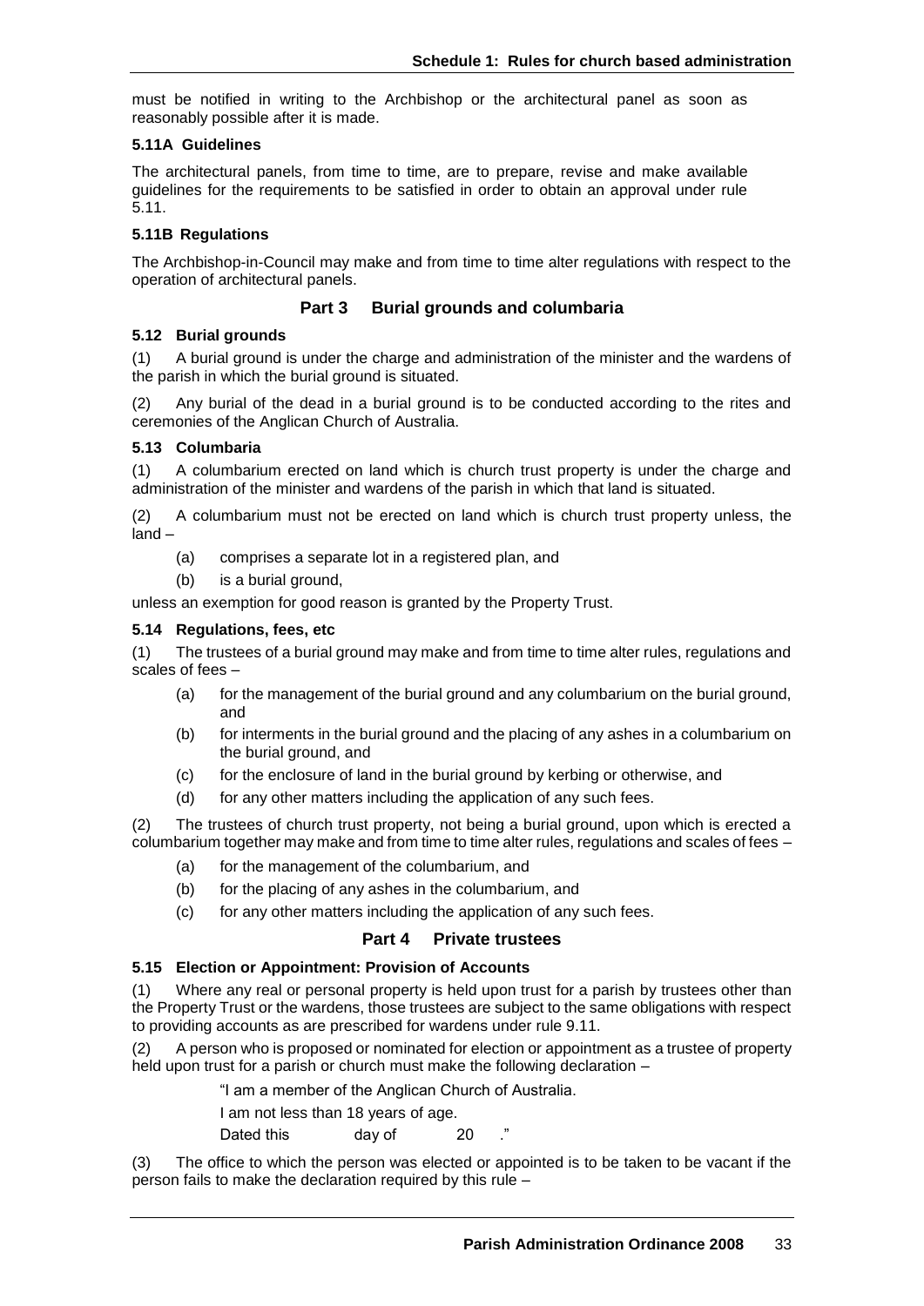must be notified in writing to the Archbishop or the architectural panel as soon as reasonably possible after it is made.

**5.11A Guidelines**

The architectural panels, from time to time, are to prepare, revise and make available guidelines for the requirements to be satisfied in order to obtain an approval under rule 5.11.

**5.11B Regulations**

The Archbishop-in-Council may make and from time to time alter regulations with respect to the operation of architectural panels.

## Part 3 Burial grounds and columbaria

**5.12 Burial grounds**

(1) A burial ground is under the charge and administration of the minister and the wardens of the parish in which the burial ground is situated.

(2) Any burial of the dead in a burial ground is to be conducted according to the rites and ceremonies of the Anglican Church of Australia.

**5.13 Columbaria**

(1) A columbarium erected on land which is church trust property is under the charge and administration of the minister and wardens of the parish in which that land is situated.

(2) A columbarium must not be erected on land which is church trust property unless, the land –

(a) comprises a separate lot in a registered plan, and

(b) is a burial ground,

unless an exemption for good reason is granted by the Property Trust.

**5.14 Regulations, fees, etc**

(1) The trustees of a burial ground may make and from time to time alter rules, regulations and scales of fees –

(a) for the management of the burial ground and any columbarium on the burial ground, and

(b) for interments in the burial ground and the placing of any ashes in a columbarium on the burial ground, and

(c) for the enclosure of land in the burial ground by kerbing or otherwise, and

(d) for any other matters including the application of any such fees.

(2) The trustees of church trust property, not being a burial ground, upon which is erected a columbarium together may make and from time to time alter rules, regulations and scales of fees –

(a) for the management of the columbarium, and

(b) for the placing of any ashes in the columbarium, and

(c) for any other matters including the application of any such fees.

## Part 4 Private trustees

**5.15 Election or Appointment: Provision of Accounts**

(1) Where any real or personal property is held upon trust for a parish by trustees other than the Property Trust or the wardens, those trustees are subject to the same obligations with respect to providing accounts as are prescribed for wardens under rule 9.11.

(2) A person who is proposed or nominated for election or appointment as a trustee of property held upon trust for a parish or church must make the following declaration –

"I am a member of the Anglican Church of Australia.

I am not less than 18 years of age.

Dated this day of 20 ."

(3) The office to which the person was elected or appointed is to be taken to be vacant if the person fails to make the declaration required by this rule –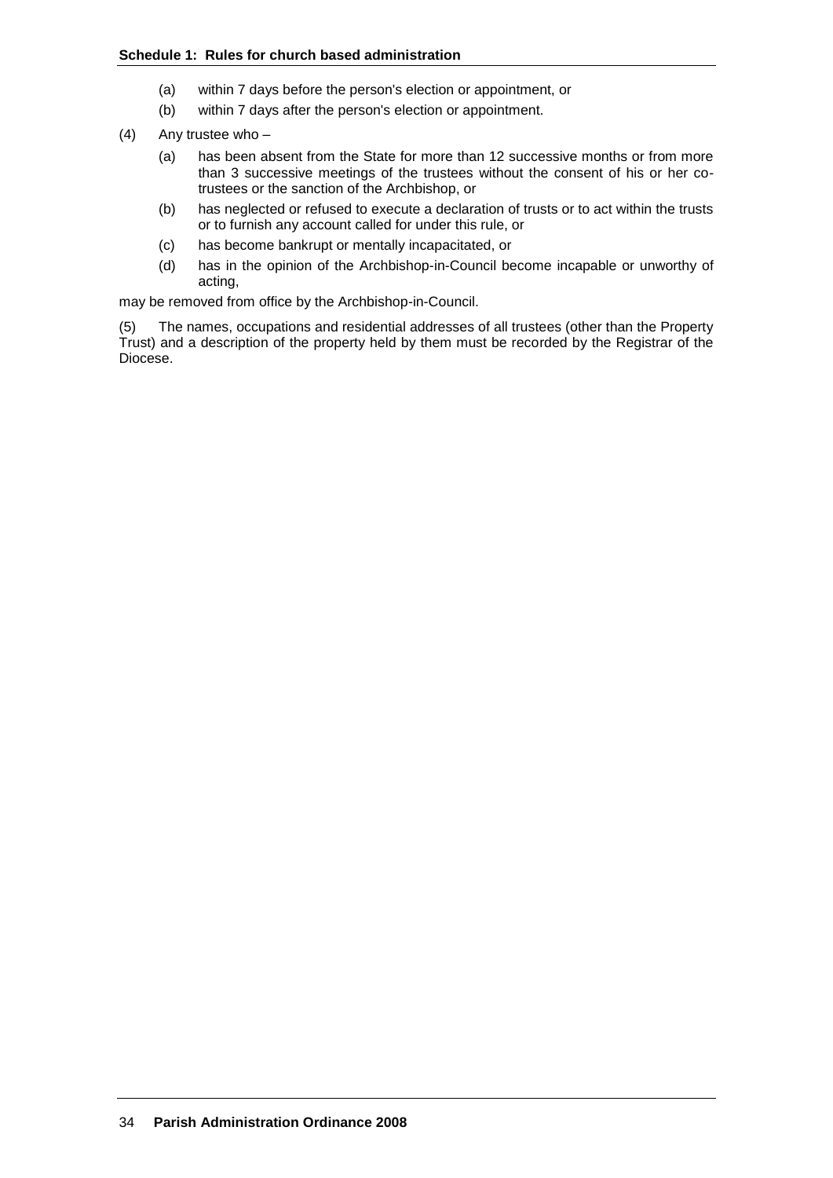(a) within 7 days before the person's election or appointment, or

(b) within 7 days after the person's election or appointment.

(4) Any trustee who –

(a) has been absent from the State for more than 12 successive months or from more than 3 successive meetings of the trustees without the consent of his or her co-trustees or the sanction of the Archbishop, or

(b) has neglected or refused to execute a declaration of trusts or to act within the trusts or to furnish any account called for under this rule, or

(c) has become bankrupt or mentally incapacitated, or

(d) has in the opinion of the Archbishop-in-Council become incapable or unworthy of acting,

may be removed from office by the Archbishop-in-Council.

(5) The names, occupations and residential addresses of all trustees (other than the Property Trust) and a description of the property held by them must be recorded by the Registrar of the Diocese.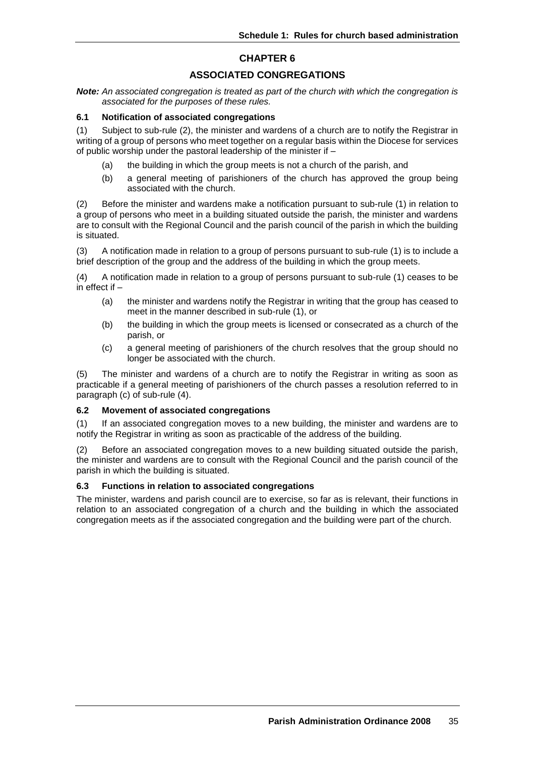# CHAPTER 6

## ASSOCIATED CONGREGATIONS

***Note:*** *An associated congregation is treated as part of the church with which the congregation is associated for the purposes of these rules.*

### 6.1 Notification of associated congregations

(1) Subject to sub-rule (2), the minister and wardens of a church are to notify the Registrar in writing of a group of persons who meet together on a regular basis within the Diocese for services of public worship under the pastoral leadership of the minister if –

- (a) the building in which the group meets is not a church of the parish, and
- (b) a general meeting of parishioners of the church has approved the group being associated with the church.

(2) Before the minister and wardens make a notification pursuant to sub-rule (1) in relation to a group of persons who meet in a building situated outside the parish, the minister and wardens are to consult with the Regional Council and the parish council of the parish in which the building is situated.

(3) A notification made in relation to a group of persons pursuant to sub-rule (1) is to include a brief description of the group and the address of the building in which the group meets.

(4) A notification made in relation to a group of persons pursuant to sub-rule (1) ceases to be in effect if –

- (a) the minister and wardens notify the Registrar in writing that the group has ceased to meet in the manner described in sub-rule (1), or
- (b) the building in which the group meets is licensed or consecrated as a church of the parish, or
- (c) a general meeting of parishioners of the church resolves that the group should no longer be associated with the church.

(5) The minister and wardens of a church are to notify the Registrar in writing as soon as practicable if a general meeting of parishioners of the church passes a resolution referred to in paragraph (c) of sub-rule (4).

### 6.2 Movement of associated congregations

(1) If an associated congregation moves to a new building, the minister and wardens are to notify the Registrar in writing as soon as practicable of the address of the building.

(2) Before an associated congregation moves to a new building situated outside the parish, the minister and wardens are to consult with the Regional Council and the parish council of the parish in which the building is situated.

### 6.3 Functions in relation to associated congregations

The minister, wardens and parish council are to exercise, so far as is relevant, their functions in relation to an associated congregation of a church and the building in which the associated congregation meets as if the associated congregation and the building were part of the church.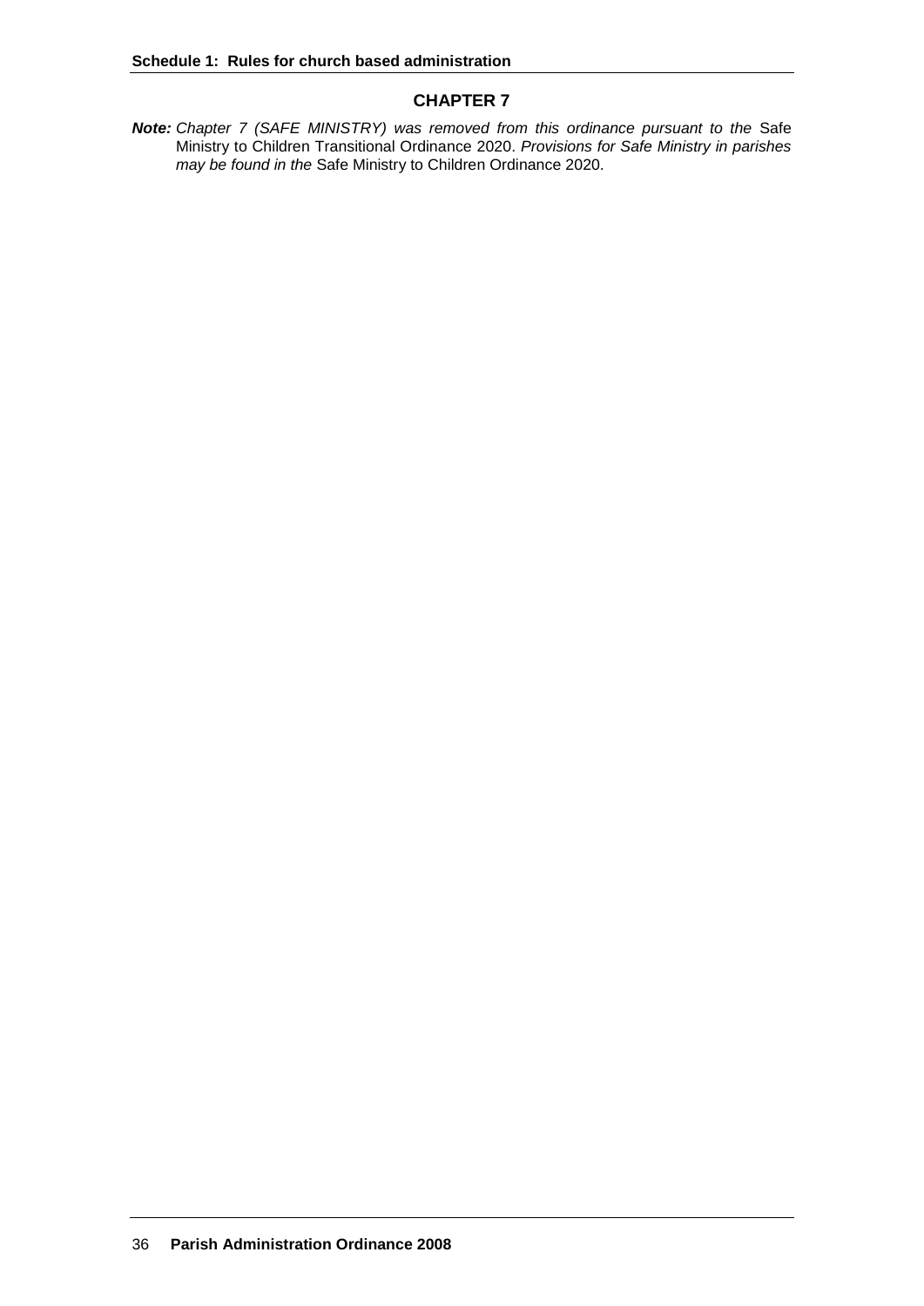## CHAPTER 7

***Note:*** *Chapter 7 (SAFE MINISTRY) was removed from this ordinance pursuant to the* Safe Ministry to Children Transitional Ordinance 2020. *Provisions for Safe Ministry in parishes may be found in the* Safe Ministry to Children Ordinance 2020.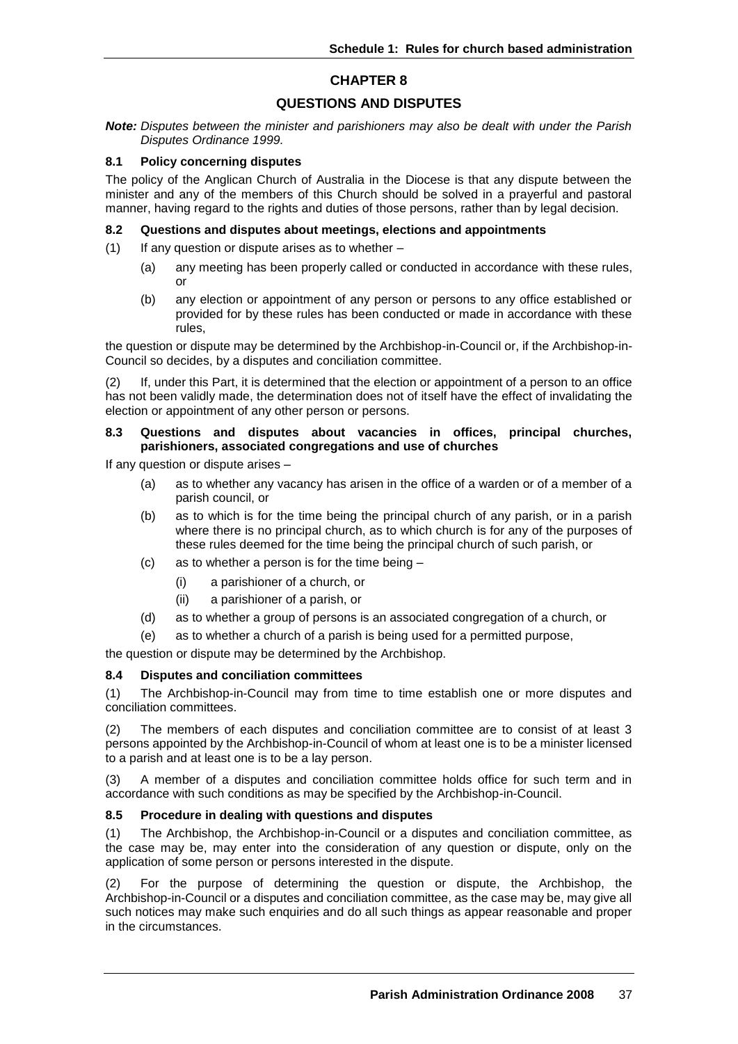# CHAPTER 8

## QUESTIONS AND DISPUTES

***Note:*** *Disputes between the minister and parishioners may also be dealt with under the Parish Disputes Ordinance 1999.*

### 8.1 Policy concerning disputes

The policy of the Anglican Church of Australia in the Diocese is that any dispute between the minister and any of the members of this Church should be solved in a prayerful and pastoral manner, having regard to the rights and duties of those persons, rather than by legal decision.

### 8.2 Questions and disputes about meetings, elections and appointments

(1) If any question or dispute arises as to whether –

- (a) any meeting has been properly called or conducted in accordance with these rules, or
- (b) any election or appointment of any person or persons to any office established or provided for by these rules has been conducted or made in accordance with these rules,

the question or dispute may be determined by the Archbishop-in-Council or, if the Archbishop-in-Council so decides, by a disputes and conciliation committee.

(2) If, under this Part, it is determined that the election or appointment of a person to an office has not been validly made, the determination does not of itself have the effect of invalidating the election or appointment of any other person or persons.

### 8.3 Questions and disputes about vacancies in offices, principal churches, parishioners, associated congregations and use of churches

If any question or dispute arises –

- (a) as to whether any vacancy has arisen in the office of a warden or of a member of a parish council, or
- (b) as to which is for the time being the principal church of any parish, or in a parish where there is no principal church, as to which church is for any of the purposes of these rules deemed for the time being the principal church of such parish, or
- (c) as to whether a person is for the time being –
  - (i) a parishioner of a church, or
  - (ii) a parishioner of a parish, or
- (d) as to whether a group of persons is an associated congregation of a church, or
- (e) as to whether a church of a parish is being used for a permitted purpose,

the question or dispute may be determined by the Archbishop.

### 8.4 Disputes and conciliation committees

(1) The Archbishop-in-Council may from time to time establish one or more disputes and conciliation committees.

(2) The members of each disputes and conciliation committee are to consist of at least 3 persons appointed by the Archbishop-in-Council of whom at least one is to be a minister licensed to a parish and at least one is to be a lay person.

(3) A member of a disputes and conciliation committee holds office for such term and in accordance with such conditions as may be specified by the Archbishop-in-Council.

### 8.5 Procedure in dealing with questions and disputes

(1) The Archbishop, the Archbishop-in-Council or a disputes and conciliation committee, as the case may be, may enter into the consideration of any question or dispute, only on the application of some person or persons interested in the dispute.

(2) For the purpose of determining the question or dispute, the Archbishop, the Archbishop-in-Council or a disputes and conciliation committee, as the case may be, may give all such notices may make such enquiries and do all such things as appear reasonable and proper in the circumstances.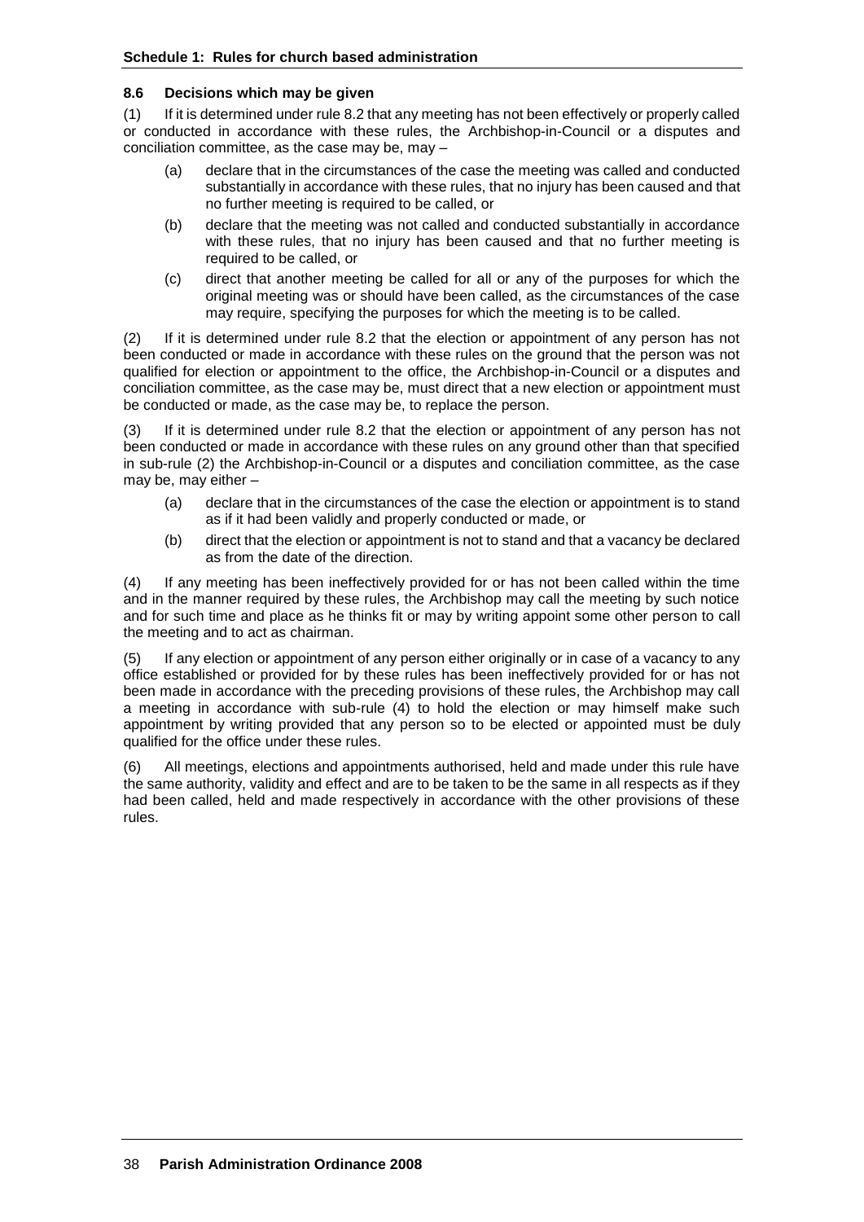### 8.6 Decisions which may be given

(1) If it is determined under rule 8.2 that any meeting has not been effectively or properly called or conducted in accordance with these rules, the Archbishop-in-Council or a disputes and conciliation committee, as the case may be, may –

- (a) declare that in the circumstances of the case the meeting was called and conducted substantially in accordance with these rules, that no injury has been caused and that no further meeting is required to be called, or
- (b) declare that the meeting was not called and conducted substantially in accordance with these rules, that no injury has been caused and that no further meeting is required to be called, or
- (c) direct that another meeting be called for all or any of the purposes for which the original meeting was or should have been called, as the circumstances of the case may require, specifying the purposes for which the meeting is to be called.

(2) If it is determined under rule 8.2 that the election or appointment of any person has not been conducted or made in accordance with these rules on the ground that the person was not qualified for election or appointment to the office, the Archbishop-in-Council or a disputes and conciliation committee, as the case may be, must direct that a new election or appointment must be conducted or made, as the case may be, to replace the person.

(3) If it is determined under rule 8.2 that the election or appointment of any person has not been conducted or made in accordance with these rules on any ground other than that specified in sub-rule (2) the Archbishop-in-Council or a disputes and conciliation committee, as the case may be, may either –

- (a) declare that in the circumstances of the case the election or appointment is to stand as if it had been validly and properly conducted or made, or
- (b) direct that the election or appointment is not to stand and that a vacancy be declared as from the date of the direction.

(4) If any meeting has been ineffectively provided for or has not been called within the time and in the manner required by these rules, the Archbishop may call the meeting by such notice and for such time and place as he thinks fit or may by writing appoint some other person to call the meeting and to act as chairman.

(5) If any election or appointment of any person either originally or in case of a vacancy to any office established or provided for by these rules has been ineffectively provided for or has not been made in accordance with the preceding provisions of these rules, the Archbishop may call a meeting in accordance with sub-rule (4) to hold the election or may himself make such appointment by writing provided that any person so to be elected or appointed must be duly qualified for the office under these rules.

(6) All meetings, elections and appointments authorised, held and made under this rule have the same authority, validity and effect and are to be taken to be the same in all respects as if they had been called, held and made respectively in accordance with the other provisions of these rules.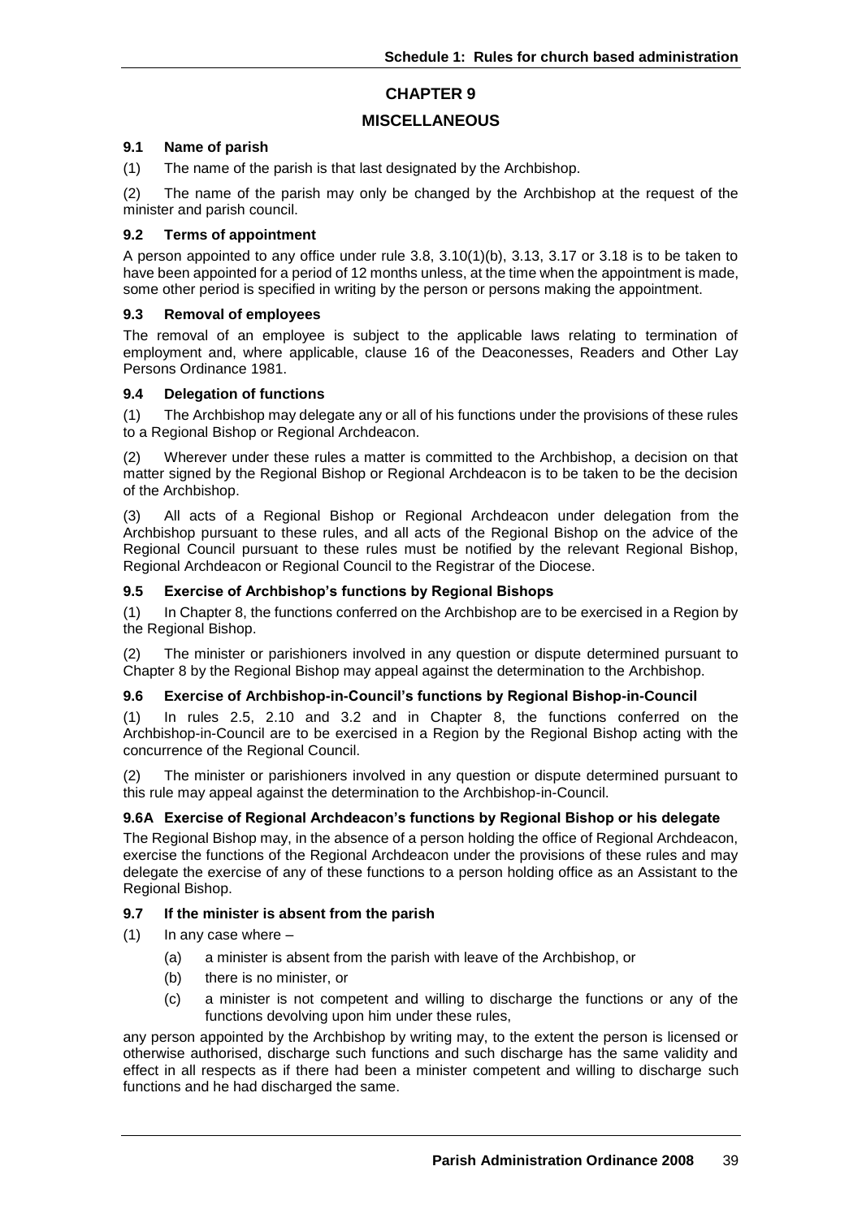# CHAPTER 9

# MISCELLANEOUS

### 9.1 Name of parish

(1) The name of the parish is that last designated by the Archbishop.

(2) The name of the parish may only be changed by the Archbishop at the request of the minister and parish council.

### 9.2 Terms of appointment

A person appointed to any office under rule 3.8, 3.10(1)(b), 3.13, 3.17 or 3.18 is to be taken to have been appointed for a period of 12 months unless, at the time when the appointment is made, some other period is specified in writing by the person or persons making the appointment.

### 9.3 Removal of employees

The removal of an employee is subject to the applicable laws relating to termination of employment and, where applicable, clause 16 of the Deaconesses, Readers and Other Lay Persons Ordinance 1981.

### 9.4 Delegation of functions

(1) The Archbishop may delegate any or all of his functions under the provisions of these rules to a Regional Bishop or Regional Archdeacon.

(2) Wherever under these rules a matter is committed to the Archbishop, a decision on that matter signed by the Regional Bishop or Regional Archdeacon is to be taken to be the decision of the Archbishop.

(3) All acts of a Regional Bishop or Regional Archdeacon under delegation from the Archbishop pursuant to these rules, and all acts of the Regional Bishop on the advice of the Regional Council pursuant to these rules must be notified by the relevant Regional Bishop, Regional Archdeacon or Regional Council to the Registrar of the Diocese.

### 9.5 Exercise of Archbishop's functions by Regional Bishops

(1) In Chapter 8, the functions conferred on the Archbishop are to be exercised in a Region by the Regional Bishop.

(2) The minister or parishioners involved in any question or dispute determined pursuant to Chapter 8 by the Regional Bishop may appeal against the determination to the Archbishop.

### 9.6 Exercise of Archbishop-in-Council's functions by Regional Bishop-in-Council

(1) In rules 2.5, 2.10 and 3.2 and in Chapter 8, the functions conferred on the Archbishop-in-Council are to be exercised in a Region by the Regional Bishop acting with the concurrence of the Regional Council.

(2) The minister or parishioners involved in any question or dispute determined pursuant to this rule may appeal against the determination to the Archbishop-in-Council.

### 9.6A Exercise of Regional Archdeacon's functions by Regional Bishop or his delegate

The Regional Bishop may, in the absence of a person holding the office of Regional Archdeacon, exercise the functions of the Regional Archdeacon under the provisions of these rules and may delegate the exercise of any of these functions to a person holding office as an Assistant to the Regional Bishop.

### 9.7 If the minister is absent from the parish

(1) In any case where –

- (a) a minister is absent from the parish with leave of the Archbishop, or
- (b) there is no minister, or
- (c) a minister is not competent and willing to discharge the functions or any of the functions devolving upon him under these rules,

any person appointed by the Archbishop by writing may, to the extent the person is licensed or otherwise authorised, discharge such functions and such discharge has the same validity and effect in all respects as if there had been a minister competent and willing to discharge such functions and he had discharged the same.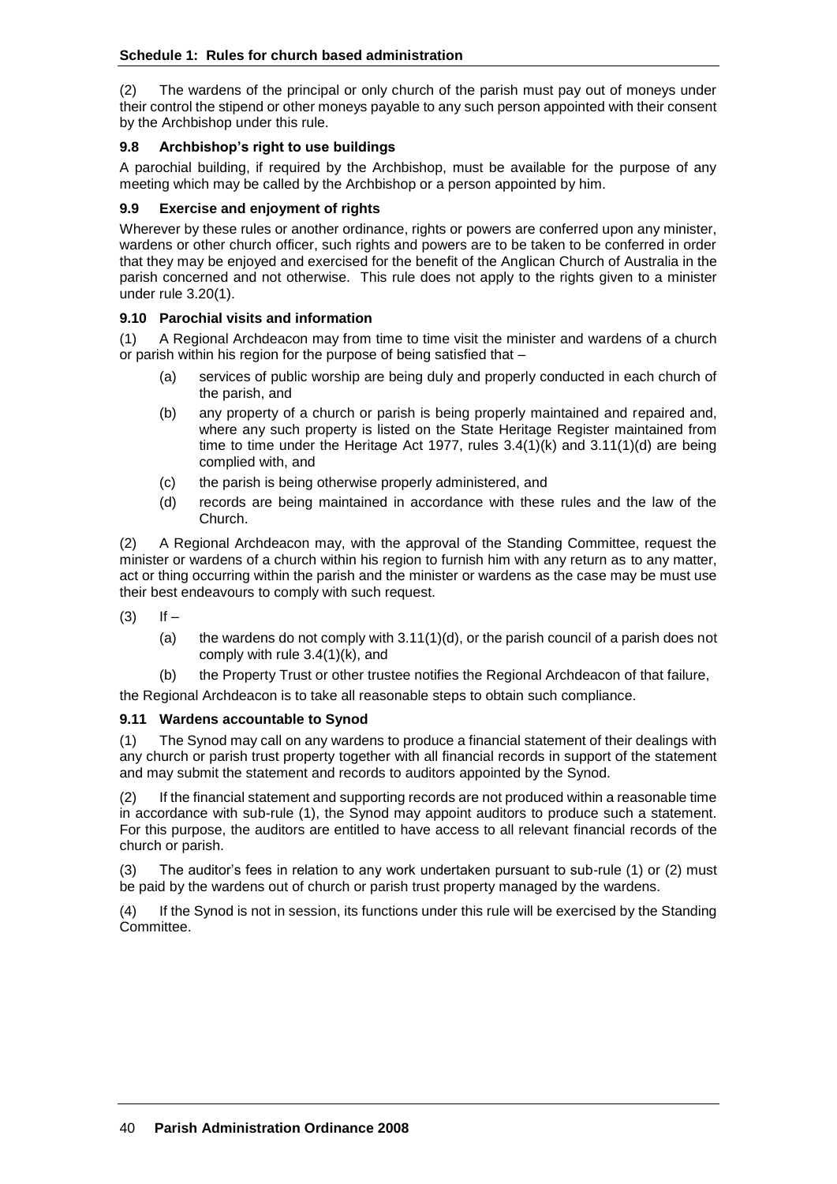(2) The wardens of the principal or only church of the parish must pay out of moneys under their control the stipend or other moneys payable to any such person appointed with their consent by the Archbishop under this rule.

### 9.8 Archbishop's right to use buildings

A parochial building, if required by the Archbishop, must be available for the purpose of any meeting which may be called by the Archbishop or a person appointed by him.

### 9.9 Exercise and enjoyment of rights

Wherever by these rules or another ordinance, rights or powers are conferred upon any minister, wardens or other church officer, such rights and powers are to be taken to be conferred in order that they may be enjoyed and exercised for the benefit of the Anglican Church of Australia in the parish concerned and not otherwise. This rule does not apply to the rights given to a minister under rule 3.20(1).

### 9.10 Parochial visits and information

(1) A Regional Archdeacon may from time to time visit the minister and wardens of a church or parish within his region for the purpose of being satisfied that –

- (a) services of public worship are being duly and properly conducted in each church of the parish, and
- (b) any property of a church or parish is being properly maintained and repaired and, where any such property is listed on the State Heritage Register maintained from time to time under the Heritage Act 1977, rules 3.4(1)(k) and 3.11(1)(d) are being complied with, and
- (c) the parish is being otherwise properly administered, and
- (d) records are being maintained in accordance with these rules and the law of the Church.

(2) A Regional Archdeacon may, with the approval of the Standing Committee, request the minister or wardens of a church within his region to furnish him with any return as to any matter, act or thing occurring within the parish and the minister or wardens as the case may be must use their best endeavours to comply with such request.

(3) If –

- (a) the wardens do not comply with 3.11(1)(d), or the parish council of a parish does not comply with rule 3.4(1)(k), and
- (b) the Property Trust or other trustee notifies the Regional Archdeacon of that failure,

the Regional Archdeacon is to take all reasonable steps to obtain such compliance.

### 9.11 Wardens accountable to Synod

(1) The Synod may call on any wardens to produce a financial statement of their dealings with any church or parish trust property together with all financial records in support of the statement and may submit the statement and records to auditors appointed by the Synod.

(2) If the financial statement and supporting records are not produced within a reasonable time in accordance with sub-rule (1), the Synod may appoint auditors to produce such a statement. For this purpose, the auditors are entitled to have access to all relevant financial records of the church or parish.

(3) The auditor's fees in relation to any work undertaken pursuant to sub-rule (1) or (2) must be paid by the wardens out of church or parish trust property managed by the wardens.

(4) If the Synod is not in session, its functions under this rule will be exercised by the Standing Committee.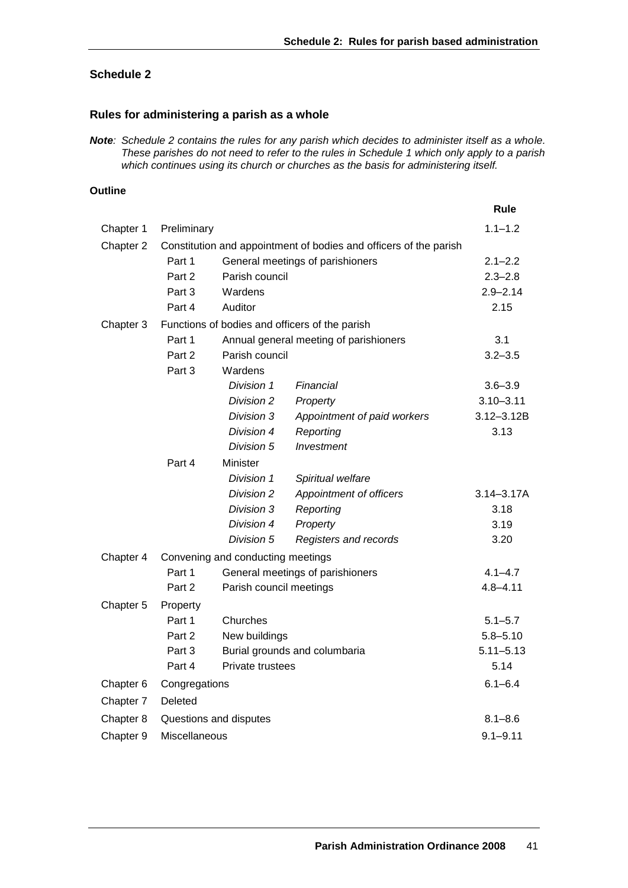## Schedule 2

### Rules for administering a parish as a whole

***Note**: Schedule 2 contains the rules for any parish which decides to administer itself as a whole. These parishes do not need to refer to the rules in Schedule 1 which only apply to a parish which continues using its church or churches as the basis for administering itself.*

#### Outline

| | | | | Rule |
|---|---|---|---|---|
| Chapter 1 | Preliminary | | | 1.1–1.2 |
| Chapter 2 | Constitution and appointment of bodies and officers of the parish | | | |
| | Part 1 | General meetings of parishioners | | 2.1–2.2 |
| | Part 2 | Parish council | | 2.3–2.8 |
| | Part 3 | Wardens | | 2.9–2.14 |
| | Part 4 | Auditor | | 2.15 |
| Chapter 3 | Functions of bodies and officers of the parish | | | |
| | Part 1 | Annual general meeting of parishioners | | 3.1 |
| | Part 2 | Parish council | | 3.2–3.5 |
| | Part 3 | Wardens | | |
| | | *Division 1* | *Financial* | 3.6–3.9 |
| | | *Division 2* | *Property* | 3.10–3.11 |
| | | *Division 3* | *Appointment of paid workers* | 3.12–3.12B |
| | | *Division 4* | *Reporting* | 3.13 |
| | | *Division 5* | *Investment* | |
| | Part 4 | Minister | | |
| | | *Division 1* | *Spiritual welfare* | |
| | | *Division 2* | *Appointment of officers* | 3.14–3.17A |
| | | *Division 3* | *Reporting* | 3.18 |
| | | *Division 4* | *Property* | 3.19 |
| | | *Division 5* | *Registers and records* | 3.20 |
| Chapter 4 | Convening and conducting meetings | | | |
| | Part 1 | General meetings of parishioners | | 4.1–4.7 |
| | Part 2 | Parish council meetings | | 4.8–4.11 |
| Chapter 5 | Property | | | |
| | Part 1 | Churches | | 5.1–5.7 |
| | Part 2 | New buildings | | 5.8–5.10 |
| | Part 3 | Burial grounds and columbaria | | 5.11–5.13 |
| | Part 4 | Private trustees | | 5.14 |
| Chapter 6 | Congregations | | | 6.1–6.4 |
| Chapter 7 | Deleted | | | |
| Chapter 8 | Questions and disputes | | | 8.1–8.6 |
| Chapter 9 | Miscellaneous | | | 9.1–9.11 |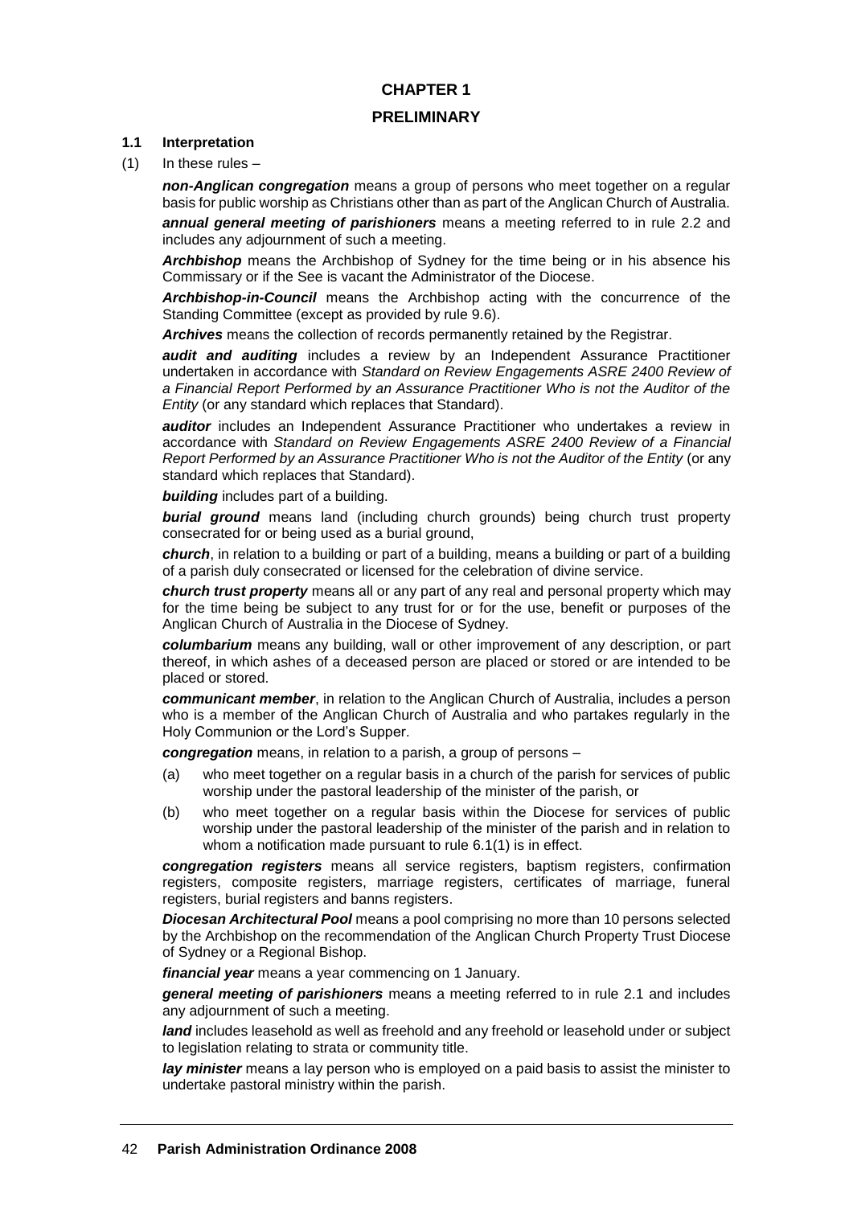# CHAPTER 1

## PRELIMINARY

**1.1 Interpretation**

(1) In these rules –

***non-Anglican congregation*** means a group of persons who meet together on a regular basis for public worship as Christians other than as part of the Anglican Church of Australia.

***annual general meeting of parishioners*** means a meeting referred to in rule 2.2 and includes any adjournment of such a meeting.

***Archbishop*** means the Archbishop of Sydney for the time being or in his absence his Commissary or if the See is vacant the Administrator of the Diocese.

***Archbishop-in-Council*** means the Archbishop acting with the concurrence of the Standing Committee (except as provided by rule 9.6).

***Archives*** means the collection of records permanently retained by the Registrar.

***audit and auditing*** includes a review by an Independent Assurance Practitioner undertaken in accordance with *Standard on Review Engagements ASRE 2400 Review of a Financial Report Performed by an Assurance Practitioner Who is not the Auditor of the Entity* (or any standard which replaces that Standard).

***auditor*** includes an Independent Assurance Practitioner who undertakes a review in accordance with *Standard on Review Engagements ASRE 2400 Review of a Financial Report Performed by an Assurance Practitioner Who is not the Auditor of the Entity* (or any standard which replaces that Standard).

***building*** includes part of a building.

***burial ground*** means land (including church grounds) being church trust property consecrated for or being used as a burial ground,

***church***, in relation to a building or part of a building, means a building or part of a building of a parish duly consecrated or licensed for the celebration of divine service.

***church trust property*** means all or any part of any real and personal property which may for the time being be subject to any trust for or for the use, benefit or purposes of the Anglican Church of Australia in the Diocese of Sydney.

***columbarium*** means any building, wall or other improvement of any description, or part thereof, in which ashes of a deceased person are placed or stored or are intended to be placed or stored.

***communicant member***, in relation to the Anglican Church of Australia, includes a person who is a member of the Anglican Church of Australia and who partakes regularly in the Holy Communion or the Lord's Supper.

***congregation*** means, in relation to a parish, a group of persons –

(a) who meet together on a regular basis in a church of the parish for services of public worship under the pastoral leadership of the minister of the parish, or

(b) who meet together on a regular basis within the Diocese for services of public worship under the pastoral leadership of the minister of the parish and in relation to whom a notification made pursuant to rule 6.1(1) is in effect.

***congregation registers*** means all service registers, baptism registers, confirmation registers, composite registers, marriage registers, certificates of marriage, funeral registers, burial registers and banns registers.

***Diocesan Architectural Pool*** means a pool comprising no more than 10 persons selected by the Archbishop on the recommendation of the Anglican Church Property Trust Diocese of Sydney or a Regional Bishop.

***financial year*** means a year commencing on 1 January.

***general meeting of parishioners*** means a meeting referred to in rule 2.1 and includes any adjournment of such a meeting.

***land*** includes leasehold as well as freehold and any freehold or leasehold under or subject to legislation relating to strata or community title.

***lay minister*** means a lay person who is employed on a paid basis to assist the minister to undertake pastoral ministry within the parish.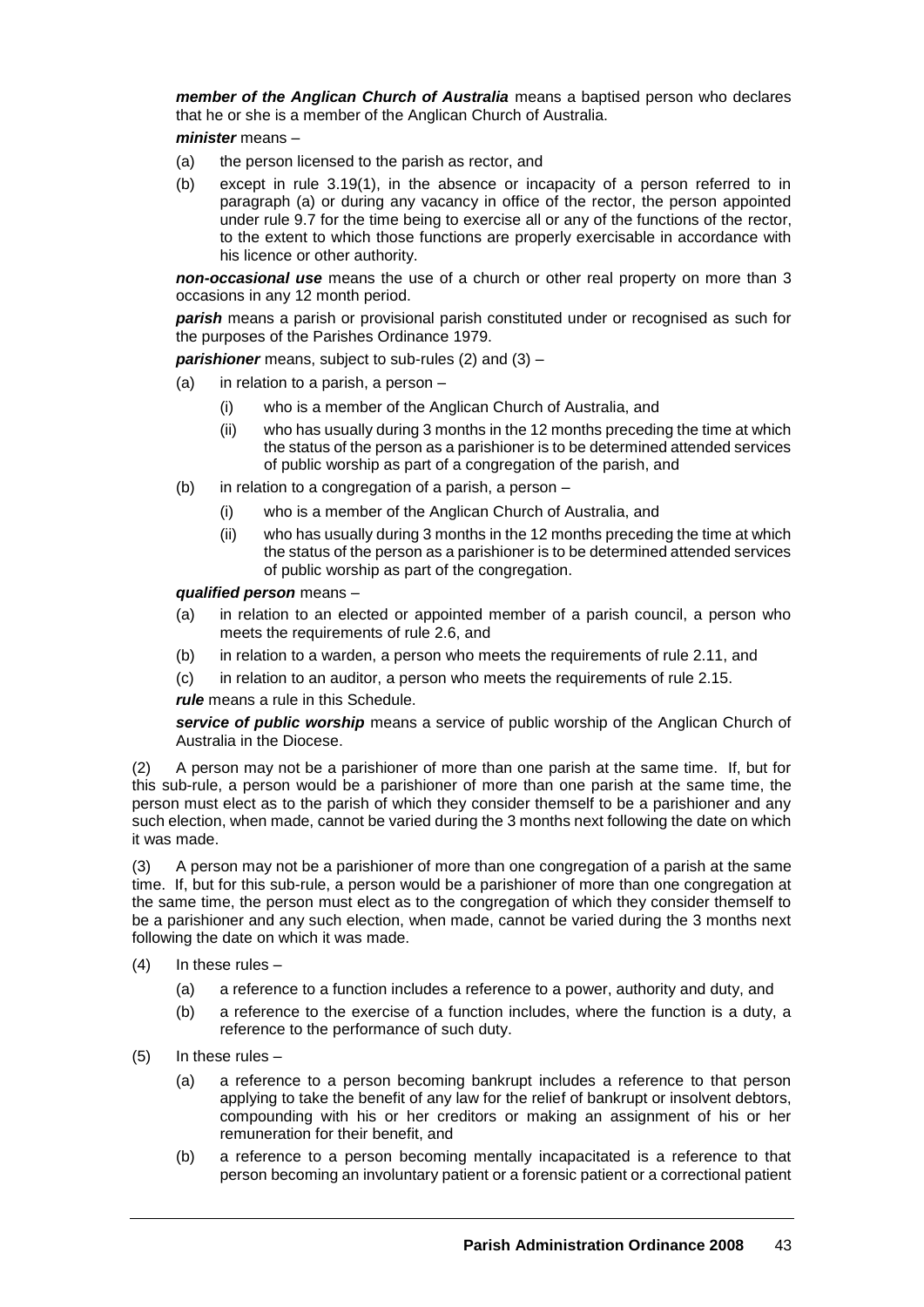***member of the Anglican Church of Australia*** means a baptised person who declares that he or she is a member of the Anglican Church of Australia.

***minister*** means –

(a) the person licensed to the parish as rector, and

(b) except in rule 3.19(1), in the absence or incapacity of a person referred to in paragraph (a) or during any vacancy in office of the rector, the person appointed under rule 9.7 for the time being to exercise all or any of the functions of the rector, to the extent to which those functions are properly exercisable in accordance with his licence or other authority.

***non-occasional use*** means the use of a church or other real property on more than 3 occasions in any 12 month period.

***parish*** means a parish or provisional parish constituted under or recognised as such for the purposes of the Parishes Ordinance 1979.

***parishioner*** means, subject to sub-rules (2) and (3) –

(a) in relation to a parish, a person –

  (i) who is a member of the Anglican Church of Australia, and

  (ii) who has usually during 3 months in the 12 months preceding the time at which the status of the person as a parishioner is to be determined attended services of public worship as part of a congregation of the parish, and

(b) in relation to a congregation of a parish, a person –

  (i) who is a member of the Anglican Church of Australia, and

  (ii) who has usually during 3 months in the 12 months preceding the time at which the status of the person as a parishioner is to be determined attended services of public worship as part of the congregation.

***qualified person*** means –

(a) in relation to an elected or appointed member of a parish council, a person who meets the requirements of rule 2.6, and

(b) in relation to a warden, a person who meets the requirements of rule 2.11, and

(c) in relation to an auditor, a person who meets the requirements of rule 2.15.

***rule*** means a rule in this Schedule.

***service of public worship*** means a service of public worship of the Anglican Church of Australia in the Diocese.

(2) A person may not be a parishioner of more than one parish at the same time. If, but for this sub-rule, a person would be a parishioner of more than one parish at the same time, the person must elect as to the parish of which they consider themself to be a parishioner and any such election, when made, cannot be varied during the 3 months next following the date on which it was made.

(3) A person may not be a parishioner of more than one congregation of a parish at the same time. If, but for this sub-rule, a person would be a parishioner of more than one congregation at the same time, the person must elect as to the congregation of which they consider themself to be a parishioner and any such election, when made, cannot be varied during the 3 months next following the date on which it was made.

(4) In these rules –

  (a) a reference to a function includes a reference to a power, authority and duty, and

  (b) a reference to the exercise of a function includes, where the function is a duty, a reference to the performance of such duty.

(5) In these rules –

  (a) a reference to a person becoming bankrupt includes a reference to that person applying to take the benefit of any law for the relief of bankrupt or insolvent debtors, compounding with his or her creditors or making an assignment of his or her remuneration for their benefit, and

  (b) a reference to a person becoming mentally incapacitated is a reference to that person becoming an involuntary patient or a forensic patient or a correctional patient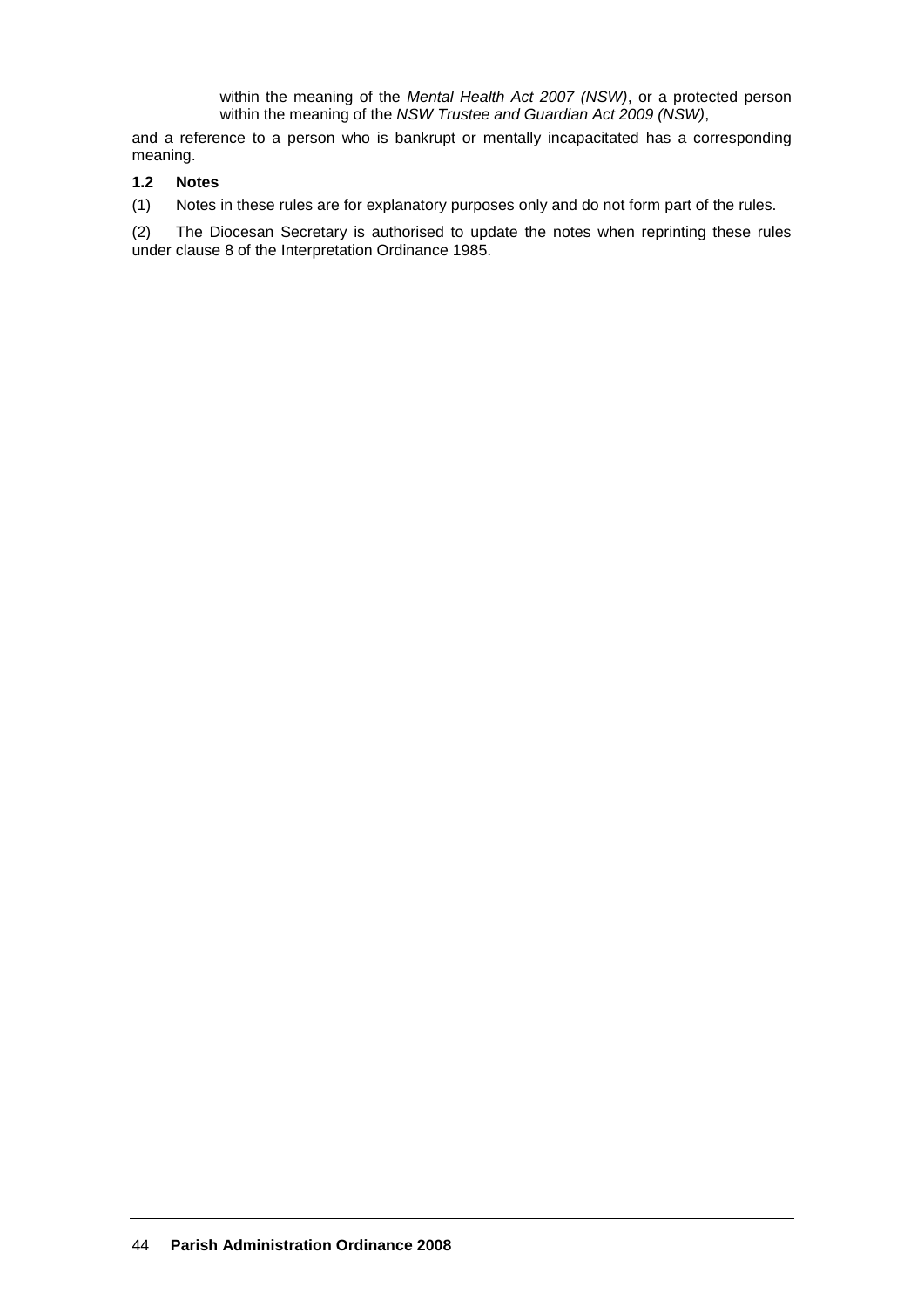within the meaning of the *Mental Health Act 2007 (NSW)*, or a protected person within the meaning of the *NSW Trustee and Guardian Act 2009 (NSW)*,

and a reference to a person who is bankrupt or mentally incapacitated has a corresponding meaning.

**1.2 Notes**

(1) Notes in these rules are for explanatory purposes only and do not form part of the rules.

(2) The Diocesan Secretary is authorised to update the notes when reprinting these rules under clause 8 of the Interpretation Ordinance 1985.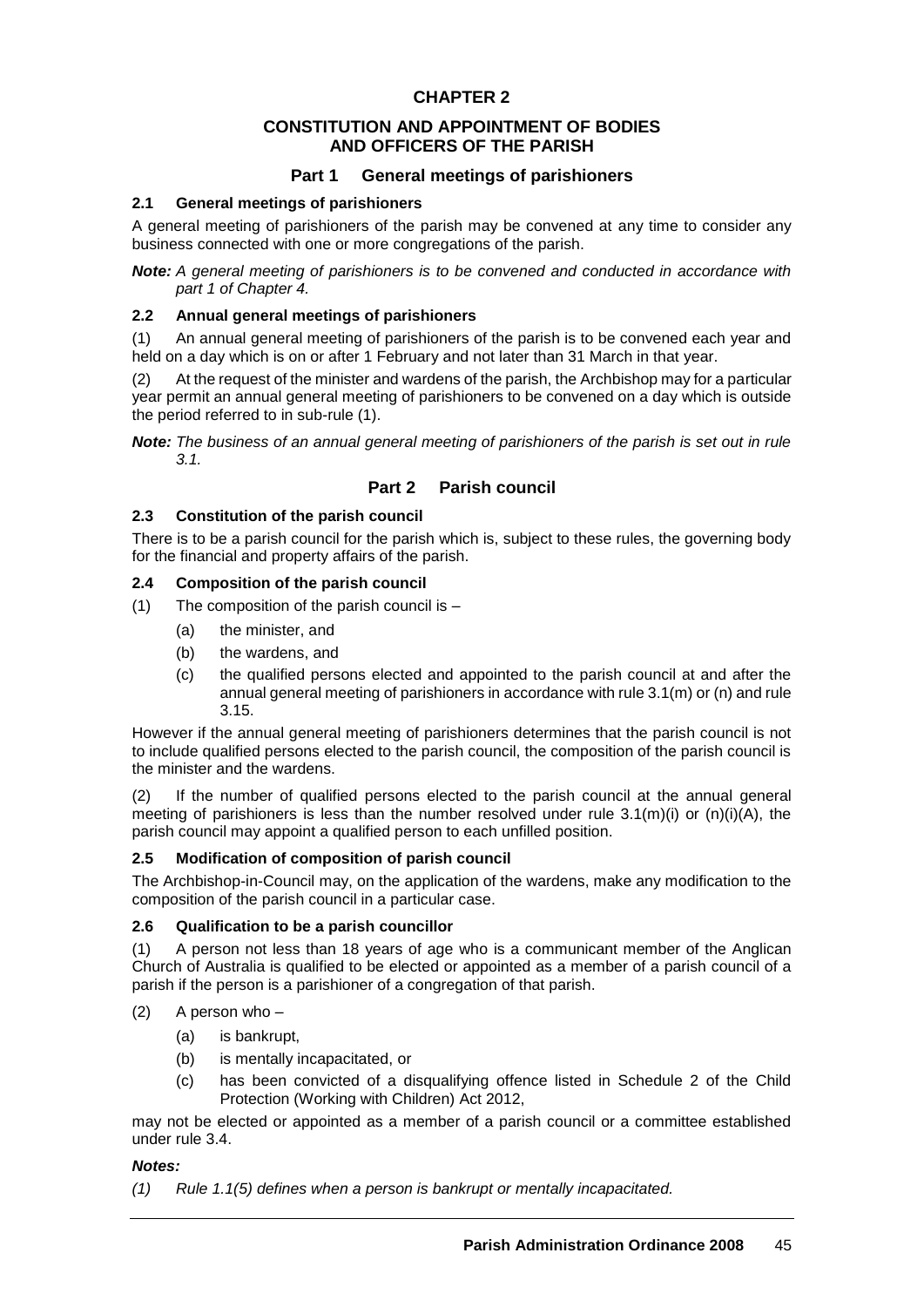# CHAPTER 2

## CONSTITUTION AND APPOINTMENT OF BODIES AND OFFICERS OF THE PARISH

### Part 1 General meetings of parishioners

#### 2.1 General meetings of parishioners

A general meeting of parishioners of the parish may be convened at any time to consider any business connected with one or more congregations of the parish.

***Note:*** *A general meeting of parishioners is to be convened and conducted in accordance with part 1 of Chapter 4.*

#### 2.2 Annual general meetings of parishioners

(1) An annual general meeting of parishioners of the parish is to be convened each year and held on a day which is on or after 1 February and not later than 31 March in that year.

(2) At the request of the minister and wardens of the parish, the Archbishop may for a particular year permit an annual general meeting of parishioners to be convened on a day which is outside the period referred to in sub-rule (1).

***Note:*** *The business of an annual general meeting of parishioners of the parish is set out in rule 3.1.*

### Part 2 Parish council

#### 2.3 Constitution of the parish council

There is to be a parish council for the parish which is, subject to these rules, the governing body for the financial and property affairs of the parish.

#### 2.4 Composition of the parish council

(1) The composition of the parish council is –

- (a) the minister, and
- (b) the wardens, and
- (c) the qualified persons elected and appointed to the parish council at and after the annual general meeting of parishioners in accordance with rule 3.1(m) or (n) and rule 3.15.

However if the annual general meeting of parishioners determines that the parish council is not to include qualified persons elected to the parish council, the composition of the parish council is the minister and the wardens.

(2) If the number of qualified persons elected to the parish council at the annual general meeting of parishioners is less than the number resolved under rule 3.1(m)(i) or (n)(i)(A), the parish council may appoint a qualified person to each unfilled position.

#### 2.5 Modification of composition of parish council

The Archbishop-in-Council may, on the application of the wardens, make any modification to the composition of the parish council in a particular case.

#### 2.6 Qualification to be a parish councillor

(1) A person not less than 18 years of age who is a communicant member of the Anglican Church of Australia is qualified to be elected or appointed as a member of a parish council of a parish if the person is a parishioner of a congregation of that parish.

(2) A person who –

- (a) is bankrupt,
- (b) is mentally incapacitated, or
- (c) has been convicted of a disqualifying offence listed in Schedule 2 of the Child Protection (Working with Children) Act 2012,

may not be elected or appointed as a member of a parish council or a committee established under rule 3.4.

***Notes:***

*(1) Rule 1.1(5) defines when a person is bankrupt or mentally incapacitated.*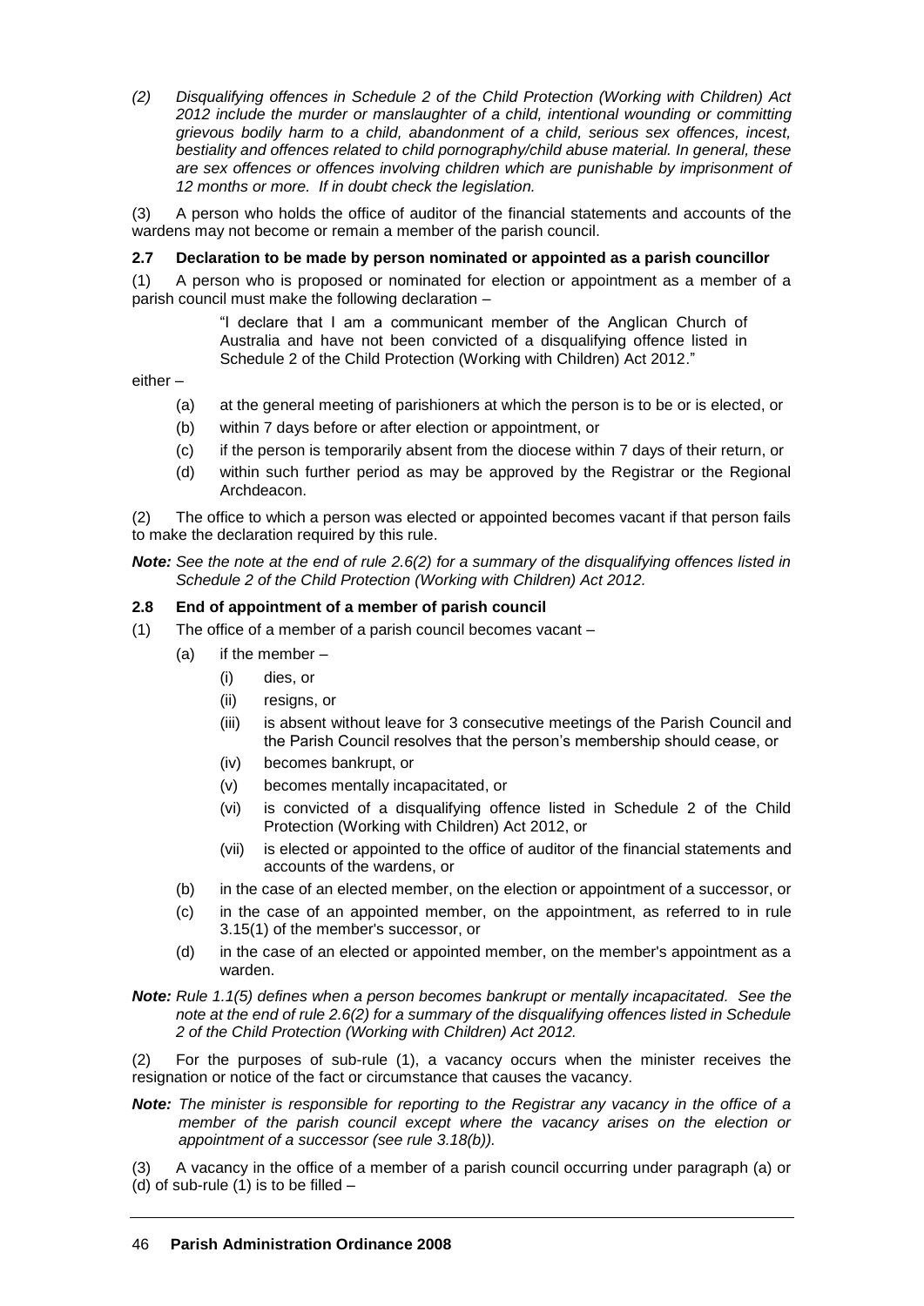*(2) Disqualifying offences in Schedule 2 of the Child Protection (Working with Children) Act 2012 include the murder or manslaughter of a child, intentional wounding or committing grievous bodily harm to a child, abandonment of a child, serious sex offences, incest, bestiality and offences related to child pornography/child abuse material. In general, these are sex offences or offences involving children which are punishable by imprisonment of 12 months or more. If in doubt check the legislation.*

(3) A person who holds the office of auditor of the financial statements and accounts of the wardens may not become or remain a member of the parish council.

### 2.7 Declaration to be made by person nominated or appointed as a parish councillor

(1) A person who is proposed or nominated for election or appointment as a member of a parish council must make the following declaration –

> "I declare that I am a communicant member of the Anglican Church of Australia and have not been convicted of a disqualifying offence listed in Schedule 2 of the Child Protection (Working with Children) Act 2012."

either –

- (a) at the general meeting of parishioners at which the person is to be or is elected, or
- (b) within 7 days before or after election or appointment, or
- (c) if the person is temporarily absent from the diocese within 7 days of their return, or
- (d) within such further period as may be approved by the Registrar or the Regional Archdeacon.

(2) The office to which a person was elected or appointed becomes vacant if that person fails to make the declaration required by this rule.

***Note:*** *See the note at the end of rule 2.6(2) for a summary of the disqualifying offences listed in Schedule 2 of the Child Protection (Working with Children) Act 2012.*

### 2.8 End of appointment of a member of parish council

(1) The office of a member of a parish council becomes vacant –

- (a) if the member –
  - (i) dies, or
  - (ii) resigns, or
  - (iii) is absent without leave for 3 consecutive meetings of the Parish Council and the Parish Council resolves that the person's membership should cease, or
  - (iv) becomes bankrupt, or
  - (v) becomes mentally incapacitated, or
  - (vi) is convicted of a disqualifying offence listed in Schedule 2 of the Child Protection (Working with Children) Act 2012, or
  - (vii) is elected or appointed to the office of auditor of the financial statements and accounts of the wardens, or
- (b) in the case of an elected member, on the election or appointment of a successor, or
- (c) in the case of an appointed member, on the appointment, as referred to in rule 3.15(1) of the member's successor, or
- (d) in the case of an elected or appointed member, on the member's appointment as a warden.

***Note:*** *Rule 1.1(5) defines when a person becomes bankrupt or mentally incapacitated. See the note at the end of rule 2.6(2) for a summary of the disqualifying offences listed in Schedule 2 of the Child Protection (Working with Children) Act 2012.*

(2) For the purposes of sub-rule (1), a vacancy occurs when the minister receives the resignation or notice of the fact or circumstance that causes the vacancy.

***Note:*** *The minister is responsible for reporting to the Registrar any vacancy in the office of a member of the parish council except where the vacancy arises on the election or appointment of a successor (see rule 3.18(b)).*

(3) A vacancy in the office of a member of a parish council occurring under paragraph (a) or (d) of sub-rule (1) is to be filled –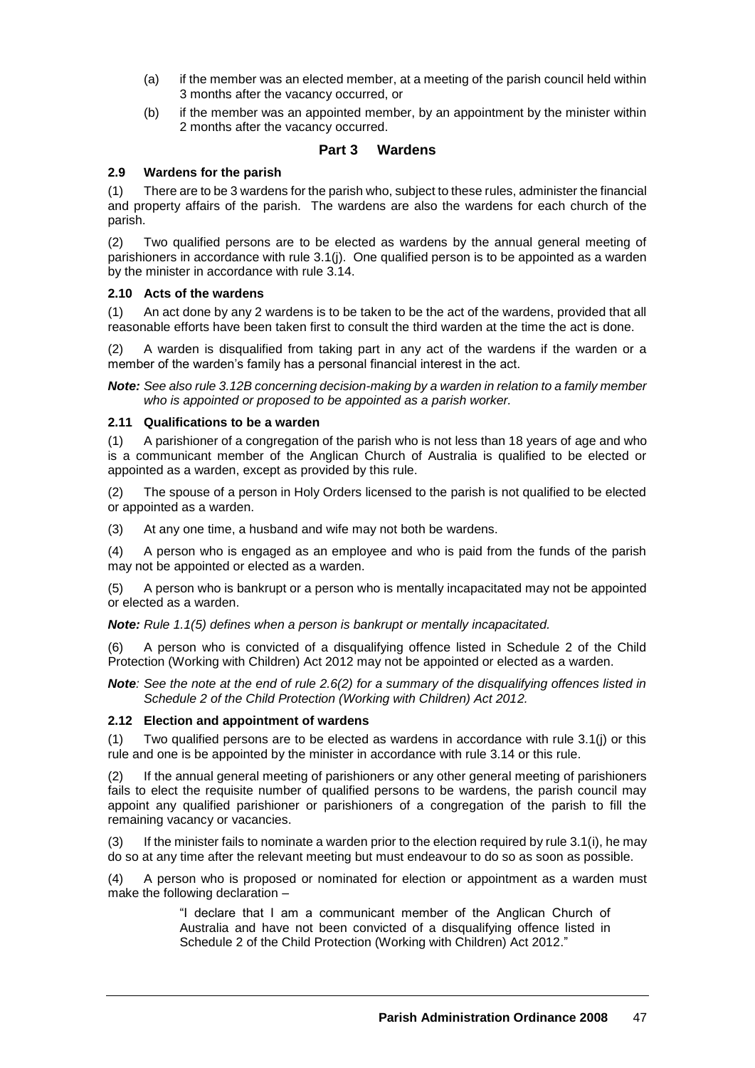(a) if the member was an elected member, at a meeting of the parish council held within 3 months after the vacancy occurred, or

(b) if the member was an appointed member, by an appointment by the minister within 2 months after the vacancy occurred.

## Part 3 Wardens

### 2.9 Wardens for the parish

(1) There are to be 3 wardens for the parish who, subject to these rules, administer the financial and property affairs of the parish. The wardens are also the wardens for each church of the parish.

(2) Two qualified persons are to be elected as wardens by the annual general meeting of parishioners in accordance with rule 3.1(j). One qualified person is to be appointed as a warden by the minister in accordance with rule 3.14.

### 2.10 Acts of the wardens

(1) An act done by any 2 wardens is to be taken to be the act of the wardens, provided that all reasonable efforts have been taken first to consult the third warden at the time the act is done.

(2) A warden is disqualified from taking part in any act of the wardens if the warden or a member of the warden's family has a personal financial interest in the act.

***Note:*** *See also rule 3.12B concerning decision-making by a warden in relation to a family member who is appointed or proposed to be appointed as a parish worker.*

### 2.11 Qualifications to be a warden

(1) A parishioner of a congregation of the parish who is not less than 18 years of age and who is a communicant member of the Anglican Church of Australia is qualified to be elected or appointed as a warden, except as provided by this rule.

(2) The spouse of a person in Holy Orders licensed to the parish is not qualified to be elected or appointed as a warden.

(3) At any one time, a husband and wife may not both be wardens.

(4) A person who is engaged as an employee and who is paid from the funds of the parish may not be appointed or elected as a warden.

(5) A person who is bankrupt or a person who is mentally incapacitated may not be appointed or elected as a warden.

***Note:*** *Rule 1.1(5) defines when a person is bankrupt or mentally incapacitated.*

(6) A person who is convicted of a disqualifying offence listed in Schedule 2 of the Child Protection (Working with Children) Act 2012 may not be appointed or elected as a warden.

***Note****: See the note at the end of rule 2.6(2) for a summary of the disqualifying offences listed in Schedule 2 of the Child Protection (Working with Children) Act 2012.*

### 2.12 Election and appointment of wardens

(1) Two qualified persons are to be elected as wardens in accordance with rule 3.1(j) or this rule and one is be appointed by the minister in accordance with rule 3.14 or this rule.

(2) If the annual general meeting of parishioners or any other general meeting of parishioners fails to elect the requisite number of qualified persons to be wardens, the parish council may appoint any qualified parishioner or parishioners of a congregation of the parish to fill the remaining vacancy or vacancies.

(3) If the minister fails to nominate a warden prior to the election required by rule 3.1(i), he may do so at any time after the relevant meeting but must endeavour to do so as soon as possible.

(4) A person who is proposed or nominated for election or appointment as a warden must make the following declaration –

> "I declare that I am a communicant member of the Anglican Church of Australia and have not been convicted of a disqualifying offence listed in Schedule 2 of the Child Protection (Working with Children) Act 2012."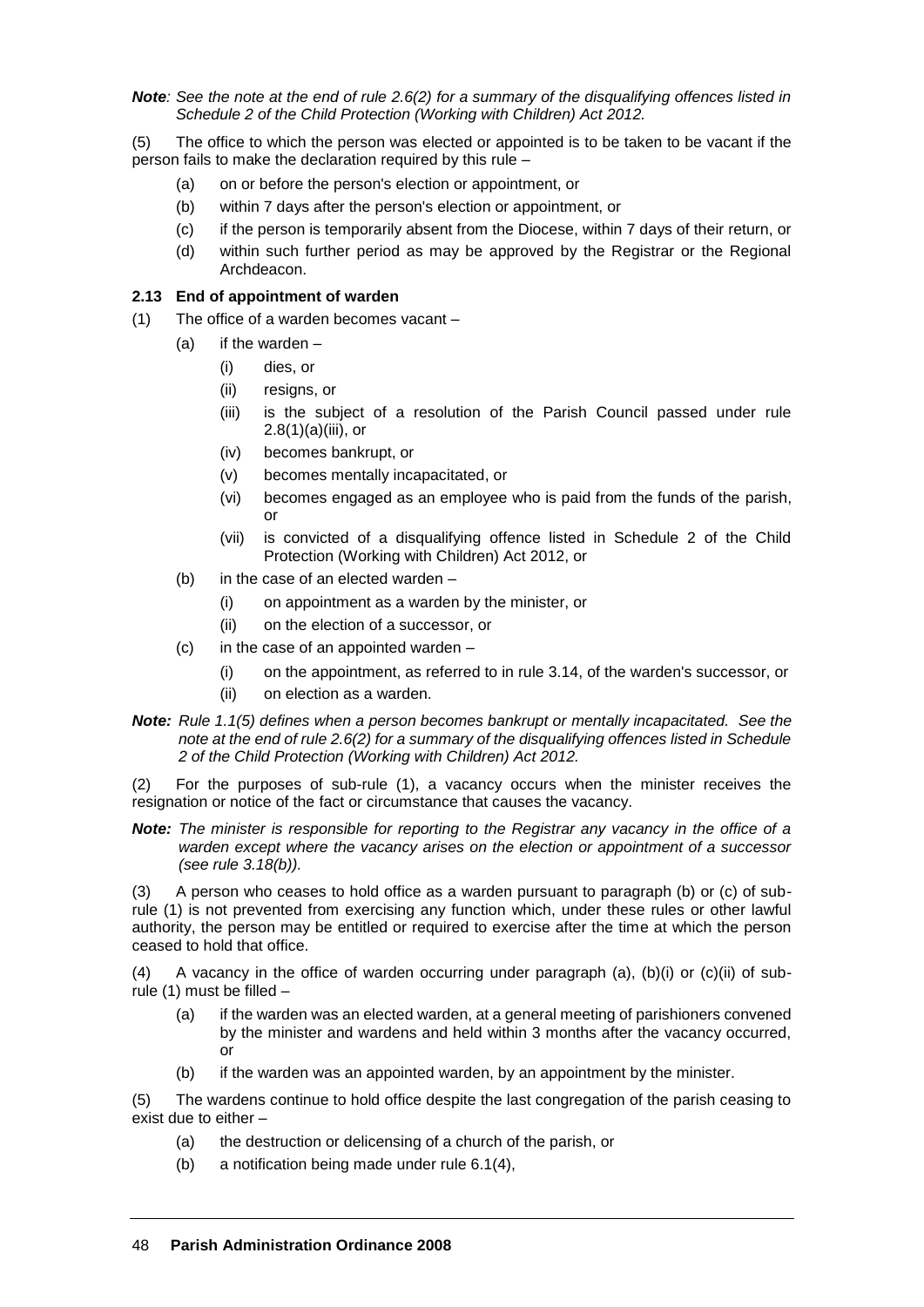*Note: See the note at the end of rule 2.6(2) for a summary of the disqualifying offences listed in Schedule 2 of the Child Protection (Working with Children) Act 2012.*

(5) The office to which the person was elected or appointed is to be taken to be vacant if the person fails to make the declaration required by this rule –

- (a) on or before the person's election or appointment, or
- (b) within 7 days after the person's election or appointment, or
- (c) if the person is temporarily absent from the Diocese, within 7 days of their return, or
- (d) within such further period as may be approved by the Registrar or the Regional Archdeacon.

### 2.13 End of appointment of warden

(1) The office of a warden becomes vacant –

- (a) if the warden –
  - (i) dies, or
  - (ii) resigns, or
  - (iii) is the subject of a resolution of the Parish Council passed under rule 2.8(1)(a)(iii), or
  - (iv) becomes bankrupt, or
  - (v) becomes mentally incapacitated, or
  - (vi) becomes engaged as an employee who is paid from the funds of the parish, or
  - (vii) is convicted of a disqualifying offence listed in Schedule 2 of the Child Protection (Working with Children) Act 2012, or
- (b) in the case of an elected warden –
  - (i) on appointment as a warden by the minister, or
  - (ii) on the election of a successor, or
- (c) in the case of an appointed warden –
  - (i) on the appointment, as referred to in rule 3.14, of the warden's successor, or
  - (ii) on election as a warden.

***Note:** Rule 1.1(5) defines when a person becomes bankrupt or mentally incapacitated. See the note at the end of rule 2.6(2) for a summary of the disqualifying offences listed in Schedule 2 of the Child Protection (Working with Children) Act 2012.*

(2) For the purposes of sub-rule (1), a vacancy occurs when the minister receives the resignation or notice of the fact or circumstance that causes the vacancy.

***Note:** The minister is responsible for reporting to the Registrar any vacancy in the office of a warden except where the vacancy arises on the election or appointment of a successor (see rule 3.18(b)).*

(3) A person who ceases to hold office as a warden pursuant to paragraph (b) or (c) of sub-rule (1) is not prevented from exercising any function which, under these rules or other lawful authority, the person may be entitled or required to exercise after the time at which the person ceased to hold that office.

(4) A vacancy in the office of warden occurring under paragraph (a), (b)(i) or (c)(ii) of sub-rule (1) must be filled –

- (a) if the warden was an elected warden, at a general meeting of parishioners convened by the minister and wardens and held within 3 months after the vacancy occurred, or
- (b) if the warden was an appointed warden, by an appointment by the minister.

(5) The wardens continue to hold office despite the last congregation of the parish ceasing to exist due to either –

- (a) the destruction or delicensing of a church of the parish, or
- (b) a notification being made under rule 6.1(4),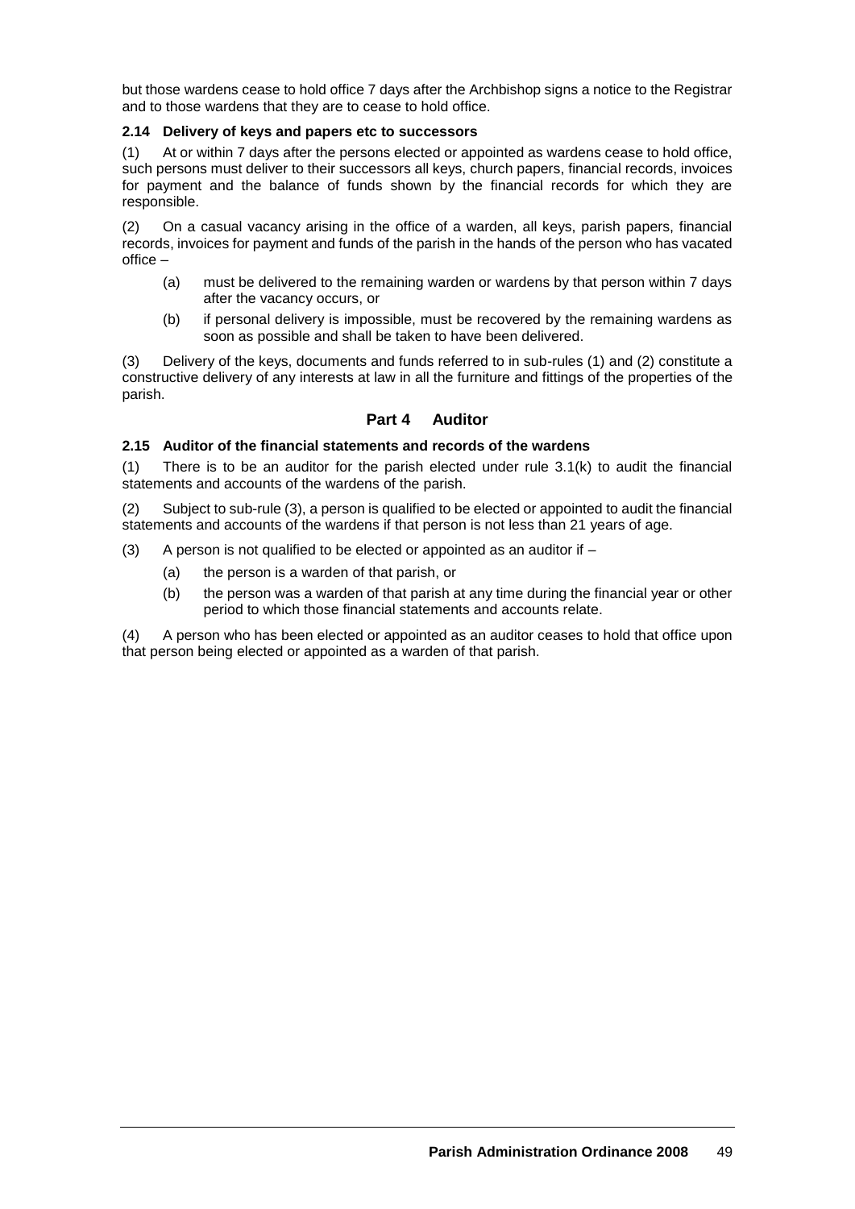but those wardens cease to hold office 7 days after the Archbishop signs a notice to the Registrar and to those wardens that they are to cease to hold office.

#### 2.14 Delivery of keys and papers etc to successors

(1) At or within 7 days after the persons elected or appointed as wardens cease to hold office, such persons must deliver to their successors all keys, church papers, financial records, invoices for payment and the balance of funds shown by the financial records for which they are responsible.

(2) On a casual vacancy arising in the office of a warden, all keys, parish papers, financial records, invoices for payment and funds of the parish in the hands of the person who has vacated office –

- (a) must be delivered to the remaining warden or wardens by that person within 7 days after the vacancy occurs, or
- (b) if personal delivery is impossible, must be recovered by the remaining wardens as soon as possible and shall be taken to have been delivered.

(3) Delivery of the keys, documents and funds referred to in sub-rules (1) and (2) constitute a constructive delivery of any interests at law in all the furniture and fittings of the properties of the parish.

### Part 4 Auditor

#### 2.15 Auditor of the financial statements and records of the wardens

(1) There is to be an auditor for the parish elected under rule 3.1(k) to audit the financial statements and accounts of the wardens of the parish.

(2) Subject to sub-rule (3), a person is qualified to be elected or appointed to audit the financial statements and accounts of the wardens if that person is not less than 21 years of age.

(3) A person is not qualified to be elected or appointed as an auditor if –

- (a) the person is a warden of that parish, or
- (b) the person was a warden of that parish at any time during the financial year or other period to which those financial statements and accounts relate.

(4) A person who has been elected or appointed as an auditor ceases to hold that office upon that person being elected or appointed as a warden of that parish.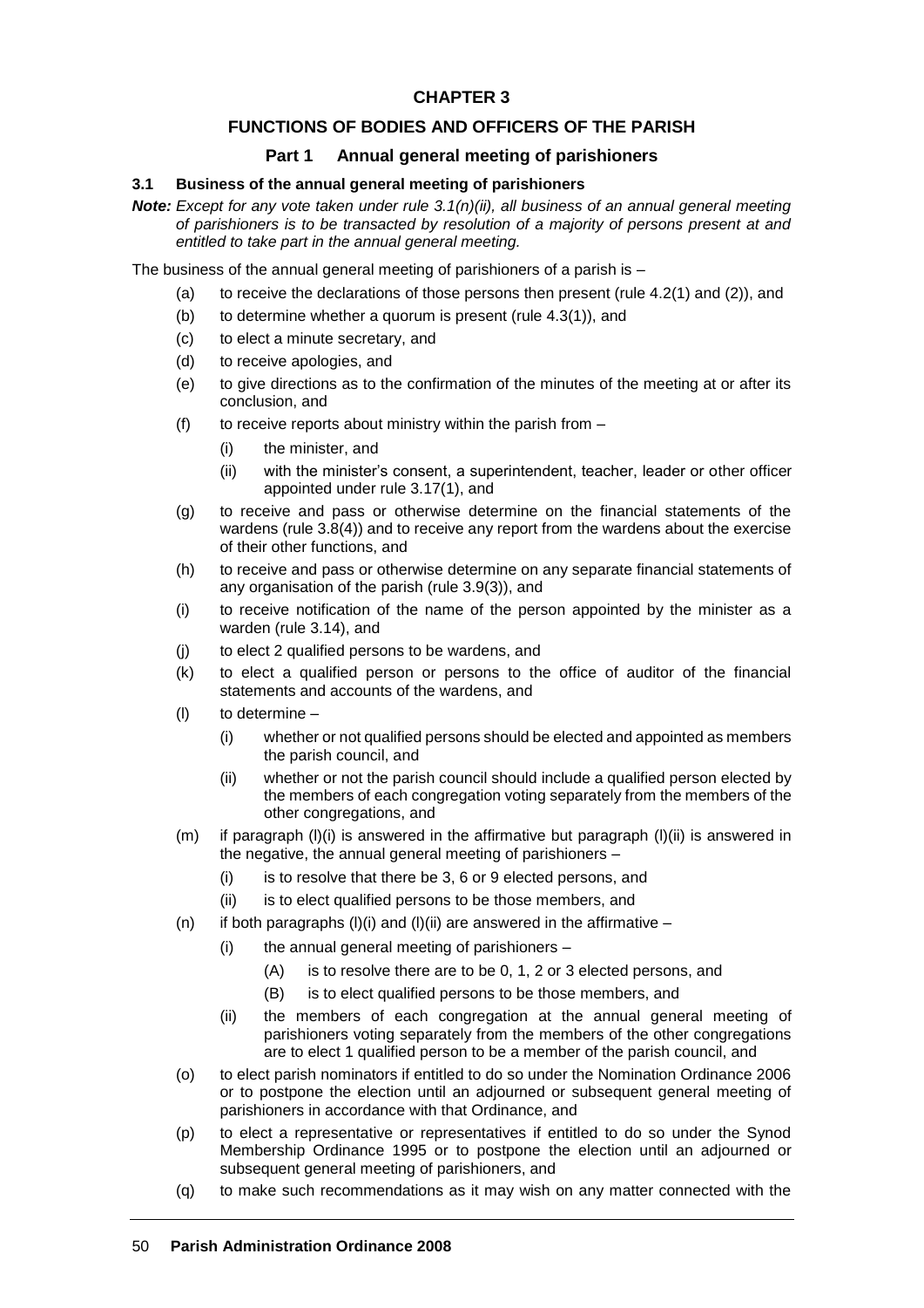# CHAPTER 3

## FUNCTIONS OF BODIES AND OFFICERS OF THE PARISH

### Part 1 Annual general meeting of parishioners

**3.1 Business of the annual general meeting of parishioners**

***Note:*** *Except for any vote taken under rule 3.1(n)(ii), all business of an annual general meeting of parishioners is to be transacted by resolution of a majority of persons present at and entitled to take part in the annual general meeting.*

The business of the annual general meeting of parishioners of a parish is –

(a) to receive the declarations of those persons then present (rule 4.2(1) and (2)), and

(b) to determine whether a quorum is present (rule 4.3(1)), and

(c) to elect a minute secretary, and

(d) to receive apologies, and

(e) to give directions as to the confirmation of the minutes of the meeting at or after its conclusion, and

(f) to receive reports about ministry within the parish from –

- (i) the minister, and
- (ii) with the minister's consent, a superintendent, teacher, leader or other officer appointed under rule 3.17(1), and

(g) to receive and pass or otherwise determine on the financial statements of the wardens (rule 3.8(4)) and to receive any report from the wardens about the exercise of their other functions, and

(h) to receive and pass or otherwise determine on any separate financial statements of any organisation of the parish (rule 3.9(3)), and

(i) to receive notification of the name of the person appointed by the minister as a warden (rule 3.14), and

(j) to elect 2 qualified persons to be wardens, and

(k) to elect a qualified person or persons to the office of auditor of the financial statements and accounts of the wardens, and

(l) to determine –

- (i) whether or not qualified persons should be elected and appointed as members the parish council, and
- (ii) whether or not the parish council should include a qualified person elected by the members of each congregation voting separately from the members of the other congregations, and

(m) if paragraph (l)(i) is answered in the affirmative but paragraph (l)(ii) is answered in the negative, the annual general meeting of parishioners –

- (i) is to resolve that there be 3, 6 or 9 elected persons, and
- (ii) is to elect qualified persons to be those members, and

(n) if both paragraphs (l)(i) and (l)(ii) are answered in the affirmative –

- (i) the annual general meeting of parishioners –
  - (A) is to resolve there are to be 0, 1, 2 or 3 elected persons, and
  - (B) is to elect qualified persons to be those members, and
- (ii) the members of each congregation at the annual general meeting of parishioners voting separately from the members of the other congregations are to elect 1 qualified person to be a member of the parish council, and

(o) to elect parish nominators if entitled to do so under the Nomination Ordinance 2006 or to postpone the election until an adjourned or subsequent general meeting of parishioners in accordance with that Ordinance, and

(p) to elect a representative or representatives if entitled to do so under the Synod Membership Ordinance 1995 or to postpone the election until an adjourned or subsequent general meeting of parishioners, and

(q) to make such recommendations as it may wish on any matter connected with the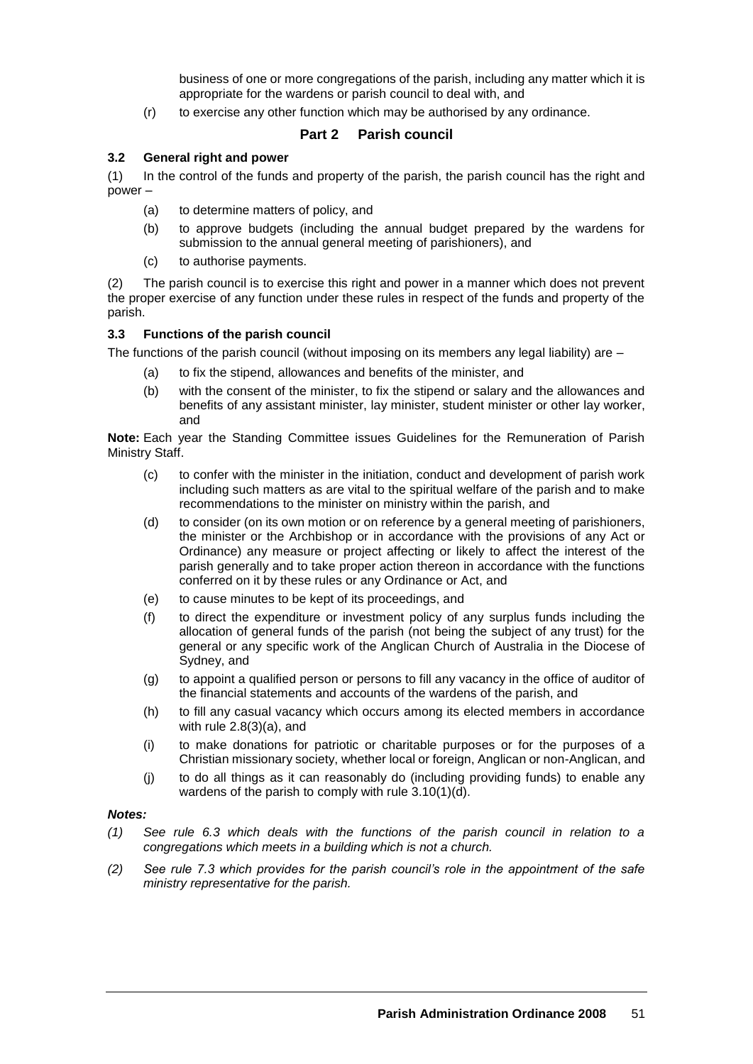business of one or more congregations of the parish, including any matter which it is appropriate for the wardens or parish council to deal with, and

(r) to exercise any other function which may be authorised by any ordinance.

## Part 2 Parish council

### 3.2 General right and power

(1) In the control of the funds and property of the parish, the parish council has the right and power –

(a) to determine matters of policy, and

(b) to approve budgets (including the annual budget prepared by the wardens for submission to the annual general meeting of parishioners), and

(c) to authorise payments.

(2) The parish council is to exercise this right and power in a manner which does not prevent the proper exercise of any function under these rules in respect of the funds and property of the parish.

### 3.3 Functions of the parish council

The functions of the parish council (without imposing on its members any legal liability) are –

(a) to fix the stipend, allowances and benefits of the minister, and

(b) with the consent of the minister, to fix the stipend or salary and the allowances and benefits of any assistant minister, lay minister, student minister or other lay worker, and

**Note:** Each year the Standing Committee issues Guidelines for the Remuneration of Parish Ministry Staff.

(c) to confer with the minister in the initiation, conduct and development of parish work including such matters as are vital to the spiritual welfare of the parish and to make recommendations to the minister on ministry within the parish, and

(d) to consider (on its own motion or on reference by a general meeting of parishioners, the minister or the Archbishop or in accordance with the provisions of any Act or Ordinance) any measure or project affecting or likely to affect the interest of the parish generally and to take proper action thereon in accordance with the functions conferred on it by these rules or any Ordinance or Act, and

(e) to cause minutes to be kept of its proceedings, and

(f) to direct the expenditure or investment policy of any surplus funds including the allocation of general funds of the parish (not being the subject of any trust) for the general or any specific work of the Anglican Church of Australia in the Diocese of Sydney, and

(g) to appoint a qualified person or persons to fill any vacancy in the office of auditor of the financial statements and accounts of the wardens of the parish, and

(h) to fill any casual vacancy which occurs among its elected members in accordance with rule 2.8(3)(a), and

(i) to make donations for patriotic or charitable purposes or for the purposes of a Christian missionary society, whether local or foreign, Anglican or non-Anglican, and

(j) to do all things as it can reasonably do (including providing funds) to enable any wardens of the parish to comply with rule 3.10(1)(d).

***Notes:***

*(1) See rule 6.3 which deals with the functions of the parish council in relation to a congregations which meets in a building which is not a church.*

*(2) See rule 7.3 which provides for the parish council's role in the appointment of the safe ministry representative for the parish.*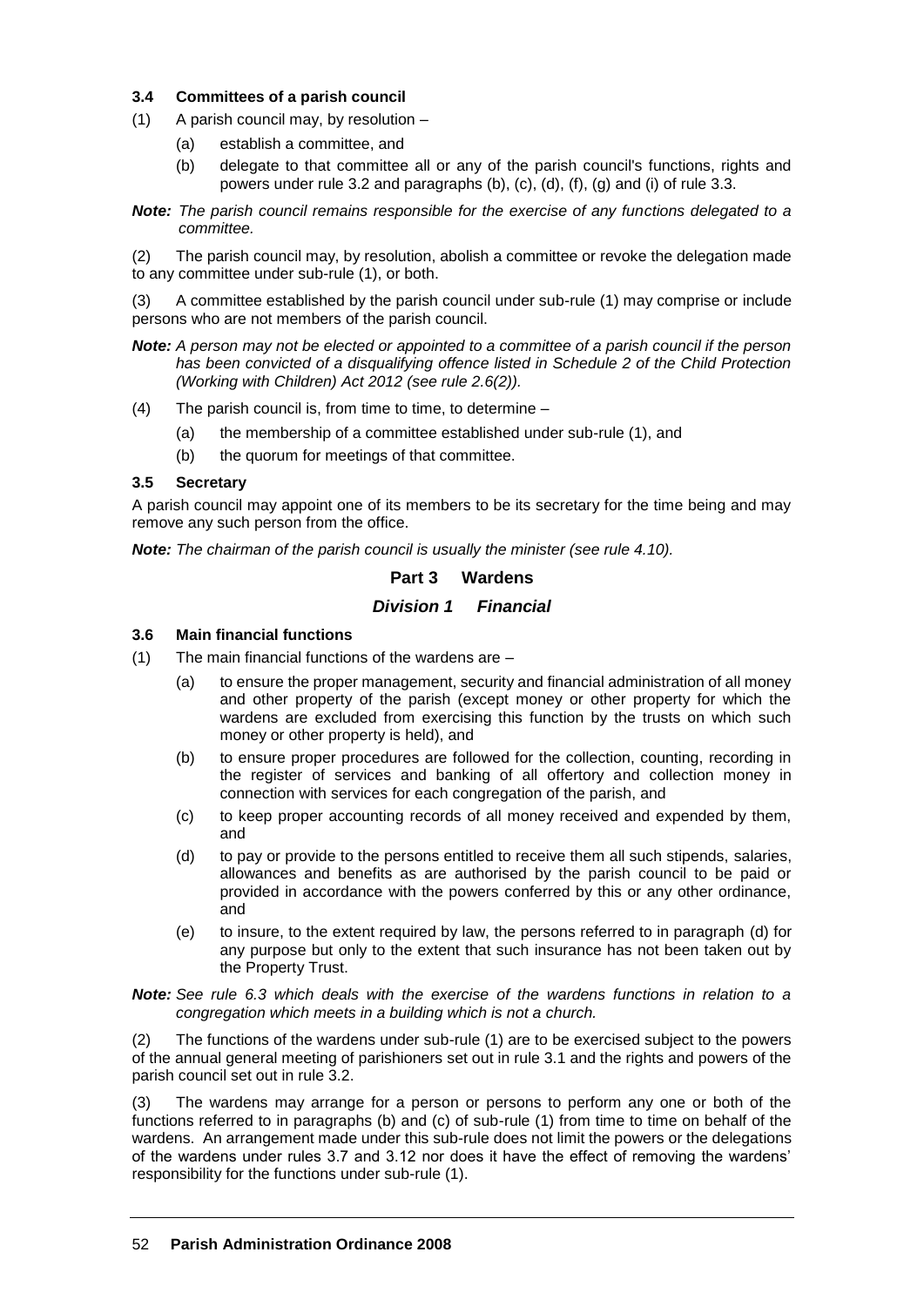### 3.4 Committees of a parish council

(1) A parish council may, by resolution –

(a) establish a committee, and

(b) delegate to that committee all or any of the parish council's functions, rights and powers under rule 3.2 and paragraphs (b), (c), (d), (f), (g) and (i) of rule 3.3.

***Note:*** *The parish council remains responsible for the exercise of any functions delegated to a committee.*

(2) The parish council may, by resolution, abolish a committee or revoke the delegation made to any committee under sub-rule (1), or both.

(3) A committee established by the parish council under sub-rule (1) may comprise or include persons who are not members of the parish council.

***Note:*** *A person may not be elected or appointed to a committee of a parish council if the person has been convicted of a disqualifying offence listed in Schedule 2 of the Child Protection (Working with Children) Act 2012 (see rule 2.6(2)).*

(4) The parish council is, from time to time, to determine –

(a) the membership of a committee established under sub-rule (1), and

(b) the quorum for meetings of that committee.

### 3.5 Secretary

A parish council may appoint one of its members to be its secretary for the time being and may remove any such person from the office.

***Note:*** *The chairman of the parish council is usually the minister (see rule 4.10).*

## Part 3 Wardens

## *Division 1 Financial*

### 3.6 Main financial functions

(1) The main financial functions of the wardens are –

(a) to ensure the proper management, security and financial administration of all money and other property of the parish (except money or other property for which the wardens are excluded from exercising this function by the trusts on which such money or other property is held), and

(b) to ensure proper procedures are followed for the collection, counting, recording in the register of services and banking of all offertory and collection money in connection with services for each congregation of the parish, and

(c) to keep proper accounting records of all money received and expended by them, and

(d) to pay or provide to the persons entitled to receive them all such stipends, salaries, allowances and benefits as are authorised by the parish council to be paid or provided in accordance with the powers conferred by this or any other ordinance, and

(e) to insure, to the extent required by law, the persons referred to in paragraph (d) for any purpose but only to the extent that such insurance has not been taken out by the Property Trust.

***Note:*** *See rule 6.3 which deals with the exercise of the wardens functions in relation to a congregation which meets in a building which is not a church.*

(2) The functions of the wardens under sub-rule (1) are to be exercised subject to the powers of the annual general meeting of parishioners set out in rule 3.1 and the rights and powers of the parish council set out in rule 3.2.

(3) The wardens may arrange for a person or persons to perform any one or both of the functions referred to in paragraphs (b) and (c) of sub-rule (1) from time to time on behalf of the wardens. An arrangement made under this sub-rule does not limit the powers or the delegations of the wardens under rules 3.7 and 3.12 nor does it have the effect of removing the wardens' responsibility for the functions under sub-rule (1).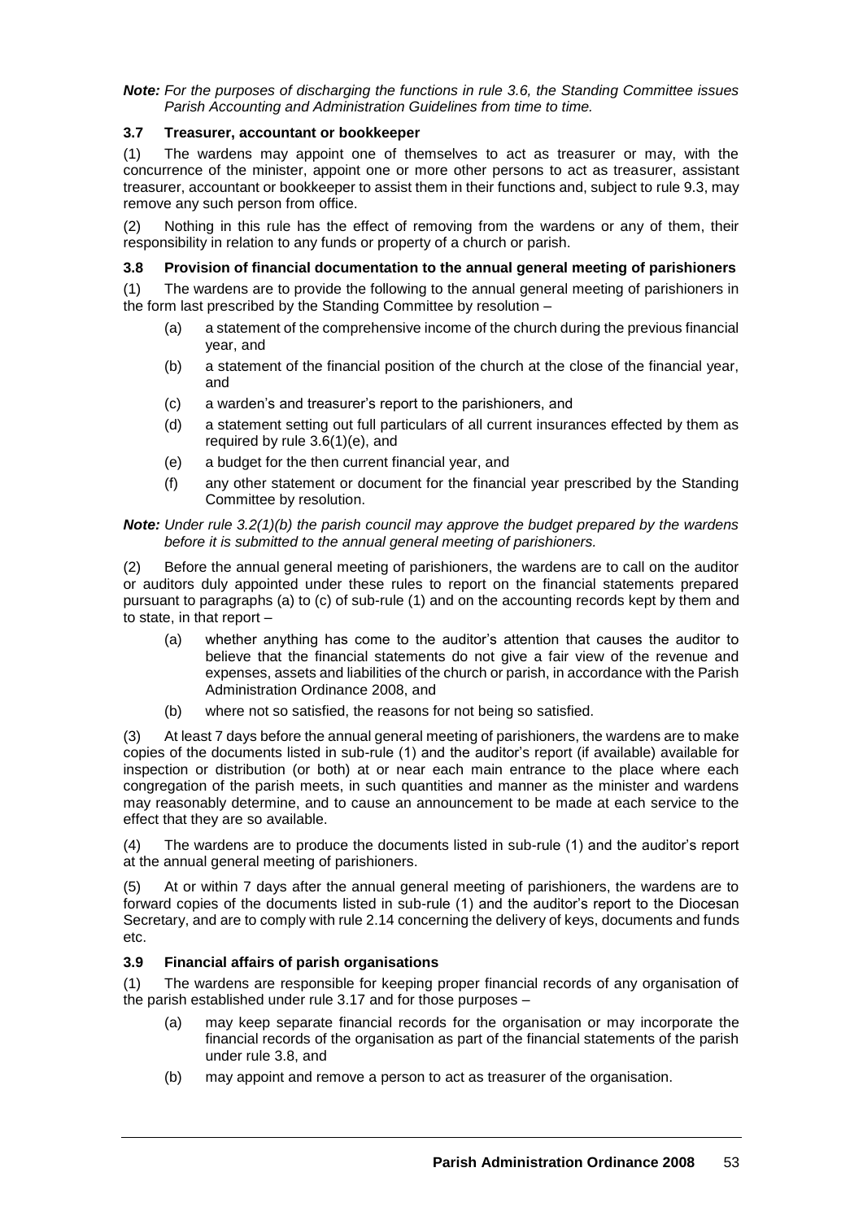***Note:** For the purposes of discharging the functions in rule 3.6, the Standing Committee issues Parish Accounting and Administration Guidelines from time to time.*

### 3.7 Treasurer, accountant or bookkeeper

(1) The wardens may appoint one of themselves to act as treasurer or may, with the concurrence of the minister, appoint one or more other persons to act as treasurer, assistant treasurer, accountant or bookkeeper to assist them in their functions and, subject to rule 9.3, may remove any such person from office.

(2) Nothing in this rule has the effect of removing from the wardens or any of them, their responsibility in relation to any funds or property of a church or parish.

### 3.8 Provision of financial documentation to the annual general meeting of parishioners

(1) The wardens are to provide the following to the annual general meeting of parishioners in the form last prescribed by the Standing Committee by resolution –

- (a) a statement of the comprehensive income of the church during the previous financial year, and
- (b) a statement of the financial position of the church at the close of the financial year, and
- (c) a warden's and treasurer's report to the parishioners, and
- (d) a statement setting out full particulars of all current insurances effected by them as required by rule 3.6(1)(e), and
- (e) a budget for the then current financial year, and
- (f) any other statement or document for the financial year prescribed by the Standing Committee by resolution.

***Note:** Under rule 3.2(1)(b) the parish council may approve the budget prepared by the wardens before it is submitted to the annual general meeting of parishioners.*

(2) Before the annual general meeting of parishioners, the wardens are to call on the auditor or auditors duly appointed under these rules to report on the financial statements prepared pursuant to paragraphs (a) to (c) of sub-rule (1) and on the accounting records kept by them and to state, in that report –

- (a) whether anything has come to the auditor's attention that causes the auditor to believe that the financial statements do not give a fair view of the revenue and expenses, assets and liabilities of the church or parish, in accordance with the Parish Administration Ordinance 2008, and
- (b) where not so satisfied, the reasons for not being so satisfied.

(3) At least 7 days before the annual general meeting of parishioners, the wardens are to make copies of the documents listed in sub-rule (1) and the auditor's report (if available) available for inspection or distribution (or both) at or near each main entrance to the place where each congregation of the parish meets, in such quantities and manner as the minister and wardens may reasonably determine, and to cause an announcement to be made at each service to the effect that they are so available.

(4) The wardens are to produce the documents listed in sub-rule (1) and the auditor's report at the annual general meeting of parishioners.

(5) At or within 7 days after the annual general meeting of parishioners, the wardens are to forward copies of the documents listed in sub-rule (1) and the auditor's report to the Diocesan Secretary, and are to comply with rule 2.14 concerning the delivery of keys, documents and funds etc.

### 3.9 Financial affairs of parish organisations

(1) The wardens are responsible for keeping proper financial records of any organisation of the parish established under rule 3.17 and for those purposes –

- (a) may keep separate financial records for the organisation or may incorporate the financial records of the organisation as part of the financial statements of the parish under rule 3.8, and
- (b) may appoint and remove a person to act as treasurer of the organisation.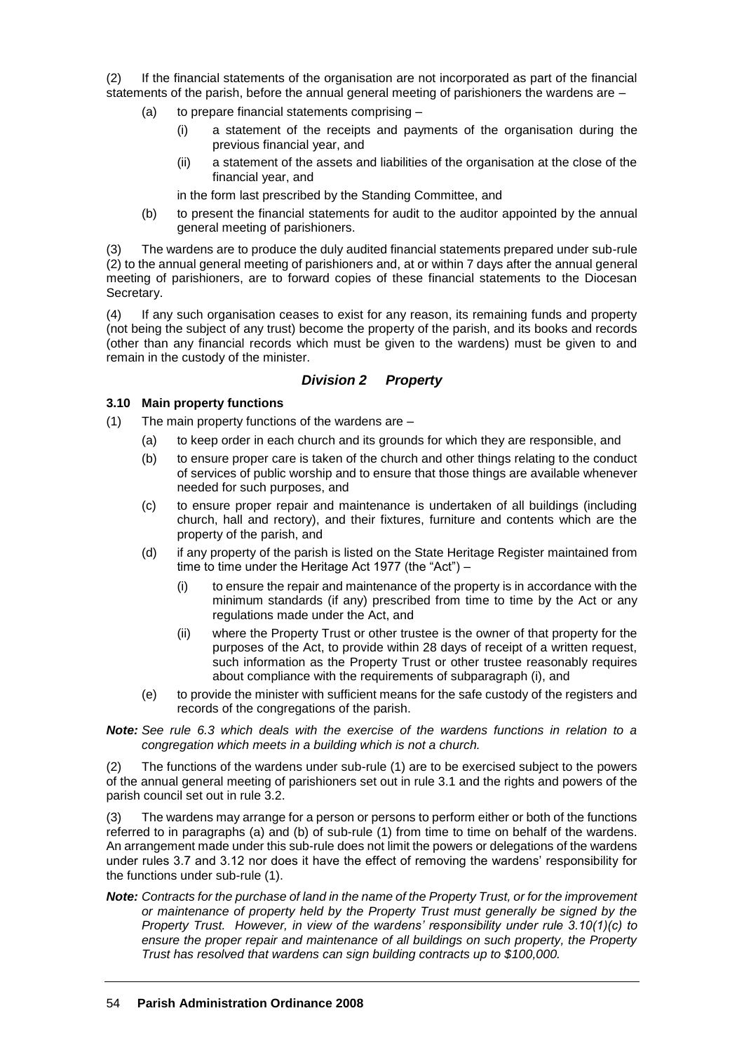(2) If the financial statements of the organisation are not incorporated as part of the financial statements of the parish, before the annual general meeting of parishioners the wardens are –

- (a) to prepare financial statements comprising –
  - (i) a statement of the receipts and payments of the organisation during the previous financial year, and
  - (ii) a statement of the assets and liabilities of the organisation at the close of the financial year, and

  in the form last prescribed by the Standing Committee, and
- (b) to present the financial statements for audit to the auditor appointed by the annual general meeting of parishioners.

(3) The wardens are to produce the duly audited financial statements prepared under sub-rule (2) to the annual general meeting of parishioners and, at or within 7 days after the annual general meeting of parishioners, are to forward copies of these financial statements to the Diocesan Secretary.

(4) If any such organisation ceases to exist for any reason, its remaining funds and property (not being the subject of any trust) become the property of the parish, and its books and records (other than any financial records which must be given to the wardens) must be given to and remain in the custody of the minister.

## *Division 2 Property*

### 3.10 Main property functions

(1) The main property functions of the wardens are –

- (a) to keep order in each church and its grounds for which they are responsible, and
- (b) to ensure proper care is taken of the church and other things relating to the conduct of services of public worship and to ensure that those things are available whenever needed for such purposes, and
- (c) to ensure proper repair and maintenance is undertaken of all buildings (including church, hall and rectory), and their fixtures, furniture and contents which are the property of the parish, and
- (d) if any property of the parish is listed on the State Heritage Register maintained from time to time under the Heritage Act 1977 (the "Act") –
  - (i) to ensure the repair and maintenance of the property is in accordance with the minimum standards (if any) prescribed from time to time by the Act or any regulations made under the Act, and
  - (ii) where the Property Trust or other trustee is the owner of that property for the purposes of the Act, to provide within 28 days of receipt of a written request, such information as the Property Trust or other trustee reasonably requires about compliance with the requirements of subparagraph (i), and
- (e) to provide the minister with sufficient means for the safe custody of the registers and records of the congregations of the parish.

***Note:*** *See rule 6.3 which deals with the exercise of the wardens functions in relation to a congregation which meets in a building which is not a church.*

(2) The functions of the wardens under sub-rule (1) are to be exercised subject to the powers of the annual general meeting of parishioners set out in rule 3.1 and the rights and powers of the parish council set out in rule 3.2.

(3) The wardens may arrange for a person or persons to perform either or both of the functions referred to in paragraphs (a) and (b) of sub-rule (1) from time to time on behalf of the wardens. An arrangement made under this sub-rule does not limit the powers or delegations of the wardens under rules 3.7 and 3.12 nor does it have the effect of removing the wardens' responsibility for the functions under sub-rule (1).

***Note:*** *Contracts for the purchase of land in the name of the Property Trust, or for the improvement or maintenance of property held by the Property Trust must generally be signed by the Property Trust. However, in view of the wardens' responsibility under rule 3.10(1)(c) to ensure the proper repair and maintenance of all buildings on such property, the Property Trust has resolved that wardens can sign building contracts up to $100,000.*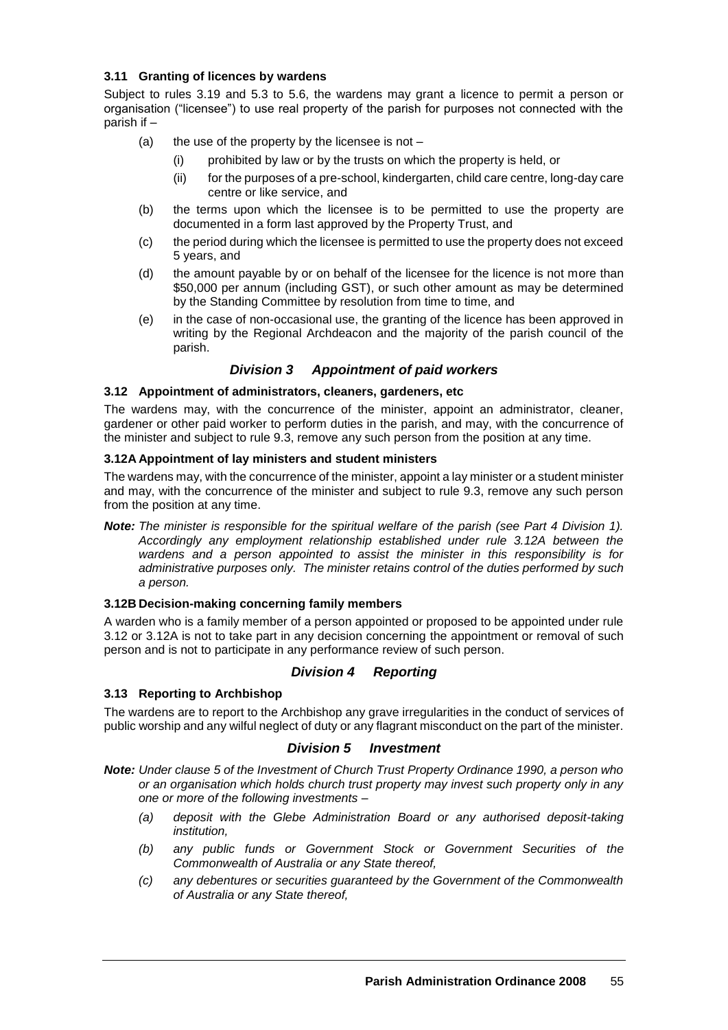#### 3.11 Granting of licences by wardens

Subject to rules 3.19 and 5.3 to 5.6, the wardens may grant a licence to permit a person or organisation ("licensee") to use real property of the parish for purposes not connected with the parish if –

(a) the use of the property by the licensee is not –

  (i) prohibited by law or by the trusts on which the property is held, or

  (ii) for the purposes of a pre-school, kindergarten, child care centre, long-day care centre or like service, and

(b) the terms upon which the licensee is to be permitted to use the property are documented in a form last approved by the Property Trust, and

(c) the period during which the licensee is permitted to use the property does not exceed 5 years, and

(d) the amount payable by or on behalf of the licensee for the licence is not more than $50,000 per annum (including GST), or such other amount as may be determined by the Standing Committee by resolution from time to time, and

(e) in the case of non-occasional use, the granting of the licence has been approved in writing by the Regional Archdeacon and the majority of the parish council of the parish.

### *Division 3 Appointment of paid workers*

#### 3.12 Appointment of administrators, cleaners, gardeners, etc

The wardens may, with the concurrence of the minister, appoint an administrator, cleaner, gardener or other paid worker to perform duties in the parish, and may, with the concurrence of the minister and subject to rule 9.3, remove any such person from the position at any time.

#### 3.12A Appointment of lay ministers and student ministers

The wardens may, with the concurrence of the minister, appoint a lay minister or a student minister and may, with the concurrence of the minister and subject to rule 9.3, remove any such person from the position at any time.

***Note:*** *The minister is responsible for the spiritual welfare of the parish (see Part 4 Division 1). Accordingly any employment relationship established under rule 3.12A between the wardens and a person appointed to assist the minister in this responsibility is for administrative purposes only. The minister retains control of the duties performed by such a person.*

#### 3.12B Decision-making concerning family members

A warden who is a family member of a person appointed or proposed to be appointed under rule 3.12 or 3.12A is not to take part in any decision concerning the appointment or removal of such person and is not to participate in any performance review of such person.

### *Division 4 Reporting*

#### 3.13 Reporting to Archbishop

The wardens are to report to the Archbishop any grave irregularities in the conduct of services of public worship and any wilful neglect of duty or any flagrant misconduct on the part of the minister.

### *Division 5 Investment*

***Note:*** *Under clause 5 of the Investment of Church Trust Property Ordinance 1990, a person who or an organisation which holds church trust property may invest such property only in any one or more of the following investments –*

*(a) deposit with the Glebe Administration Board or any authorised deposit-taking institution,*

*(b) any public funds or Government Stock or Government Securities of the Commonwealth of Australia or any State thereof,*

*(c) any debentures or securities guaranteed by the Government of the Commonwealth of Australia or any State thereof,*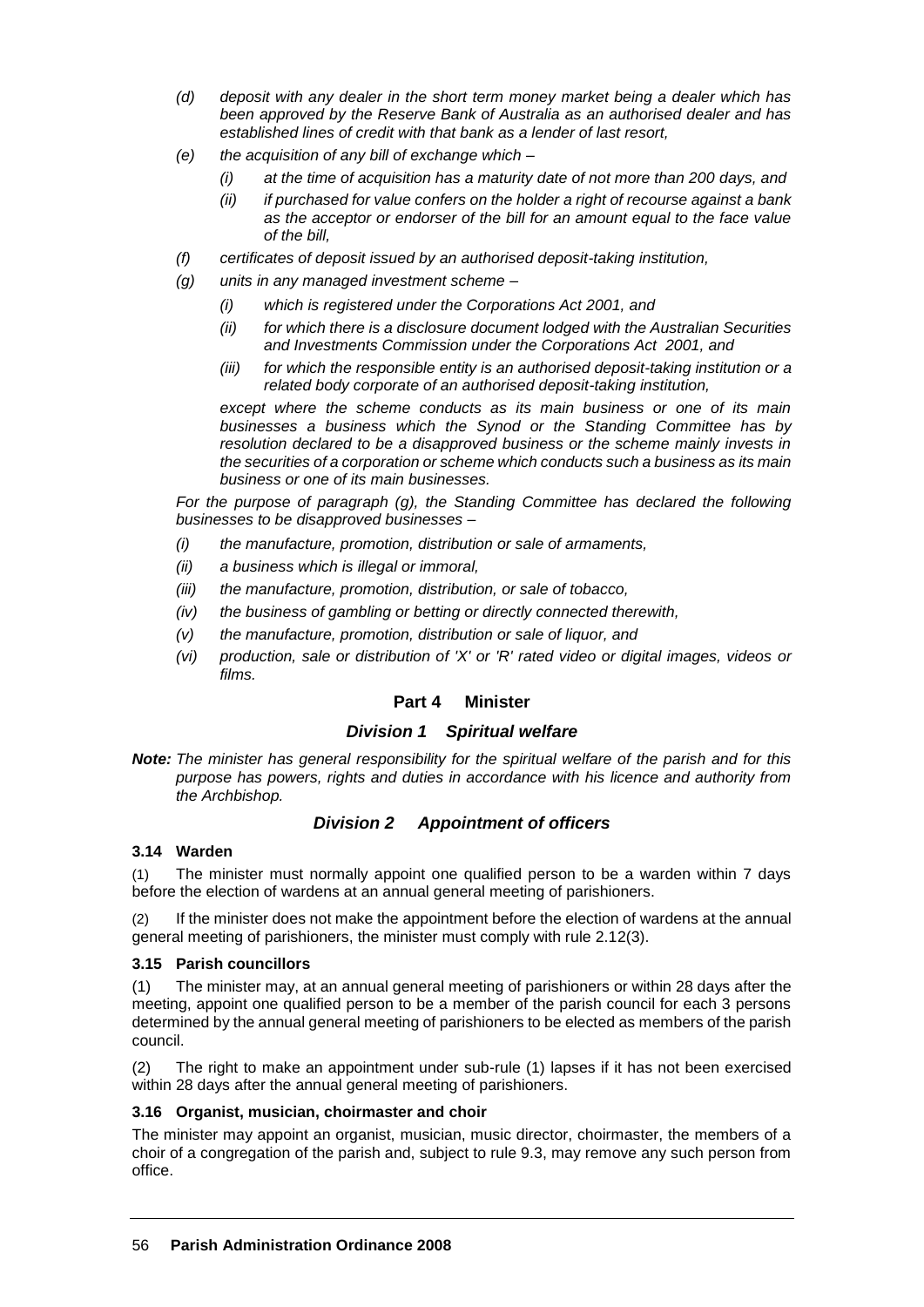- *(d)* *deposit with any dealer in the short term money market being a dealer which has been approved by the Reserve Bank of Australia as an authorised dealer and has established lines of credit with that bank as a lender of last resort,*
- *(e)* *the acquisition of any bill of exchange which –*
  - *(i)* *at the time of acquisition has a maturity date of not more than 200 days, and*
  - *(ii)* *if purchased for value confers on the holder a right of recourse against a bank as the acceptor or endorser of the bill for an amount equal to the face value of the bill,*
- *(f)* *certificates of deposit issued by an authorised deposit-taking institution,*
- *(g)* *units in any managed investment scheme –*
  - *(i)* *which is registered under the Corporations Act 2001, and*
  - *(ii)* *for which there is a disclosure document lodged with the Australian Securities and Investments Commission under the Corporations Act 2001, and*
  - *(iii)* *for which the responsible entity is an authorised deposit-taking institution or a related body corporate of an authorised deposit-taking institution,*

  *except where the scheme conducts as its main business or one of its main businesses a business which the Synod or the Standing Committee has by resolution declared to be a disapproved business or the scheme mainly invests in the securities of a corporation or scheme which conducts such a business as its main business or one of its main businesses.*

*For the purpose of paragraph (g), the Standing Committee has declared the following businesses to be disapproved businesses –*

- *(i)* *the manufacture, promotion, distribution or sale of armaments,*
- *(ii)* *a business which is illegal or immoral,*
- *(iii)* *the manufacture, promotion, distribution, or sale of tobacco,*
- *(iv)* *the business of gambling or betting or directly connected therewith,*
- *(v)* *the manufacture, promotion, distribution or sale of liquor, and*
- *(vi)* *production, sale or distribution of 'X' or 'R' rated video or digital images, videos or films.*

## Part 4 Minister

### *Division 1 Spiritual welfare*

***Note:*** *The minister has general responsibility for the spiritual welfare of the parish and for this purpose has powers, rights and duties in accordance with his licence and authority from the Archbishop.*

### *Division 2 Appointment of officers*

#### 3.14 Warden

(1) The minister must normally appoint one qualified person to be a warden within 7 days before the election of wardens at an annual general meeting of parishioners.

(2) If the minister does not make the appointment before the election of wardens at the annual general meeting of parishioners, the minister must comply with rule 2.12(3).

#### 3.15 Parish councillors

(1) The minister may, at an annual general meeting of parishioners or within 28 days after the meeting, appoint one qualified person to be a member of the parish council for each 3 persons determined by the annual general meeting of parishioners to be elected as members of the parish council.

(2) The right to make an appointment under sub-rule (1) lapses if it has not been exercised within 28 days after the annual general meeting of parishioners.

#### 3.16 Organist, musician, choirmaster and choir

The minister may appoint an organist, musician, music director, choirmaster, the members of a choir of a congregation of the parish and, subject to rule 9.3, may remove any such person from office.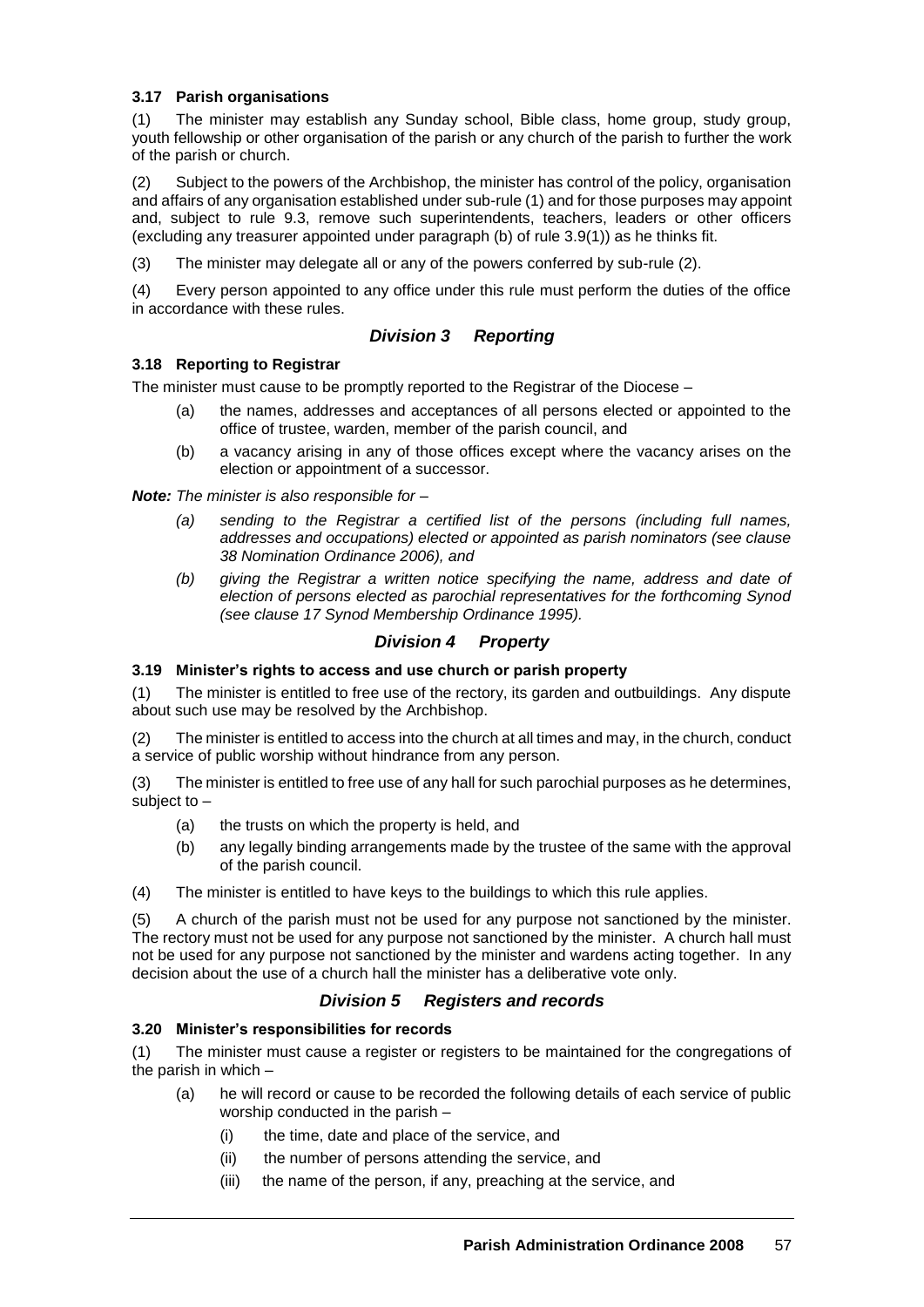### 3.17 Parish organisations

(1) The minister may establish any Sunday school, Bible class, home group, study group, youth fellowship or other organisation of the parish or any church of the parish to further the work of the parish or church.

(2) Subject to the powers of the Archbishop, the minister has control of the policy, organisation and affairs of any organisation established under sub-rule (1) and for those purposes may appoint and, subject to rule 9.3, remove such superintendents, teachers, leaders or other officers (excluding any treasurer appointed under paragraph (b) of rule 3.9(1)) as he thinks fit.

(3) The minister may delegate all or any of the powers conferred by sub-rule (2).

(4) Every person appointed to any office under this rule must perform the duties of the office in accordance with these rules.

## *Division 3 Reporting*

### 3.18 Reporting to Registrar

The minister must cause to be promptly reported to the Registrar of the Diocese –

(a) the names, addresses and acceptances of all persons elected or appointed to the office of trustee, warden, member of the parish council, and

(b) a vacancy arising in any of those offices except where the vacancy arises on the election or appointment of a successor.

***Note:*** *The minister is also responsible for –*

*(a) sending to the Registrar a certified list of the persons (including full names, addresses and occupations) elected or appointed as parish nominators (see clause 38 Nomination Ordinance 2006), and*

*(b) giving the Registrar a written notice specifying the name, address and date of election of persons elected as parochial representatives for the forthcoming Synod (see clause 17 Synod Membership Ordinance 1995).*

## *Division 4 Property*

### 3.19 Minister's rights to access and use church or parish property

(1) The minister is entitled to free use of the rectory, its garden and outbuildings. Any dispute about such use may be resolved by the Archbishop.

(2) The minister is entitled to access into the church at all times and may, in the church, conduct a service of public worship without hindrance from any person.

(3) The minister is entitled to free use of any hall for such parochial purposes as he determines, subject to –

(a) the trusts on which the property is held, and

(b) any legally binding arrangements made by the trustee of the same with the approval of the parish council.

(4) The minister is entitled to have keys to the buildings to which this rule applies.

(5) A church of the parish must not be used for any purpose not sanctioned by the minister. The rectory must not be used for any purpose not sanctioned by the minister. A church hall must not be used for any purpose not sanctioned by the minister and wardens acting together. In any decision about the use of a church hall the minister has a deliberative vote only.

## *Division 5 Registers and records*

### 3.20 Minister's responsibilities for records

(1) The minister must cause a register or registers to be maintained for the congregations of the parish in which –

(a) he will record or cause to be recorded the following details of each service of public worship conducted in the parish –

(i) the time, date and place of the service, and

(ii) the number of persons attending the service, and

(iii) the name of the person, if any, preaching at the service, and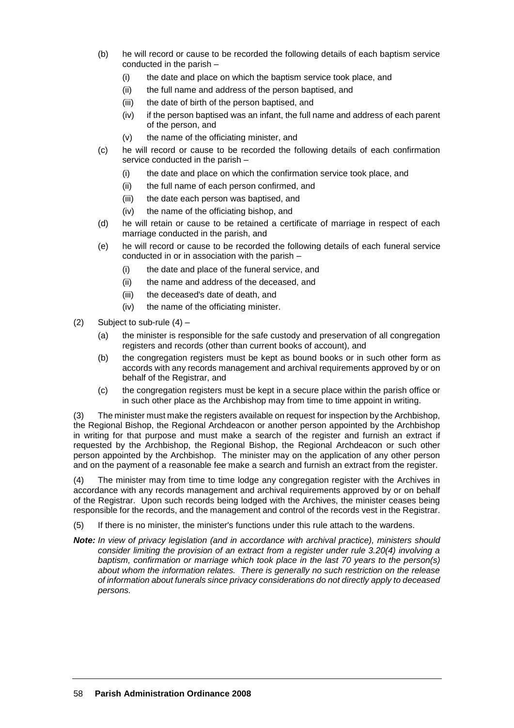(b) he will record or cause to be recorded the following details of each baptism service conducted in the parish –

  (i) the date and place on which the baptism service took place, and

  (ii) the full name and address of the person baptised, and

  (iii) the date of birth of the person baptised, and

  (iv) if the person baptised was an infant, the full name and address of each parent of the person, and

  (v) the name of the officiating minister, and

(c) he will record or cause to be recorded the following details of each confirmation service conducted in the parish –

  (i) the date and place on which the confirmation service took place, and

  (ii) the full name of each person confirmed, and

  (iii) the date each person was baptised, and

  (iv) the name of the officiating bishop, and

(d) he will retain or cause to be retained a certificate of marriage in respect of each marriage conducted in the parish, and

(e) he will record or cause to be recorded the following details of each funeral service conducted in or in association with the parish –

  (i) the date and place of the funeral service, and

  (ii) the name and address of the deceased, and

  (iii) the deceased's date of death, and

  (iv) the name of the officiating minister.

(2) Subject to sub-rule (4) –

(a) the minister is responsible for the safe custody and preservation of all congregation registers and records (other than current books of account), and

(b) the congregation registers must be kept as bound books or in such other form as accords with any records management and archival requirements approved by or on behalf of the Registrar, and

(c) the congregation registers must be kept in a secure place within the parish office or in such other place as the Archbishop may from time to time appoint in writing.

(3) The minister must make the registers available on request for inspection by the Archbishop, the Regional Bishop, the Regional Archdeacon or another person appointed by the Archbishop in writing for that purpose and must make a search of the register and furnish an extract if requested by the Archbishop, the Regional Bishop, the Regional Archdeacon or such other person appointed by the Archbishop. The minister may on the application of any other person and on the payment of a reasonable fee make a search and furnish an extract from the register.

(4) The minister may from time to time lodge any congregation register with the Archives in accordance with any records management and archival requirements approved by or on behalf of the Registrar. Upon such records being lodged with the Archives, the minister ceases being responsible for the records, and the management and control of the records vest in the Registrar.

(5) If there is no minister, the minister's functions under this rule attach to the wardens.

***Note:*** *In view of privacy legislation (and in accordance with archival practice), ministers should consider limiting the provision of an extract from a register under rule 3.20(4) involving a baptism, confirmation or marriage which took place in the last 70 years to the person(s) about whom the information relates. There is generally no such restriction on the release of information about funerals since privacy considerations do not directly apply to deceased persons.*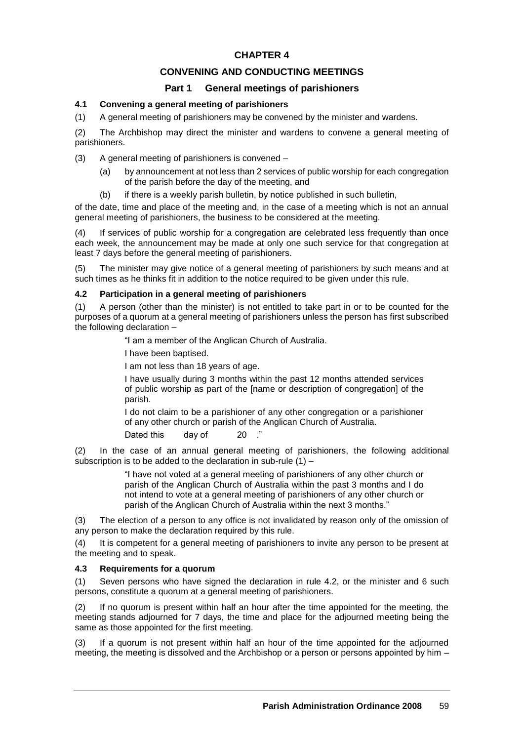# CHAPTER 4

## CONVENING AND CONDUCTING MEETINGS

### Part 1 General meetings of parishioners

#### 4.1 Convening a general meeting of parishioners

(1) A general meeting of parishioners may be convened by the minister and wardens.

(2) The Archbishop may direct the minister and wardens to convene a general meeting of parishioners.

(3) A general meeting of parishioners is convened –

(a) by announcement at not less than 2 services of public worship for each congregation of the parish before the day of the meeting, and

(b) if there is a weekly parish bulletin, by notice published in such bulletin,

of the date, time and place of the meeting and, in the case of a meeting which is not an annual general meeting of parishioners, the business to be considered at the meeting.

(4) If services of public worship for a congregation are celebrated less frequently than once each week, the announcement may be made at only one such service for that congregation at least 7 days before the general meeting of parishioners.

(5) The minister may give notice of a general meeting of parishioners by such means and at such times as he thinks fit in addition to the notice required to be given under this rule.

#### 4.2 Participation in a general meeting of parishioners

(1) A person (other than the minister) is not entitled to take part in or to be counted for the purposes of a quorum at a general meeting of parishioners unless the person has first subscribed the following declaration –

> "I am a member of the Anglican Church of Australia.
>
> I have been baptised.
>
> I am not less than 18 years of age.
>
> I have usually during 3 months within the past 12 months attended services of public worship as part of the [name or description of congregation] of the parish.
>
> I do not claim to be a parishioner of any other congregation or a parishioner of any other church or parish of the Anglican Church of Australia.
>
> Dated this day of 20 ."

(2) In the case of an annual general meeting of parishioners, the following additional subscription is to be added to the declaration in sub-rule (1) –

> "I have not voted at a general meeting of parishioners of any other church or parish of the Anglican Church of Australia within the past 3 months and I do not intend to vote at a general meeting of parishioners of any other church or parish of the Anglican Church of Australia within the next 3 months."

(3) The election of a person to any office is not invalidated by reason only of the omission of any person to make the declaration required by this rule.

(4) It is competent for a general meeting of parishioners to invite any person to be present at the meeting and to speak.

#### 4.3 Requirements for a quorum

(1) Seven persons who have signed the declaration in rule 4.2, or the minister and 6 such persons, constitute a quorum at a general meeting of parishioners.

(2) If no quorum is present within half an hour after the time appointed for the meeting, the meeting stands adjourned for 7 days, the time and place for the adjourned meeting being the same as those appointed for the first meeting.

(3) If a quorum is not present within half an hour of the time appointed for the adjourned meeting, the meeting is dissolved and the Archbishop or a person or persons appointed by him –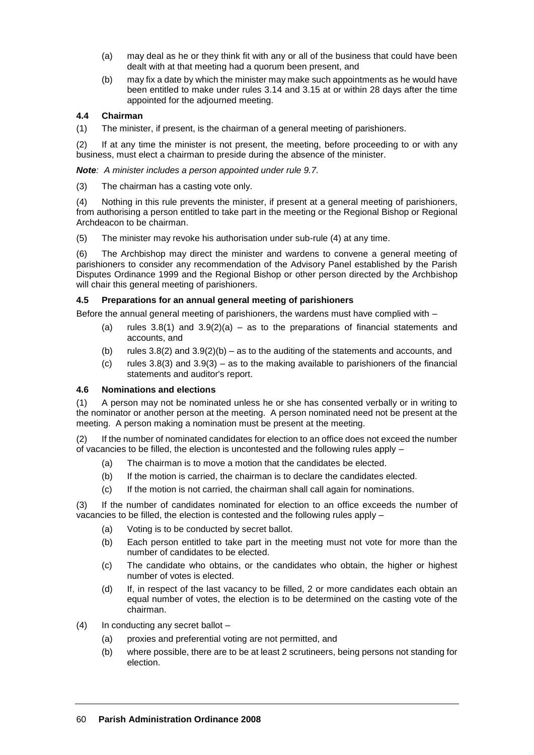(a) may deal as he or they think fit with any or all of the business that could have been dealt with at that meeting had a quorum been present, and

(b) may fix a date by which the minister may make such appointments as he would have been entitled to make under rules 3.14 and 3.15 at or within 28 days after the time appointed for the adjourned meeting.

### 4.4 Chairman

(1) The minister, if present, is the chairman of a general meeting of parishioners.

(2) If at any time the minister is not present, the meeting, before proceeding to or with any business, must elect a chairman to preside during the absence of the minister.

***Note**: A minister includes a person appointed under rule 9.7.*

(3) The chairman has a casting vote only.

(4) Nothing in this rule prevents the minister, if present at a general meeting of parishioners, from authorising a person entitled to take part in the meeting or the Regional Bishop or Regional Archdeacon to be chairman.

(5) The minister may revoke his authorisation under sub-rule (4) at any time.

(6) The Archbishop may direct the minister and wardens to convene a general meeting of parishioners to consider any recommendation of the Advisory Panel established by the Parish Disputes Ordinance 1999 and the Regional Bishop or other person directed by the Archbishop will chair this general meeting of parishioners.

### 4.5 Preparations for an annual general meeting of parishioners

Before the annual general meeting of parishioners, the wardens must have complied with –

(a) rules 3.8(1) and 3.9(2)(a) – as to the preparations of financial statements and accounts, and

(b) rules 3.8(2) and 3.9(2)(b) – as to the auditing of the statements and accounts, and

(c) rules 3.8(3) and 3.9(3) – as to the making available to parishioners of the financial statements and auditor's report.

### 4.6 Nominations and elections

(1) A person may not be nominated unless he or she has consented verbally or in writing to the nominator or another person at the meeting. A person nominated need not be present at the meeting. A person making a nomination must be present at the meeting.

(2) If the number of nominated candidates for election to an office does not exceed the number of vacancies to be filled, the election is uncontested and the following rules apply –

(a) The chairman is to move a motion that the candidates be elected.

(b) If the motion is carried, the chairman is to declare the candidates elected.

(c) If the motion is not carried, the chairman shall call again for nominations.

(3) If the number of candidates nominated for election to an office exceeds the number of vacancies to be filled, the election is contested and the following rules apply –

(a) Voting is to be conducted by secret ballot.

(b) Each person entitled to take part in the meeting must not vote for more than the number of candidates to be elected.

(c) The candidate who obtains, or the candidates who obtain, the higher or highest number of votes is elected.

(d) If, in respect of the last vacancy to be filled, 2 or more candidates each obtain an equal number of votes, the election is to be determined on the casting vote of the chairman.

(4) In conducting any secret ballot –

(a) proxies and preferential voting are not permitted, and

(b) where possible, there are to be at least 2 scrutineers, being persons not standing for election.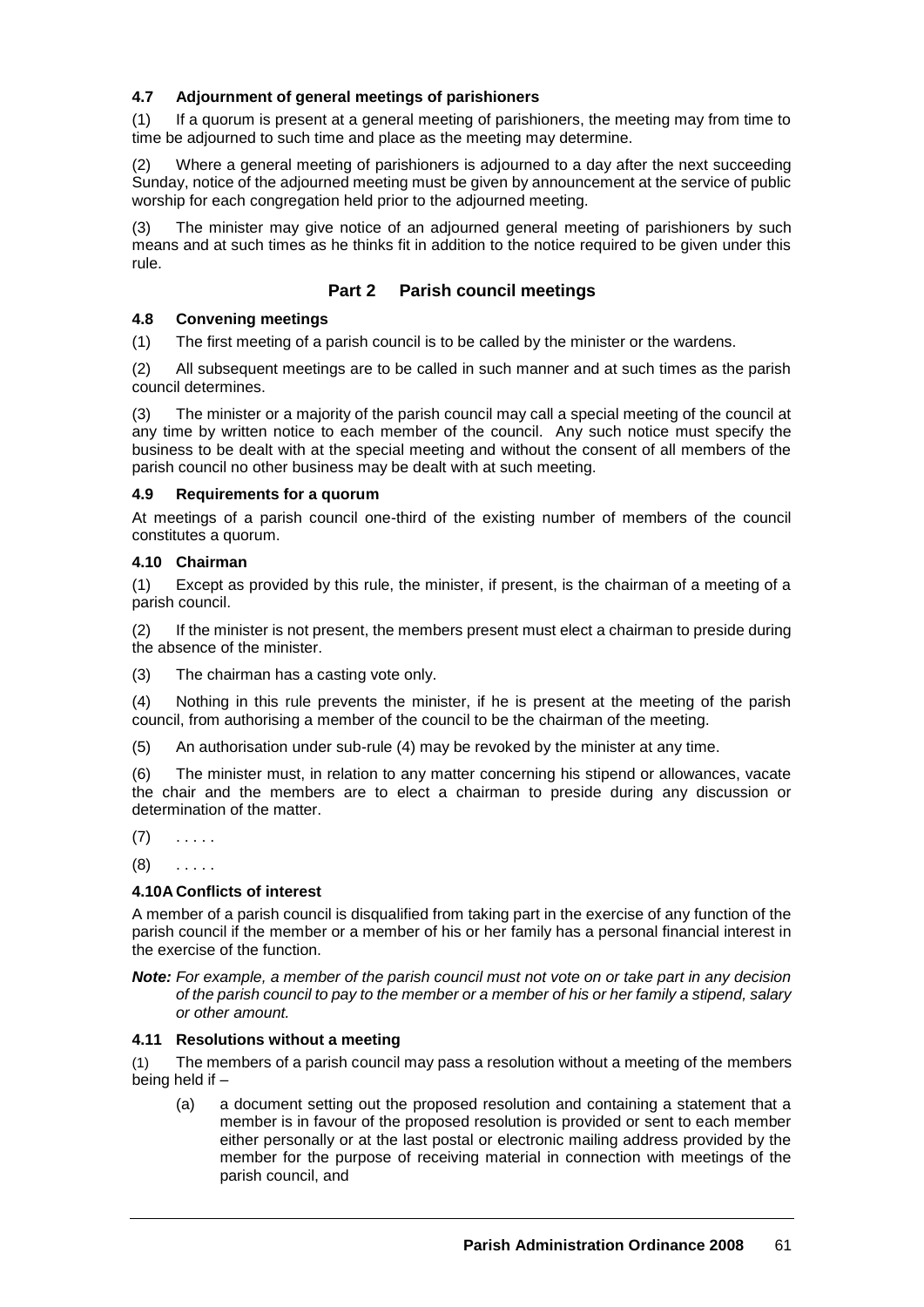#### 4.7 Adjournment of general meetings of parishioners

(1) If a quorum is present at a general meeting of parishioners, the meeting may from time to time be adjourned to such time and place as the meeting may determine.

(2) Where a general meeting of parishioners is adjourned to a day after the next succeeding Sunday, notice of the adjourned meeting must be given by announcement at the service of public worship for each congregation held prior to the adjourned meeting.

(3) The minister may give notice of an adjourned general meeting of parishioners by such means and at such times as he thinks fit in addition to the notice required to be given under this rule.

### Part 2 Parish council meetings

#### 4.8 Convening meetings

(1) The first meeting of a parish council is to be called by the minister or the wardens.

(2) All subsequent meetings are to be called in such manner and at such times as the parish council determines.

(3) The minister or a majority of the parish council may call a special meeting of the council at any time by written notice to each member of the council. Any such notice must specify the business to be dealt with at the special meeting and without the consent of all members of the parish council no other business may be dealt with at such meeting.

#### 4.9 Requirements for a quorum

At meetings of a parish council one-third of the existing number of members of the council constitutes a quorum.

#### 4.10 Chairman

(1) Except as provided by this rule, the minister, if present, is the chairman of a meeting of a parish council.

(2) If the minister is not present, the members present must elect a chairman to preside during the absence of the minister.

(3) The chairman has a casting vote only.

(4) Nothing in this rule prevents the minister, if he is present at the meeting of the parish council, from authorising a member of the council to be the chairman of the meeting.

(5) An authorisation under sub-rule (4) may be revoked by the minister at any time.

(6) The minister must, in relation to any matter concerning his stipend or allowances, vacate the chair and the members are to elect a chairman to preside during any discussion or determination of the matter.

(7) . . . . .

(8) . . . . .

#### 4.10A Conflicts of interest

A member of a parish council is disqualified from taking part in the exercise of any function of the parish council if the member or a member of his or her family has a personal financial interest in the exercise of the function.

***Note:*** *For example, a member of the parish council must not vote on or take part in any decision of the parish council to pay to the member or a member of his or her family a stipend, salary or other amount.*

#### 4.11 Resolutions without a meeting

(1) The members of a parish council may pass a resolution without a meeting of the members being held if –

(a) a document setting out the proposed resolution and containing a statement that a member is in favour of the proposed resolution is provided or sent to each member either personally or at the last postal or electronic mailing address provided by the member for the purpose of receiving material in connection with meetings of the parish council, and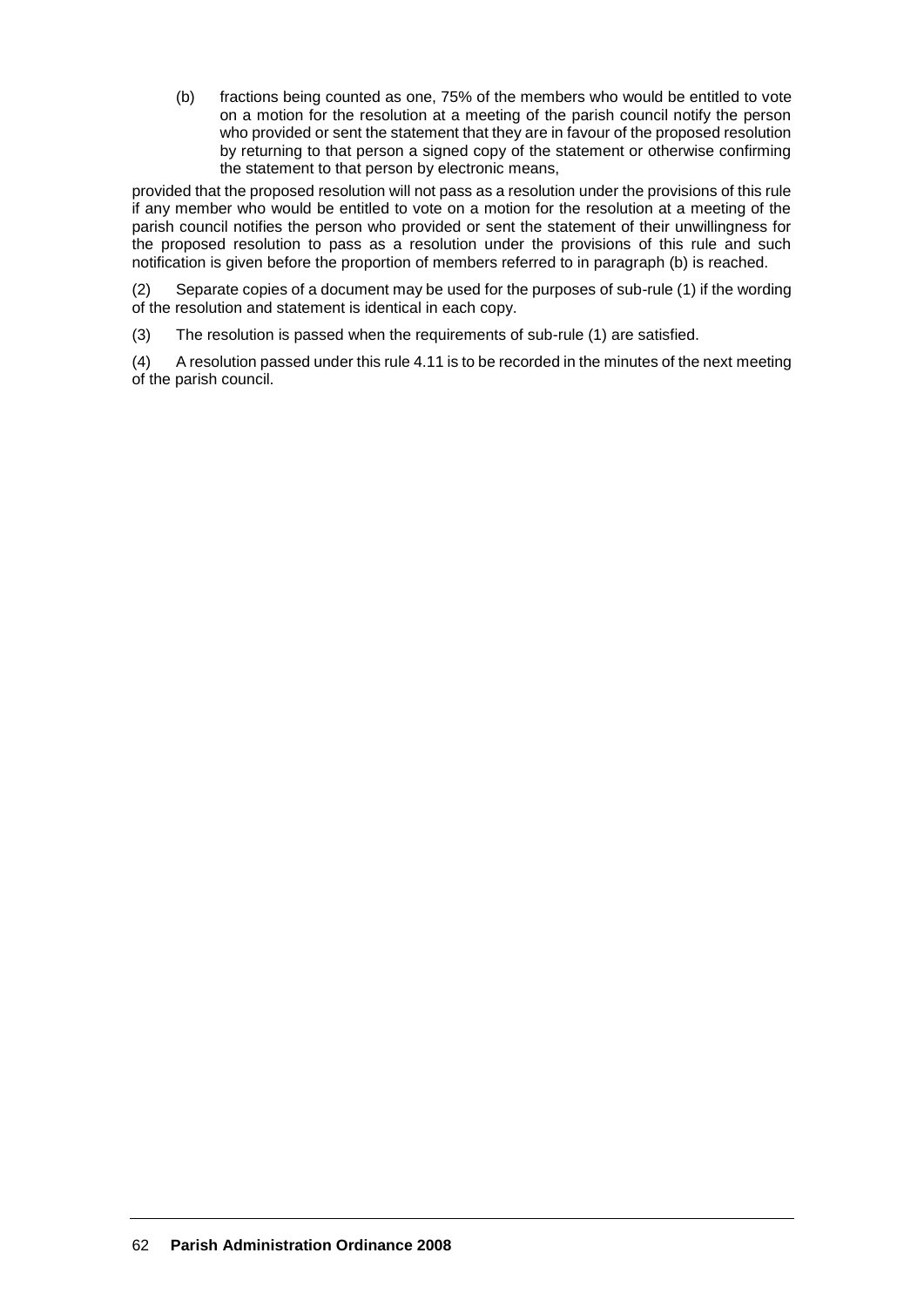(b) fractions being counted as one, 75% of the members who would be entitled to vote on a motion for the resolution at a meeting of the parish council notify the person who provided or sent the statement that they are in favour of the proposed resolution by returning to that person a signed copy of the statement or otherwise confirming the statement to that person by electronic means,

provided that the proposed resolution will not pass as a resolution under the provisions of this rule if any member who would be entitled to vote on a motion for the resolution at a meeting of the parish council notifies the person who provided or sent the statement of their unwillingness for the proposed resolution to pass as a resolution under the provisions of this rule and such notification is given before the proportion of members referred to in paragraph (b) is reached.

(2) Separate copies of a document may be used for the purposes of sub-rule (1) if the wording of the resolution and statement is identical in each copy.

(3) The resolution is passed when the requirements of sub-rule (1) are satisfied.

(4) A resolution passed under this rule 4.11 is to be recorded in the minutes of the next meeting of the parish council.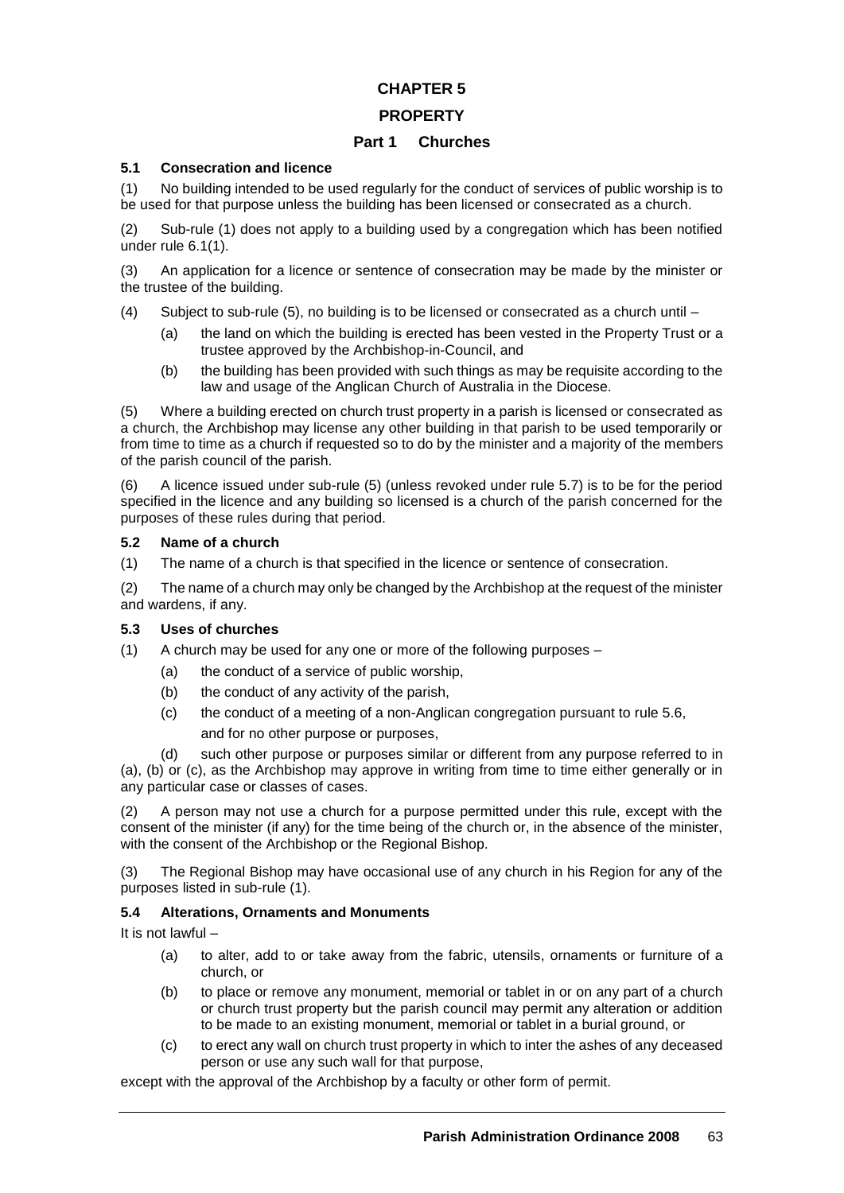# CHAPTER 5

# PROPERTY

## Part 1 Churches

### 5.1 Consecration and licence

(1) No building intended to be used regularly for the conduct of services of public worship is to be used for that purpose unless the building has been licensed or consecrated as a church.

(2) Sub-rule (1) does not apply to a building used by a congregation which has been notified under rule 6.1(1).

(3) An application for a licence or sentence of consecration may be made by the minister or the trustee of the building.

(4) Subject to sub-rule (5), no building is to be licensed or consecrated as a church until –

- (a) the land on which the building is erected has been vested in the Property Trust or a trustee approved by the Archbishop-in-Council, and
- (b) the building has been provided with such things as may be requisite according to the law and usage of the Anglican Church of Australia in the Diocese.

(5) Where a building erected on church trust property in a parish is licensed or consecrated as a church, the Archbishop may license any other building in that parish to be used temporarily or from time to time as a church if requested so to do by the minister and a majority of the members of the parish council of the parish.

(6) A licence issued under sub-rule (5) (unless revoked under rule 5.7) is to be for the period specified in the licence and any building so licensed is a church of the parish concerned for the purposes of these rules during that period.

### 5.2 Name of a church

(1) The name of a church is that specified in the licence or sentence of consecration.

(2) The name of a church may only be changed by the Archbishop at the request of the minister and wardens, if any.

### 5.3 Uses of churches

(1) A church may be used for any one or more of the following purposes –

- (a) the conduct of a service of public worship,
- (b) the conduct of any activity of the parish,
- (c) the conduct of a meeting of a non-Anglican congregation pursuant to rule 5.6,

  and for no other purpose or purposes,

- (d) such other purpose or purposes similar or different from any purpose referred to in (a), (b) or (c), as the Archbishop may approve in writing from time to time either generally or in any particular case or classes of cases.

(2) A person may not use a church for a purpose permitted under this rule, except with the consent of the minister (if any) for the time being of the church or, in the absence of the minister, with the consent of the Archbishop or the Regional Bishop.

(3) The Regional Bishop may have occasional use of any church in his Region for any of the purposes listed in sub-rule (1).

### 5.4 Alterations, Ornaments and Monuments

It is not lawful –

- (a) to alter, add to or take away from the fabric, utensils, ornaments or furniture of a church, or
- (b) to place or remove any monument, memorial or tablet in or on any part of a church or church trust property but the parish council may permit any alteration or addition to be made to an existing monument, memorial or tablet in a burial ground, or
- (c) to erect any wall on church trust property in which to inter the ashes of any deceased person or use any such wall for that purpose,

except with the approval of the Archbishop by a faculty or other form of permit.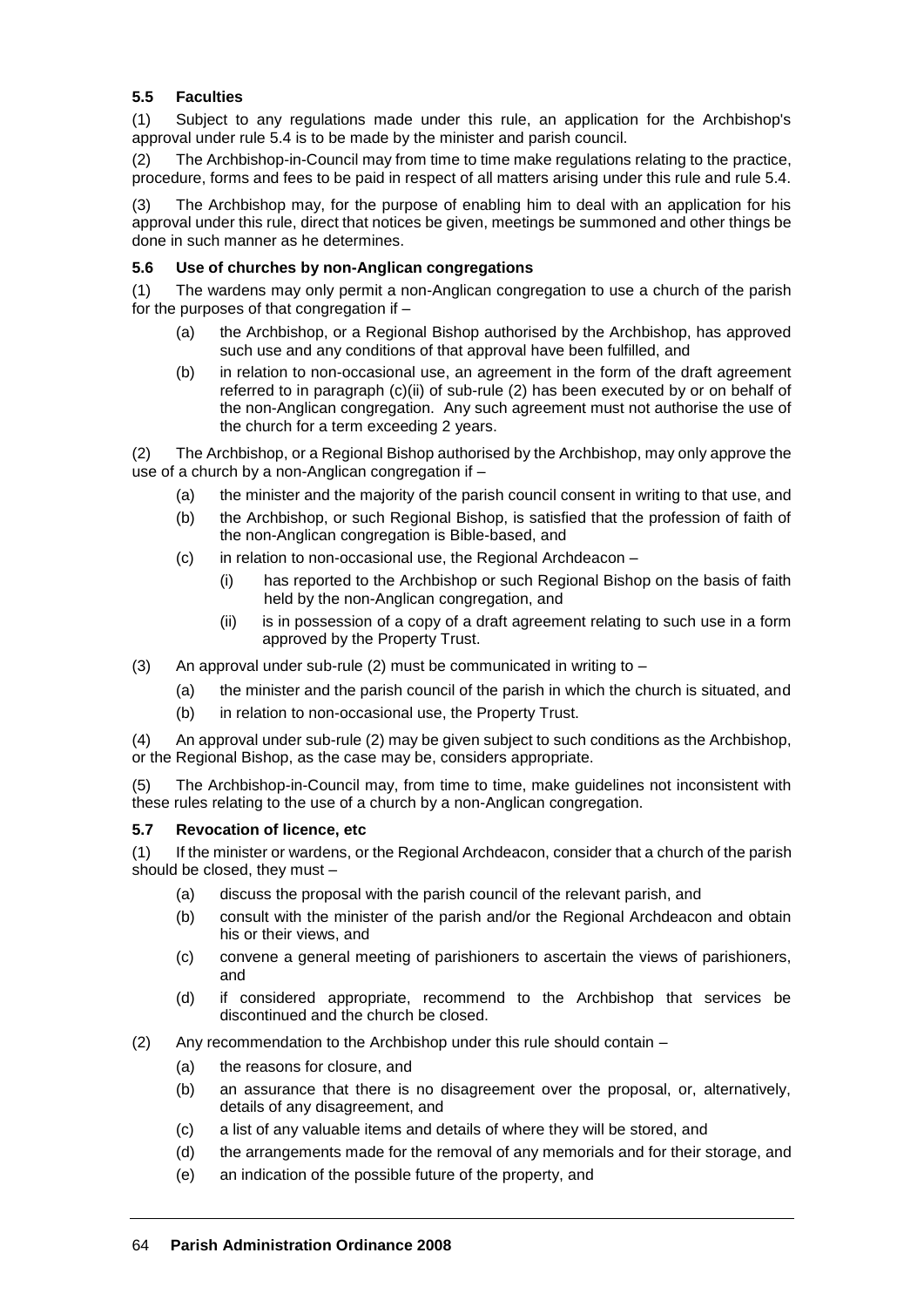### 5.5 Faculties

(1) Subject to any regulations made under this rule, an application for the Archbishop's approval under rule 5.4 is to be made by the minister and parish council.

(2) The Archbishop-in-Council may from time to time make regulations relating to the practice, procedure, forms and fees to be paid in respect of all matters arising under this rule and rule 5.4.

(3) The Archbishop may, for the purpose of enabling him to deal with an application for his approval under this rule, direct that notices be given, meetings be summoned and other things be done in such manner as he determines.

### 5.6 Use of churches by non-Anglican congregations

(1) The wardens may only permit a non-Anglican congregation to use a church of the parish for the purposes of that congregation if –

- (a) the Archbishop, or a Regional Bishop authorised by the Archbishop, has approved such use and any conditions of that approval have been fulfilled, and
- (b) in relation to non-occasional use, an agreement in the form of the draft agreement referred to in paragraph (c)(ii) of sub-rule (2) has been executed by or on behalf of the non-Anglican congregation. Any such agreement must not authorise the use of the church for a term exceeding 2 years.

(2) The Archbishop, or a Regional Bishop authorised by the Archbishop, may only approve the use of a church by a non-Anglican congregation if –

- (a) the minister and the majority of the parish council consent in writing to that use, and
- (b) the Archbishop, or such Regional Bishop, is satisfied that the profession of faith of the non-Anglican congregation is Bible-based, and
- (c) in relation to non-occasional use, the Regional Archdeacon –
  - (i) has reported to the Archbishop or such Regional Bishop on the basis of faith held by the non-Anglican congregation, and
  - (ii) is in possession of a copy of a draft agreement relating to such use in a form approved by the Property Trust.

(3) An approval under sub-rule (2) must be communicated in writing to –

- (a) the minister and the parish council of the parish in which the church is situated, and
- (b) in relation to non-occasional use, the Property Trust.

(4) An approval under sub-rule (2) may be given subject to such conditions as the Archbishop, or the Regional Bishop, as the case may be, considers appropriate.

(5) The Archbishop-in-Council may, from time to time, make guidelines not inconsistent with these rules relating to the use of a church by a non-Anglican congregation.

### 5.7 Revocation of licence, etc

(1) If the minister or wardens, or the Regional Archdeacon, consider that a church of the parish should be closed, they must –

- (a) discuss the proposal with the parish council of the relevant parish, and
- (b) consult with the minister of the parish and/or the Regional Archdeacon and obtain his or their views, and
- (c) convene a general meeting of parishioners to ascertain the views of parishioners, and
- (d) if considered appropriate, recommend to the Archbishop that services be discontinued and the church be closed.

(2) Any recommendation to the Archbishop under this rule should contain –

- (a) the reasons for closure, and
- (b) an assurance that there is no disagreement over the proposal, or, alternatively, details of any disagreement, and
- (c) a list of any valuable items and details of where they will be stored, and
- (d) the arrangements made for the removal of any memorials and for their storage, and
- (e) an indication of the possible future of the property, and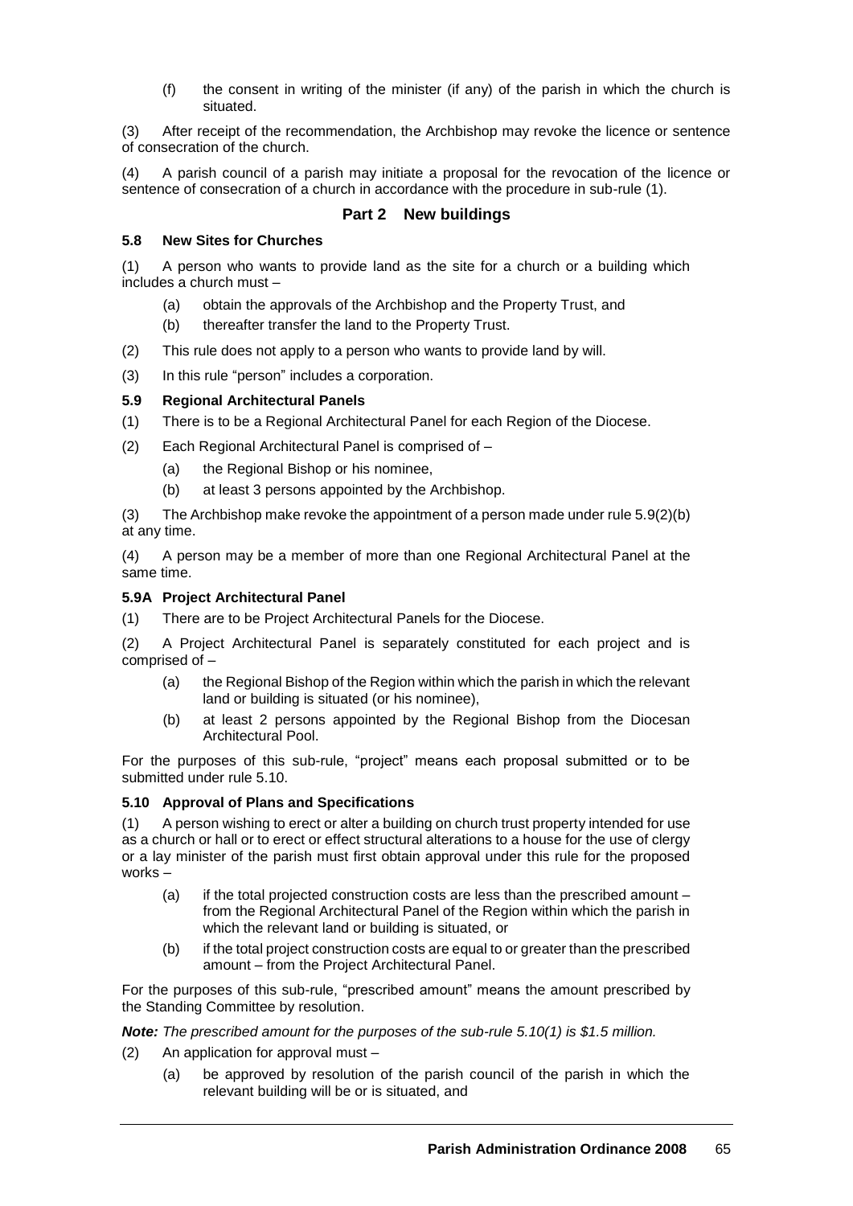(f) the consent in writing of the minister (if any) of the parish in which the church is situated.

(3) After receipt of the recommendation, the Archbishop may revoke the licence or sentence of consecration of the church.

(4) A parish council of a parish may initiate a proposal for the revocation of the licence or sentence of consecration of a church in accordance with the procedure in sub-rule (1).

## Part 2 New buildings

### 5.8 New Sites for Churches

(1) A person who wants to provide land as the site for a church or a building which includes a church must –

- (a) obtain the approvals of the Archbishop and the Property Trust, and
- (b) thereafter transfer the land to the Property Trust.

(2) This rule does not apply to a person who wants to provide land by will.

(3) In this rule "person" includes a corporation.

### 5.9 Regional Architectural Panels

(1) There is to be a Regional Architectural Panel for each Region of the Diocese.

(2) Each Regional Architectural Panel is comprised of –

- (a) the Regional Bishop or his nominee,
- (b) at least 3 persons appointed by the Archbishop.

(3) The Archbishop make revoke the appointment of a person made under rule 5.9(2)(b) at any time.

(4) A person may be a member of more than one Regional Architectural Panel at the same time.

### 5.9A Project Architectural Panel

(1) There are to be Project Architectural Panels for the Diocese.

(2) A Project Architectural Panel is separately constituted for each project and is comprised of –

- (a) the Regional Bishop of the Region within which the parish in which the relevant land or building is situated (or his nominee),
- (b) at least 2 persons appointed by the Regional Bishop from the Diocesan Architectural Pool.

For the purposes of this sub-rule, "project" means each proposal submitted or to be submitted under rule 5.10.

### 5.10 Approval of Plans and Specifications

(1) A person wishing to erect or alter a building on church trust property intended for use as a church or hall or to erect or effect structural alterations to a house for the use of clergy or a lay minister of the parish must first obtain approval under this rule for the proposed works –

- (a) if the total projected construction costs are less than the prescribed amount – from the Regional Architectural Panel of the Region within which the parish in which the relevant land or building is situated, or
- (b) if the total project construction costs are equal to or greater than the prescribed amount – from the Project Architectural Panel.

For the purposes of this sub-rule, "prescribed amount" means the amount prescribed by the Standing Committee by resolution.

***Note:*** *The prescribed amount for the purposes of the sub-rule 5.10(1) is $1.5 million.*

(2) An application for approval must –

- (a) be approved by resolution of the parish council of the parish in which the relevant building will be or is situated, and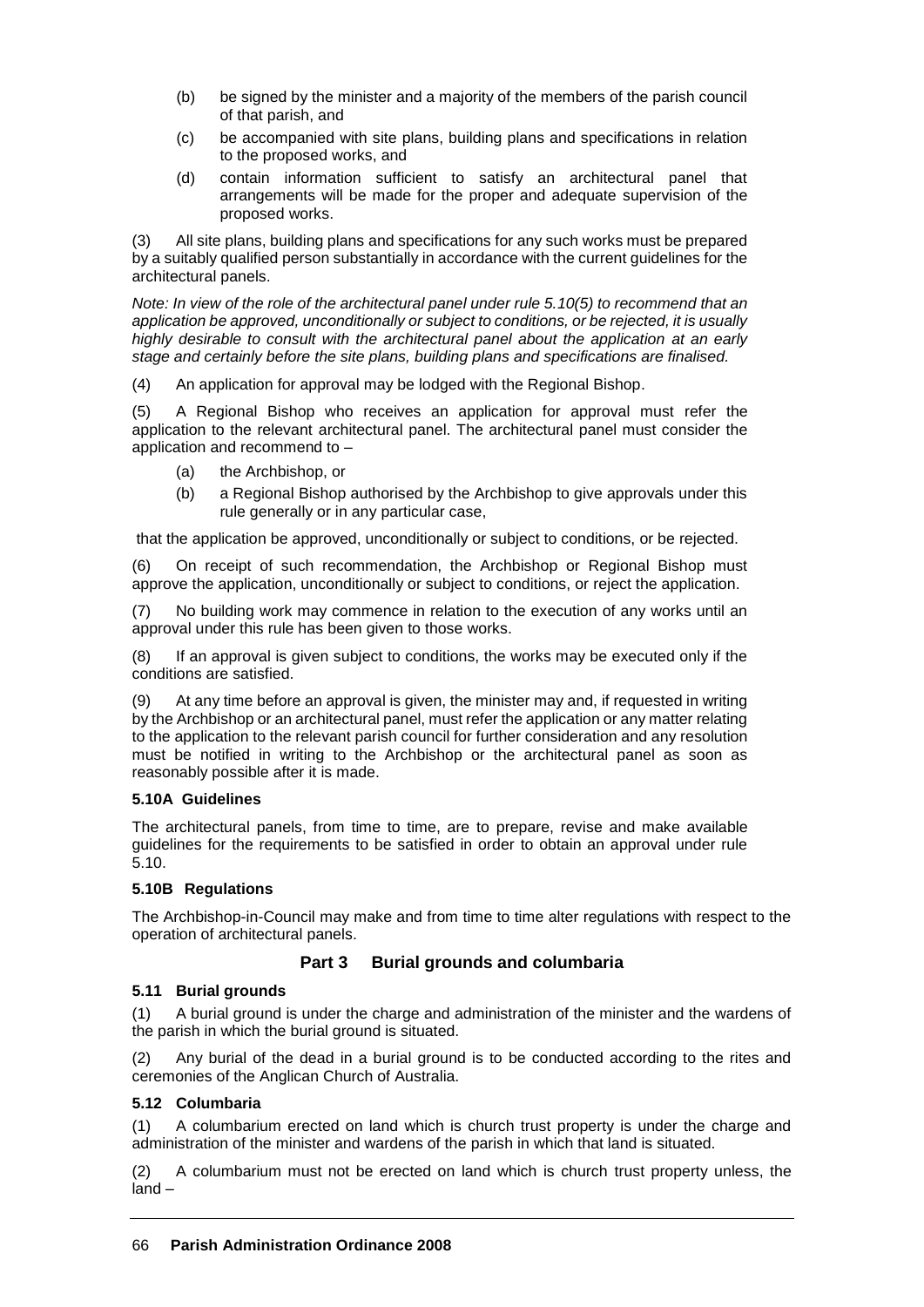(b) be signed by the minister and a majority of the members of the parish council of that parish, and

(c) be accompanied with site plans, building plans and specifications in relation to the proposed works, and

(d) contain information sufficient to satisfy an architectural panel that arrangements will be made for the proper and adequate supervision of the proposed works.

(3) All site plans, building plans and specifications for any such works must be prepared by a suitably qualified person substantially in accordance with the current guidelines for the architectural panels.

*Note: In view of the role of the architectural panel under rule 5.10(5) to recommend that an application be approved, unconditionally or subject to conditions, or be rejected, it is usually highly desirable to consult with the architectural panel about the application at an early stage and certainly before the site plans, building plans and specifications are finalised.*

(4) An application for approval may be lodged with the Regional Bishop.

(5) A Regional Bishop who receives an application for approval must refer the application to the relevant architectural panel. The architectural panel must consider the application and recommend to –

(a) the Archbishop, or

(b) a Regional Bishop authorised by the Archbishop to give approvals under this rule generally or in any particular case,

that the application be approved, unconditionally or subject to conditions, or be rejected.

(6) On receipt of such recommendation, the Archbishop or Regional Bishop must approve the application, unconditionally or subject to conditions, or reject the application.

(7) No building work may commence in relation to the execution of any works until an approval under this rule has been given to those works.

(8) If an approval is given subject to conditions, the works may be executed only if the conditions are satisfied.

(9) At any time before an approval is given, the minister may and, if requested in writing by the Archbishop or an architectural panel, must refer the application or any matter relating to the application to the relevant parish council for further consideration and any resolution must be notified in writing to the Archbishop or the architectural panel as soon as reasonably possible after it is made.

#### 5.10A Guidelines

The architectural panels, from time to time, are to prepare, revise and make available guidelines for the requirements to be satisfied in order to obtain an approval under rule 5.10.

#### 5.10B Regulations

The Archbishop-in-Council may make and from time to time alter regulations with respect to the operation of architectural panels.

### Part 3 Burial grounds and columbaria

#### 5.11 Burial grounds

(1) A burial ground is under the charge and administration of the minister and the wardens of the parish in which the burial ground is situated.

(2) Any burial of the dead in a burial ground is to be conducted according to the rites and ceremonies of the Anglican Church of Australia.

#### 5.12 Columbaria

(1) A columbarium erected on land which is church trust property is under the charge and administration of the minister and wardens of the parish in which that land is situated.

(2) A columbarium must not be erected on land which is church trust property unless, the land –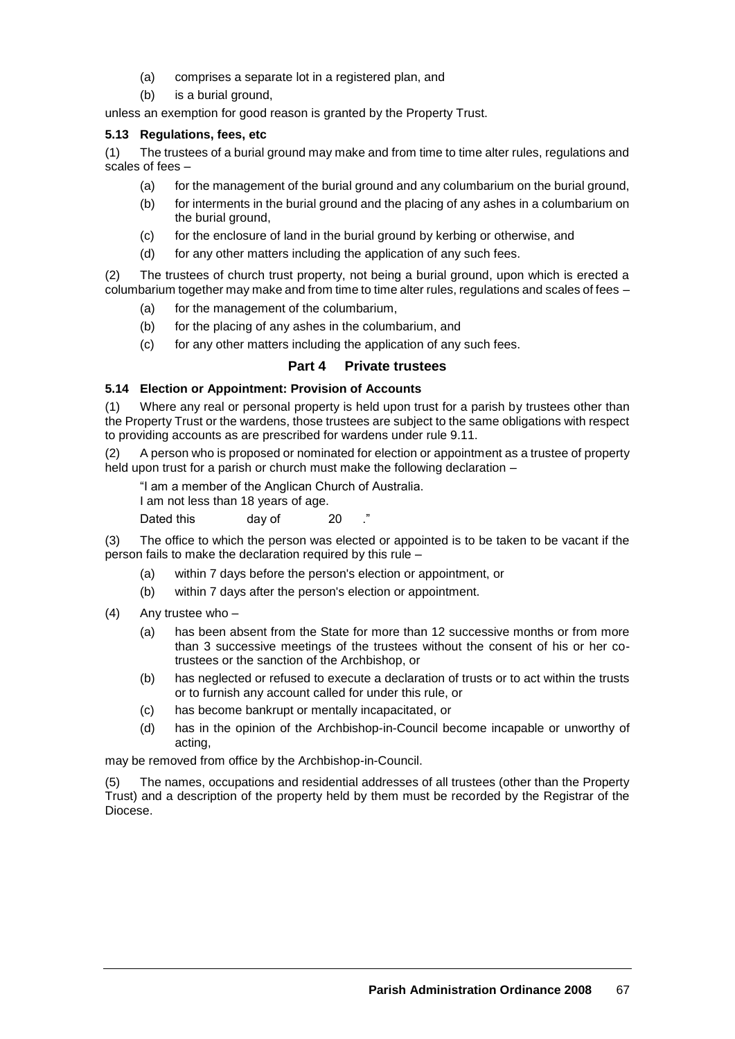(a) comprises a separate lot in a registered plan, and

(b) is a burial ground,

unless an exemption for good reason is granted by the Property Trust.

**5.13 Regulations, fees, etc**

(1) The trustees of a burial ground may make and from time to time alter rules, regulations and scales of fees –

(a) for the management of the burial ground and any columbarium on the burial ground,

(b) for interments in the burial ground and the placing of any ashes in a columbarium on the burial ground,

(c) for the enclosure of land in the burial ground by kerbing or otherwise, and

(d) for any other matters including the application of any such fees.

(2) The trustees of church trust property, not being a burial ground, upon which is erected a columbarium together may make and from time to time alter rules, regulations and scales of fees –

(a) for the management of the columbarium,

(b) for the placing of any ashes in the columbarium, and

(c) for any other matters including the application of any such fees.

## Part 4 Private trustees

**5.14 Election or Appointment: Provision of Accounts**

(1) Where any real or personal property is held upon trust for a parish by trustees other than the Property Trust or the wardens, those trustees are subject to the same obligations with respect to providing accounts as are prescribed for wardens under rule 9.11.

(2) A person who is proposed or nominated for election or appointment as a trustee of property held upon trust for a parish or church must make the following declaration –

"I am a member of the Anglican Church of Australia.
I am not less than 18 years of age.
Dated this day of 20 ."

(3) The office to which the person was elected or appointed is to be taken to be vacant if the person fails to make the declaration required by this rule –

(a) within 7 days before the person's election or appointment, or

(b) within 7 days after the person's election or appointment.

(4) Any trustee who –

(a) has been absent from the State for more than 12 successive months or from more than 3 successive meetings of the trustees without the consent of his or her co-trustees or the sanction of the Archbishop, or

(b) has neglected or refused to execute a declaration of trusts or to act within the trusts or to furnish any account called for under this rule, or

(c) has become bankrupt or mentally incapacitated, or

(d) has in the opinion of the Archbishop-in-Council become incapable or unworthy of acting,

may be removed from office by the Archbishop-in-Council.

(5) The names, occupations and residential addresses of all trustees (other than the Property Trust) and a description of the property held by them must be recorded by the Registrar of the Diocese.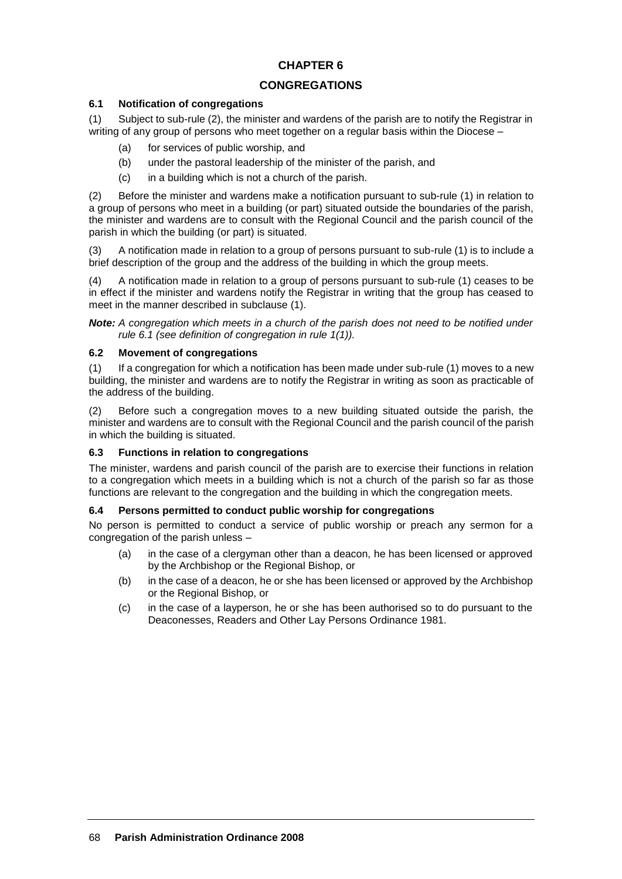# CHAPTER 6

# CONGREGATIONS

### 6.1 Notification of congregations

(1) Subject to sub-rule (2), the minister and wardens of the parish are to notify the Registrar in writing of any group of persons who meet together on a regular basis within the Diocese –

- (a) for services of public worship, and
- (b) under the pastoral leadership of the minister of the parish, and
- (c) in a building which is not a church of the parish.

(2) Before the minister and wardens make a notification pursuant to sub-rule (1) in relation to a group of persons who meet in a building (or part) situated outside the boundaries of the parish, the minister and wardens are to consult with the Regional Council and the parish council of the parish in which the building (or part) is situated.

(3) A notification made in relation to a group of persons pursuant to sub-rule (1) is to include a brief description of the group and the address of the building in which the group meets.

(4) A notification made in relation to a group of persons pursuant to sub-rule (1) ceases to be in effect if the minister and wardens notify the Registrar in writing that the group has ceased to meet in the manner described in subclause (1).

***Note:*** *A congregation which meets in a church of the parish does not need to be notified under rule 6.1 (see definition of congregation in rule 1(1)).*

### 6.2 Movement of congregations

(1) If a congregation for which a notification has been made under sub-rule (1) moves to a new building, the minister and wardens are to notify the Registrar in writing as soon as practicable of the address of the building.

(2) Before such a congregation moves to a new building situated outside the parish, the minister and wardens are to consult with the Regional Council and the parish council of the parish in which the building is situated.

### 6.3 Functions in relation to congregations

The minister, wardens and parish council of the parish are to exercise their functions in relation to a congregation which meets in a building which is not a church of the parish so far as those functions are relevant to the congregation and the building in which the congregation meets.

### 6.4 Persons permitted to conduct public worship for congregations

No person is permitted to conduct a service of public worship or preach any sermon for a congregation of the parish unless –

- (a) in the case of a clergyman other than a deacon, he has been licensed or approved by the Archbishop or the Regional Bishop, or
- (b) in the case of a deacon, he or she has been licensed or approved by the Archbishop or the Regional Bishop, or
- (c) in the case of a layperson, he or she has been authorised so to do pursuant to the Deaconesses, Readers and Other Lay Persons Ordinance 1981.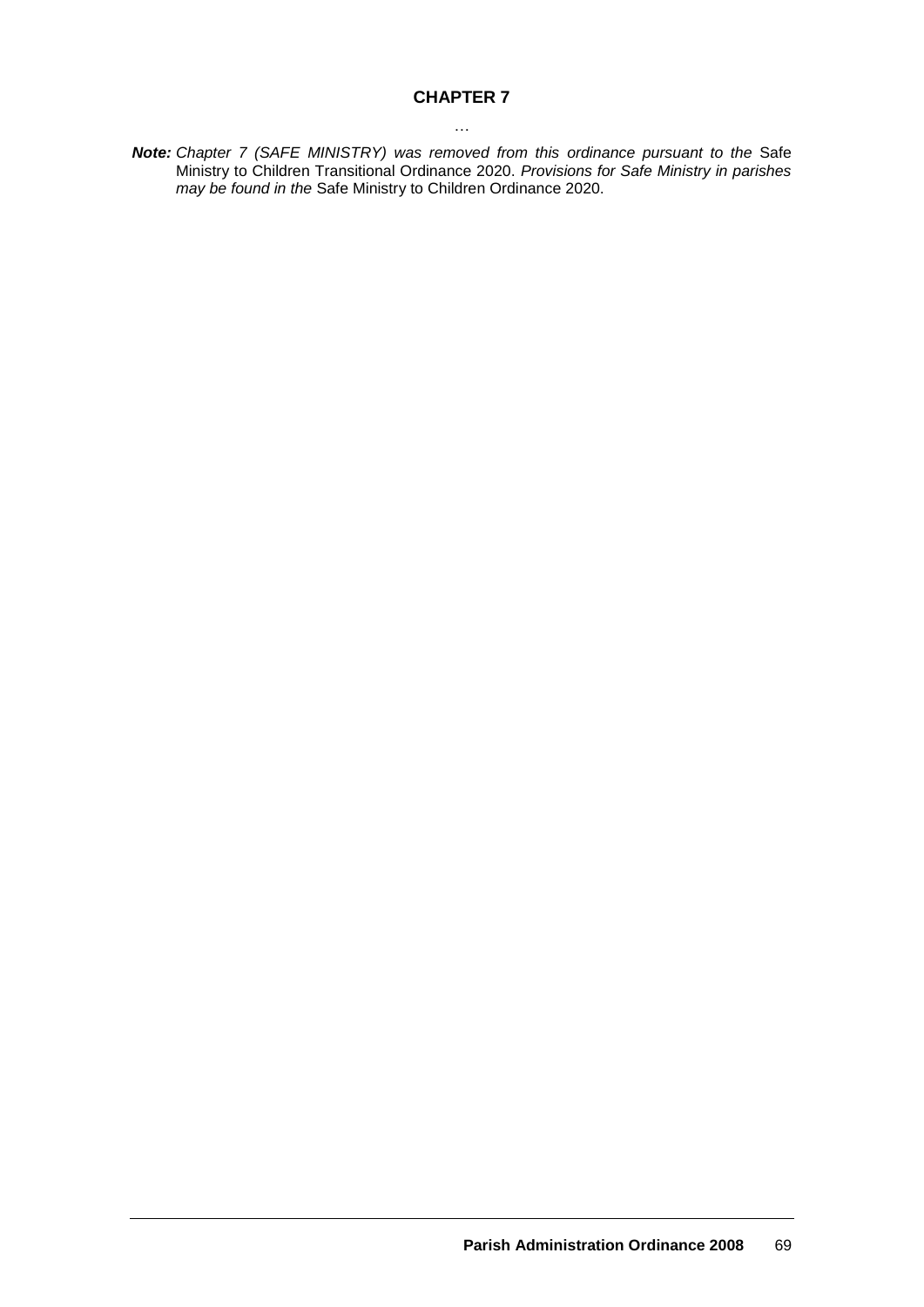## CHAPTER 7

…

***Note:*** *Chapter 7 (SAFE MINISTRY) was removed from this ordinance pursuant to the* Safe Ministry to Children Transitional Ordinance 2020. *Provisions for Safe Ministry in parishes may be found in the* Safe Ministry to Children Ordinance 2020.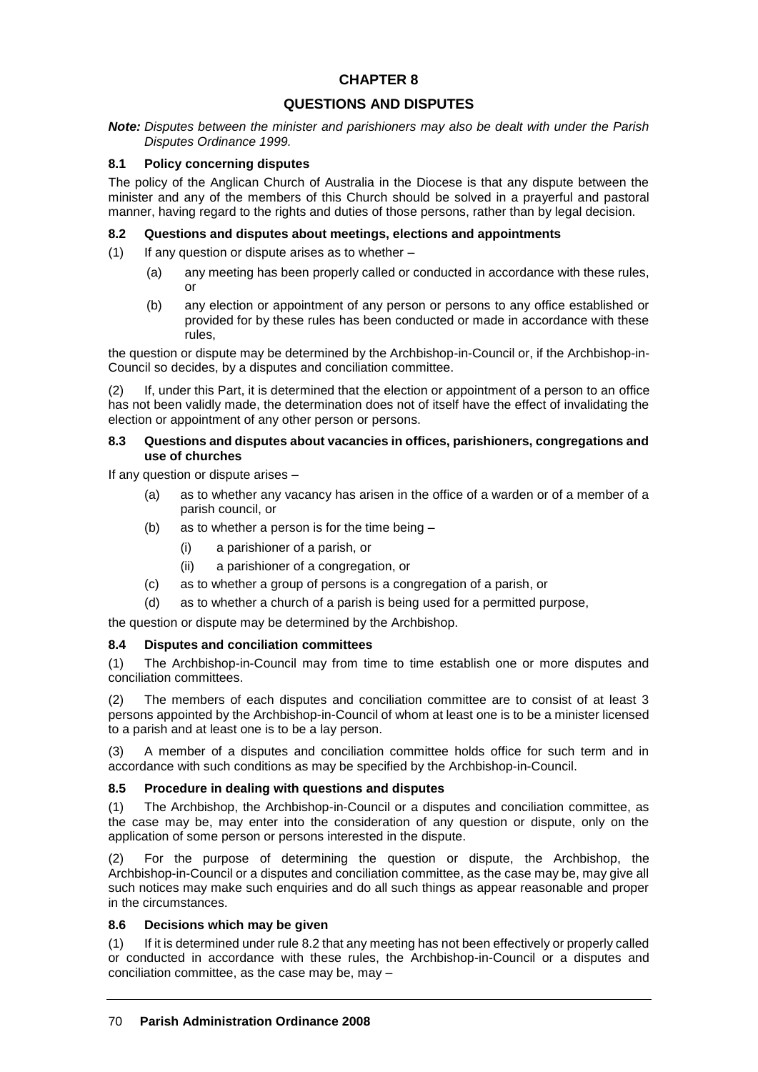# CHAPTER 8

## QUESTIONS AND DISPUTES

***Note:*** *Disputes between the minister and parishioners may also be dealt with under the Parish Disputes Ordinance 1999.*

### 8.1 Policy concerning disputes

The policy of the Anglican Church of Australia in the Diocese is that any dispute between the minister and any of the members of this Church should be solved in a prayerful and pastoral manner, having regard to the rights and duties of those persons, rather than by legal decision.

### 8.2 Questions and disputes about meetings, elections and appointments

(1) If any question or dispute arises as to whether –

(a) any meeting has been properly called or conducted in accordance with these rules, or

(b) any election or appointment of any person or persons to any office established or provided for by these rules has been conducted or made in accordance with these rules,

the question or dispute may be determined by the Archbishop-in-Council or, if the Archbishop-in-Council so decides, by a disputes and conciliation committee.

(2) If, under this Part, it is determined that the election or appointment of a person to an office has not been validly made, the determination does not of itself have the effect of invalidating the election or appointment of any other person or persons.

### 8.3 Questions and disputes about vacancies in offices, parishioners, congregations and use of churches

If any question or dispute arises –

(a) as to whether any vacancy has arisen in the office of a warden or of a member of a parish council, or

(b) as to whether a person is for the time being –

(i) a parishioner of a parish, or

(ii) a parishioner of a congregation, or

(c) as to whether a group of persons is a congregation of a parish, or

(d) as to whether a church of a parish is being used for a permitted purpose,

the question or dispute may be determined by the Archbishop.

### 8.4 Disputes and conciliation committees

(1) The Archbishop-in-Council may from time to time establish one or more disputes and conciliation committees.

(2) The members of each disputes and conciliation committee are to consist of at least 3 persons appointed by the Archbishop-in-Council of whom at least one is to be a minister licensed to a parish and at least one is to be a lay person.

(3) A member of a disputes and conciliation committee holds office for such term and in accordance with such conditions as may be specified by the Archbishop-in-Council.

### 8.5 Procedure in dealing with questions and disputes

(1) The Archbishop, the Archbishop-in-Council or a disputes and conciliation committee, as the case may be, may enter into the consideration of any question or dispute, only on the application of some person or persons interested in the dispute.

(2) For the purpose of determining the question or dispute, the Archbishop, the Archbishop-in-Council or a disputes and conciliation committee, as the case may be, may give all such notices may make such enquiries and do all such things as appear reasonable and proper in the circumstances.

### 8.6 Decisions which may be given

(1) If it is determined under rule 8.2 that any meeting has not been effectively or properly called or conducted in accordance with these rules, the Archbishop-in-Council or a disputes and conciliation committee, as the case may be, may –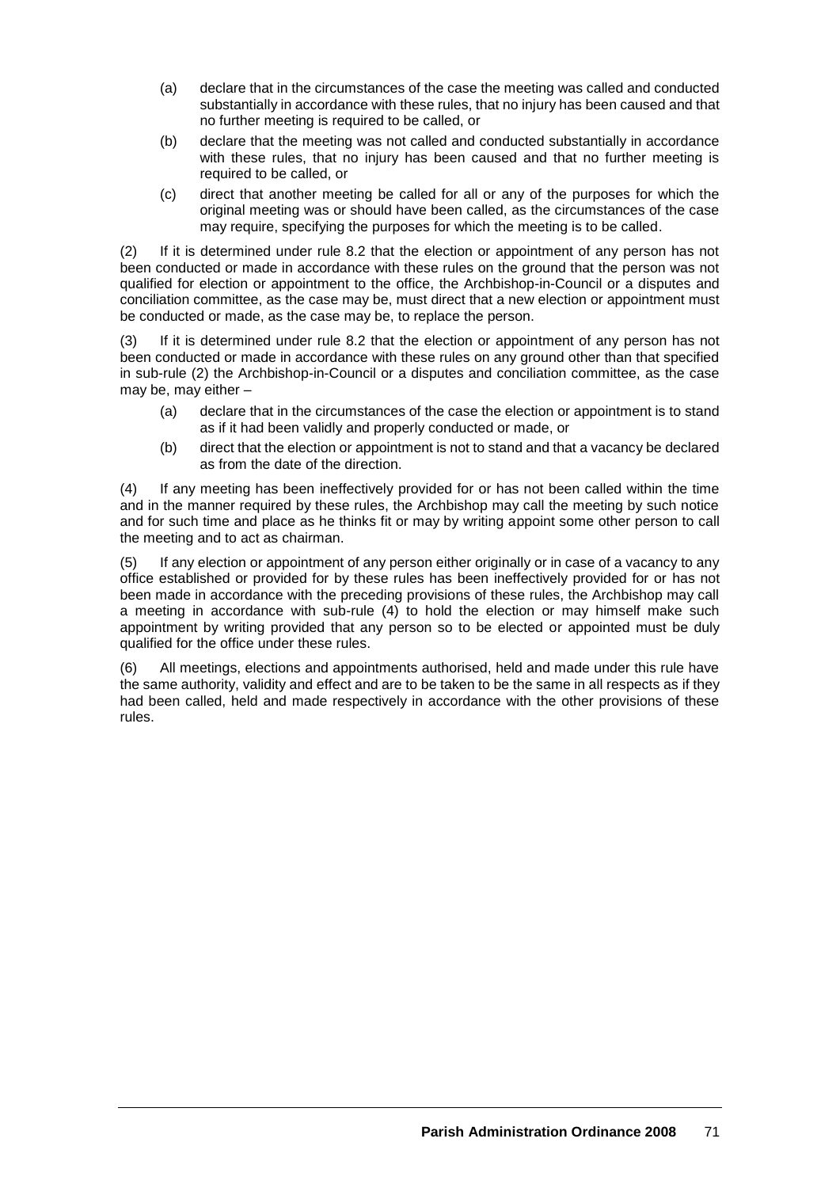(a) declare that in the circumstances of the case the meeting was called and conducted substantially in accordance with these rules, that no injury has been caused and that no further meeting is required to be called, or

(b) declare that the meeting was not called and conducted substantially in accordance with these rules, that no injury has been caused and that no further meeting is required to be called, or

(c) direct that another meeting be called for all or any of the purposes for which the original meeting was or should have been called, as the circumstances of the case may require, specifying the purposes for which the meeting is to be called.

(2) If it is determined under rule 8.2 that the election or appointment of any person has not been conducted or made in accordance with these rules on the ground that the person was not qualified for election or appointment to the office, the Archbishop-in-Council or a disputes and conciliation committee, as the case may be, must direct that a new election or appointment must be conducted or made, as the case may be, to replace the person.

(3) If it is determined under rule 8.2 that the election or appointment of any person has not been conducted or made in accordance with these rules on any ground other than that specified in sub-rule (2) the Archbishop-in-Council or a disputes and conciliation committee, as the case may be, may either –

(a) declare that in the circumstances of the case the election or appointment is to stand as if it had been validly and properly conducted or made, or

(b) direct that the election or appointment is not to stand and that a vacancy be declared as from the date of the direction.

(4) If any meeting has been ineffectively provided for or has not been called within the time and in the manner required by these rules, the Archbishop may call the meeting by such notice and for such time and place as he thinks fit or may by writing appoint some other person to call the meeting and to act as chairman.

(5) If any election or appointment of any person either originally or in case of a vacancy to any office established or provided for by these rules has been ineffectively provided for or has not been made in accordance with the preceding provisions of these rules, the Archbishop may call a meeting in accordance with sub-rule (4) to hold the election or may himself make such appointment by writing provided that any person so to be elected or appointed must be duly qualified for the office under these rules.

(6) All meetings, elections and appointments authorised, held and made under this rule have the same authority, validity and effect and are to be taken to be the same in all respects as if they had been called, held and made respectively in accordance with the other provisions of these rules.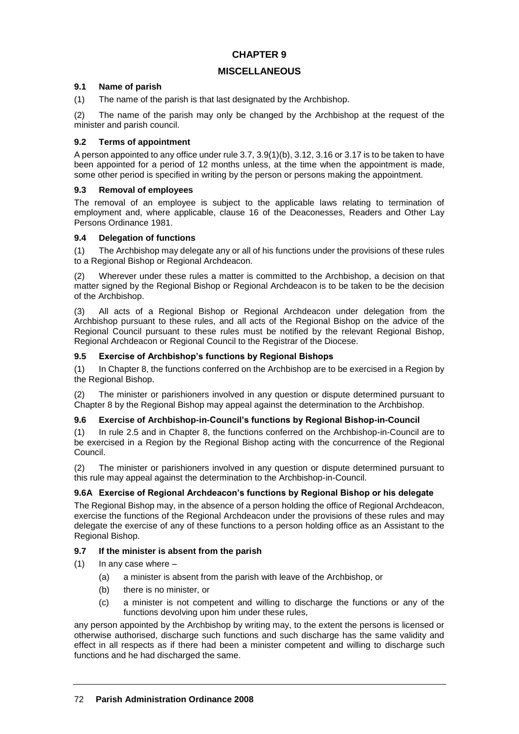# CHAPTER 9

## MISCELLANEOUS

### 9.1 Name of parish

(1) The name of the parish is that last designated by the Archbishop.

(2) The name of the parish may only be changed by the Archbishop at the request of the minister and parish council.

### 9.2 Terms of appointment

A person appointed to any office under rule 3.7, 3.9(1)(b), 3.12, 3.16 or 3.17 is to be taken to have been appointed for a period of 12 months unless, at the time when the appointment is made, some other period is specified in writing by the person or persons making the appointment.

### 9.3 Removal of employees

The removal of an employee is subject to the applicable laws relating to termination of employment and, where applicable, clause 16 of the Deaconesses, Readers and Other Lay Persons Ordinance 1981.

### 9.4 Delegation of functions

(1) The Archbishop may delegate any or all of his functions under the provisions of these rules to a Regional Bishop or Regional Archdeacon.

(2) Wherever under these rules a matter is committed to the Archbishop, a decision on that matter signed by the Regional Bishop or Regional Archdeacon is to be taken to be the decision of the Archbishop.

(3) All acts of a Regional Bishop or Regional Archdeacon under delegation from the Archbishop pursuant to these rules, and all acts of the Regional Bishop on the advice of the Regional Council pursuant to these rules must be notified by the relevant Regional Bishop, Regional Archdeacon or Regional Council to the Registrar of the Diocese.

### 9.5 Exercise of Archbishop's functions by Regional Bishops

(1) In Chapter 8, the functions conferred on the Archbishop are to be exercised in a Region by the Regional Bishop.

(2) The minister or parishioners involved in any question or dispute determined pursuant to Chapter 8 by the Regional Bishop may appeal against the determination to the Archbishop.

### 9.6 Exercise of Archbishop-in-Council's functions by Regional Bishop-in-Council

(1) In rule 2.5 and in Chapter 8, the functions conferred on the Archbishop-in-Council are to be exercised in a Region by the Regional Bishop acting with the concurrence of the Regional Council.

(2) The minister or parishioners involved in any question or dispute determined pursuant to this rule may appeal against the determination to the Archbishop-in-Council.

### 9.6A Exercise of Regional Archdeacon's functions by Regional Bishop or his delegate

The Regional Bishop may, in the absence of a person holding the office of Regional Archdeacon, exercise the functions of the Regional Archdeacon under the provisions of these rules and may delegate the exercise of any of these functions to a person holding office as an Assistant to the Regional Bishop.

### 9.7 If the minister is absent from the parish

(1) In any case where –

- (a) a minister is absent from the parish with leave of the Archbishop, or
- (b) there is no minister, or
- (c) a minister is not competent and willing to discharge the functions or any of the functions devolving upon him under these rules,

any person appointed by the Archbishop by writing may, to the extent the persons is licensed or otherwise authorised, discharge such functions and such discharge has the same validity and effect in all respects as if there had been a minister competent and willing to discharge such functions and he had discharged the same.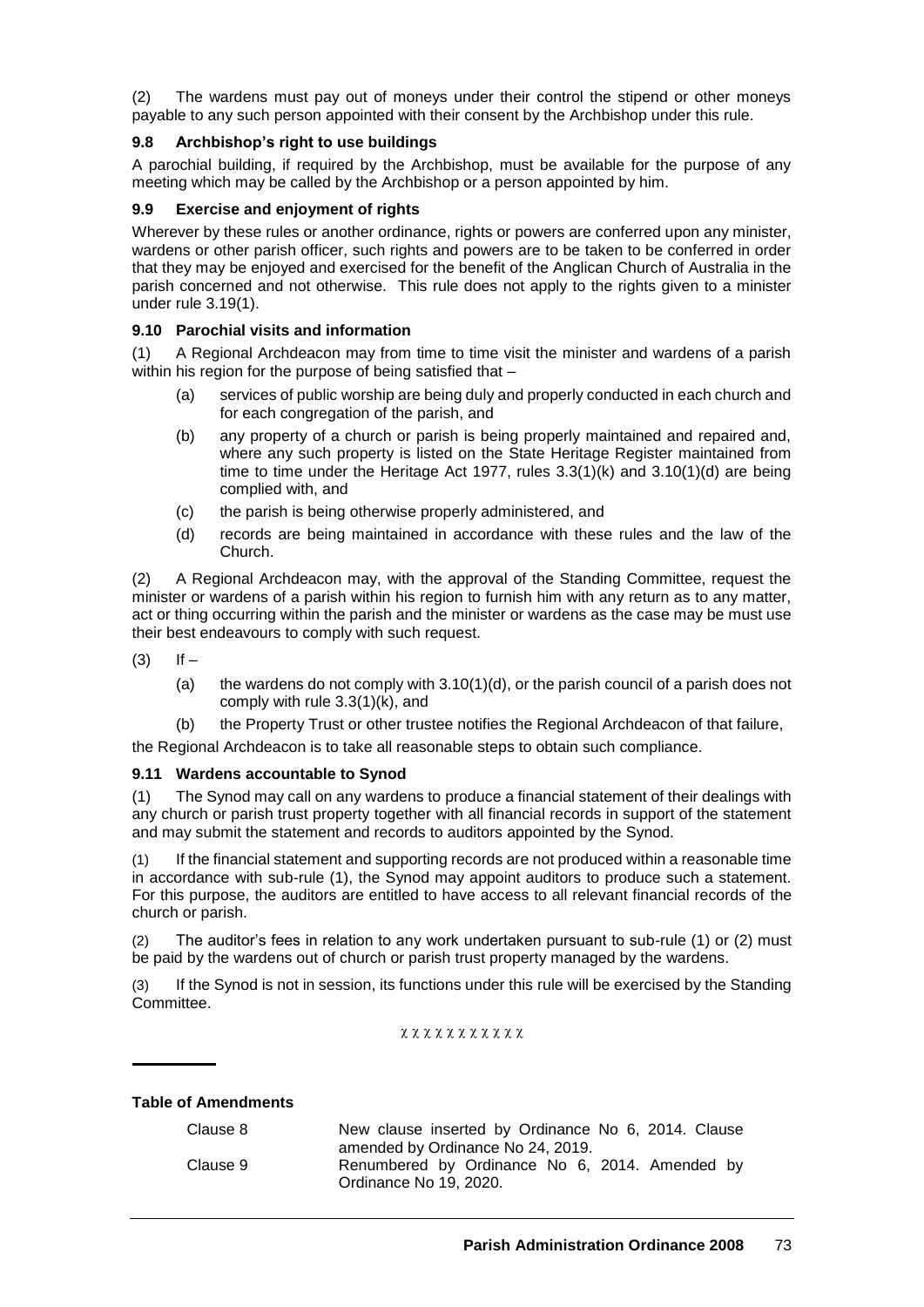(2) The wardens must pay out of moneys under their control the stipend or other moneys payable to any such person appointed with their consent by the Archbishop under this rule.

### 9.8 Archbishop's right to use buildings

A parochial building, if required by the Archbishop, must be available for the purpose of any meeting which may be called by the Archbishop or a person appointed by him.

### 9.9 Exercise and enjoyment of rights

Wherever by these rules or another ordinance, rights or powers are conferred upon any minister, wardens or other parish officer, such rights and powers are to be taken to be conferred in order that they may be enjoyed and exercised for the benefit of the Anglican Church of Australia in the parish concerned and not otherwise. This rule does not apply to the rights given to a minister under rule 3.19(1).

### 9.10 Parochial visits and information

(1) A Regional Archdeacon may from time to time visit the minister and wardens of a parish within his region for the purpose of being satisfied that –

- (a) services of public worship are being duly and properly conducted in each church and for each congregation of the parish, and
- (b) any property of a church or parish is being properly maintained and repaired and, where any such property is listed on the State Heritage Register maintained from time to time under the Heritage Act 1977, rules 3.3(1)(k) and 3.10(1)(d) are being complied with, and
- (c) the parish is being otherwise properly administered, and
- (d) records are being maintained in accordance with these rules and the law of the Church.

(2) A Regional Archdeacon may, with the approval of the Standing Committee, request the minister or wardens of a parish within his region to furnish him with any return as to any matter, act or thing occurring within the parish and the minister or wardens as the case may be must use their best endeavours to comply with such request.

(3) If –

- (a) the wardens do not comply with 3.10(1)(d), or the parish council of a parish does not comply with rule 3.3(1)(k), and
- (b) the Property Trust or other trustee notifies the Regional Archdeacon of that failure,

the Regional Archdeacon is to take all reasonable steps to obtain such compliance.

### 9.11 Wardens accountable to Synod

(1) The Synod may call on any wardens to produce a financial statement of their dealings with any church or parish trust property together with all financial records in support of the statement and may submit the statement and records to auditors appointed by the Synod.

(1) If the financial statement and supporting records are not produced within a reasonable time in accordance with sub-rule (1), the Synod may appoint auditors to produce such a statement. For this purpose, the auditors are entitled to have access to all relevant financial records of the church or parish.

(2) The auditor's fees in relation to any work undertaken pursuant to sub-rule (1) or (2) must be paid by the wardens out of church or parish trust property managed by the wardens.

(3) If the Synod is not in session, its functions under this rule will be exercised by the Standing Committee.

χ χ χ χ χ χ χ χ χ χ χ

---

**Table of Amendments**

| | |
|---|---|
| Clause 8 | New clause inserted by Ordinance No 6, 2014. Clause amended by Ordinance No 24, 2019. |
| Clause 9 | Renumbered by Ordinance No 6, 2014. Amended by Ordinance No 19, 2020. |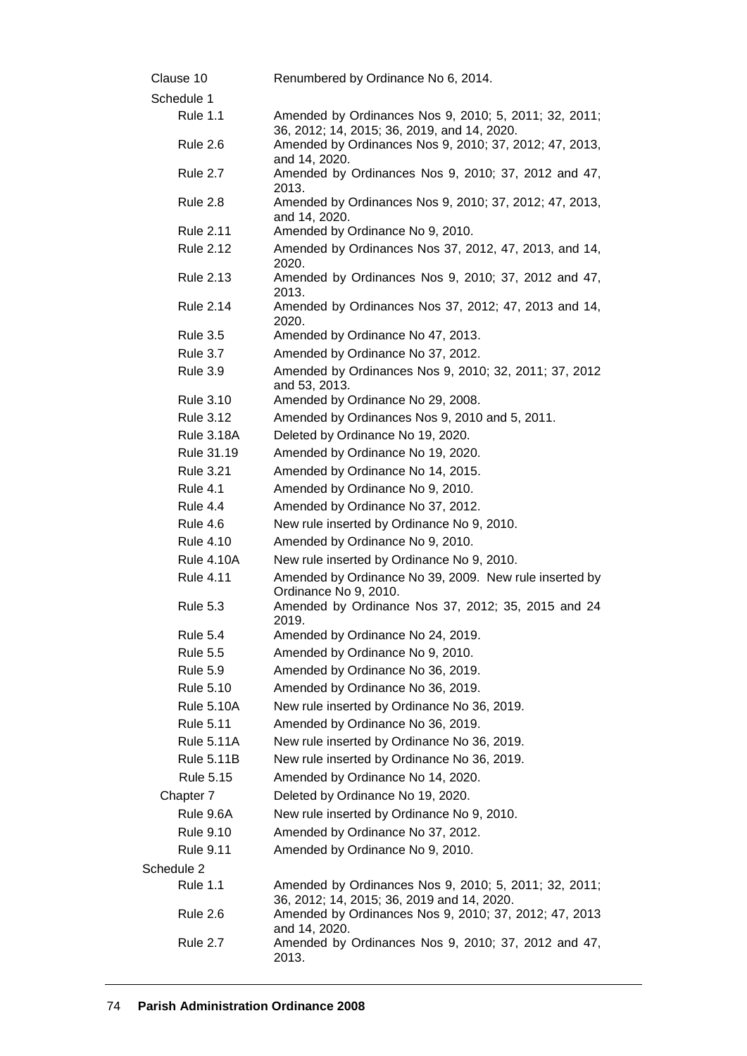| | |
|---|---|
| Clause 10 | Renumbered by Ordinance No 6, 2014. |
| Schedule 1 | |
| Rule 1.1 | Amended by Ordinances Nos 9, 2010; 5, 2011; 32, 2011; 36, 2012; 14, 2015; 36, 2019, and 14, 2020. |
| Rule 2.6 | Amended by Ordinances Nos 9, 2010; 37, 2012; 47, 2013, and 14, 2020. |
| Rule 2.7 | Amended by Ordinances Nos 9, 2010; 37, 2012 and 47, 2013. |
| Rule 2.8 | Amended by Ordinances Nos 9, 2010; 37, 2012; 47, 2013, and 14, 2020. |
| Rule 2.11 | Amended by Ordinance No 9, 2010. |
| Rule 2.12 | Amended by Ordinances Nos 37, 2012, 47, 2013, and 14, 2020. |
| Rule 2.13 | Amended by Ordinances Nos 9, 2010; 37, 2012 and 47, 2013. |
| Rule 2.14 | Amended by Ordinances Nos 37, 2012; 47, 2013 and 14, 2020. |
| Rule 3.5 | Amended by Ordinance No 47, 2013. |
| Rule 3.7 | Amended by Ordinance No 37, 2012. |
| Rule 3.9 | Amended by Ordinances Nos 9, 2010; 32, 2011; 37, 2012 and 53, 2013. |
| Rule 3.10 | Amended by Ordinance No 29, 2008. |
| Rule 3.12 | Amended by Ordinances Nos 9, 2010 and 5, 2011. |
| Rule 3.18A | Deleted by Ordinance No 19, 2020. |
| Rule 31.19 | Amended by Ordinance No 19, 2020. |
| Rule 3.21 | Amended by Ordinance No 14, 2015. |
| Rule 4.1 | Amended by Ordinance No 9, 2010. |
| Rule 4.4 | Amended by Ordinance No 37, 2012. |
| Rule 4.6 | New rule inserted by Ordinance No 9, 2010. |
| Rule 4.10 | Amended by Ordinance No 9, 2010. |
| Rule 4.10A | New rule inserted by Ordinance No 9, 2010. |
| Rule 4.11 | Amended by Ordinance No 39, 2009. New rule inserted by Ordinance No 9, 2010. |
| Rule 5.3 | Amended by Ordinance Nos 37, 2012; 35, 2015 and 24 2019. |
| Rule 5.4 | Amended by Ordinance No 24, 2019. |
| Rule 5.5 | Amended by Ordinance No 9, 2010. |
| Rule 5.9 | Amended by Ordinance No 36, 2019. |
| Rule 5.10 | Amended by Ordinance No 36, 2019. |
| Rule 5.10A | New rule inserted by Ordinance No 36, 2019. |
| Rule 5.11 | Amended by Ordinance No 36, 2019. |
| Rule 5.11A | New rule inserted by Ordinance No 36, 2019. |
| Rule 5.11B | New rule inserted by Ordinance No 36, 2019. |
| Rule 5.15 | Amended by Ordinance No 14, 2020. |
| Chapter 7 | Deleted by Ordinance No 19, 2020. |
| Rule 9.6A | New rule inserted by Ordinance No 9, 2010. |
| Rule 9.10 | Amended by Ordinance No 37, 2012. |
| Rule 9.11 | Amended by Ordinance No 9, 2010. |
| Schedule 2 | |
| Rule 1.1 | Amended by Ordinances Nos 9, 2010; 5, 2011; 32, 2011; 36, 2012; 14, 2015; 36, 2019 and 14, 2020. |
| Rule 2.6 | Amended by Ordinances Nos 9, 2010; 37, 2012; 47, 2013 and 14, 2020. |
| Rule 2.7 | Amended by Ordinances Nos 9, 2010; 37, 2012 and 47, 2013. |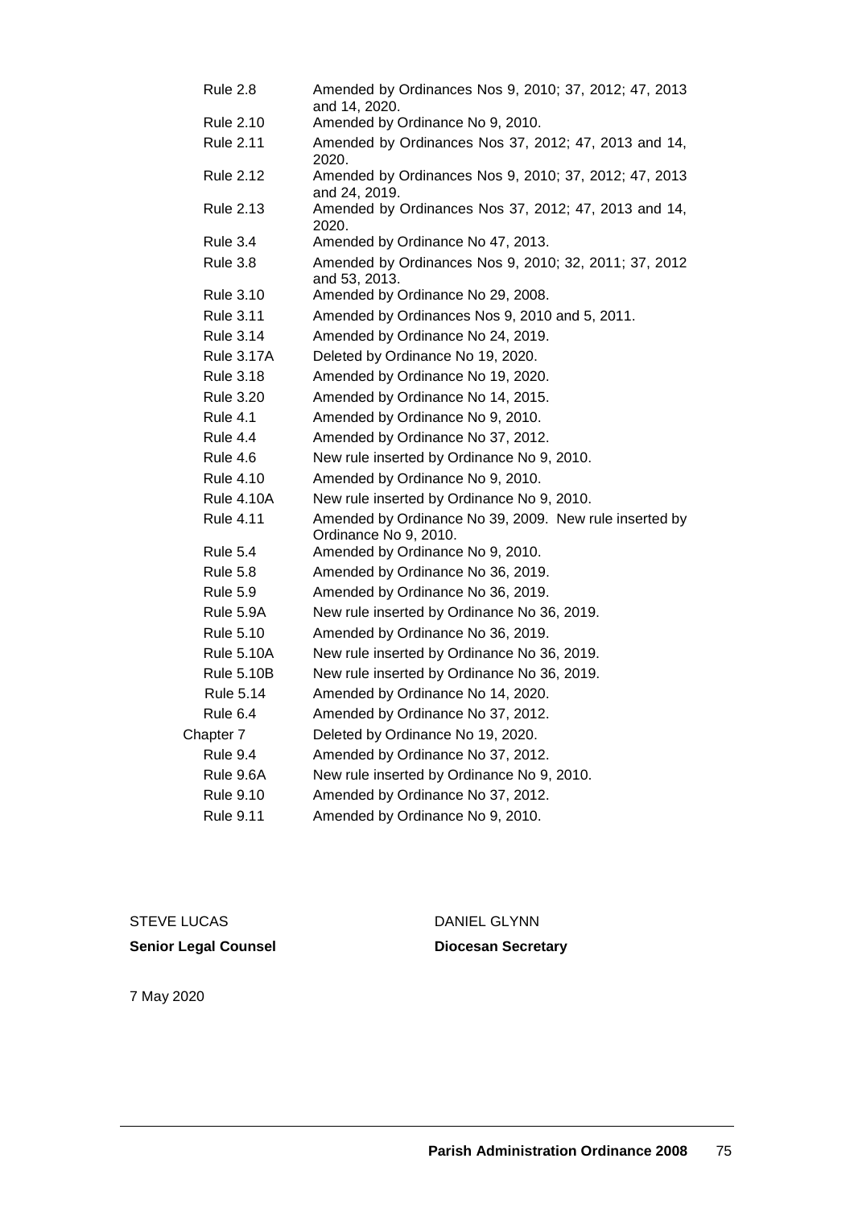| | |
|---|---|
| Rule 2.8 | Amended by Ordinances Nos 9, 2010; 37, 2012; 47, 2013 and 14, 2020. |
| Rule 2.10 | Amended by Ordinance No 9, 2010. |
| Rule 2.11 | Amended by Ordinances Nos 37, 2012; 47, 2013 and 14, 2020. |
| Rule 2.12 | Amended by Ordinances Nos 9, 2010; 37, 2012; 47, 2013 and 24, 2019. |
| Rule 2.13 | Amended by Ordinances Nos 37, 2012; 47, 2013 and 14, 2020. |
| Rule 3.4 | Amended by Ordinance No 47, 2013. |
| Rule 3.8 | Amended by Ordinances Nos 9, 2010; 32, 2011; 37, 2012 and 53, 2013. |
| Rule 3.10 | Amended by Ordinance No 29, 2008. |
| Rule 3.11 | Amended by Ordinances Nos 9, 2010 and 5, 2011. |
| Rule 3.14 | Amended by Ordinance No 24, 2019. |
| Rule 3.17A | Deleted by Ordinance No 19, 2020. |
| Rule 3.18 | Amended by Ordinance No 19, 2020. |
| Rule 3.20 | Amended by Ordinance No 14, 2015. |
| Rule 4.1 | Amended by Ordinance No 9, 2010. |
| Rule 4.4 | Amended by Ordinance No 37, 2012. |
| Rule 4.6 | New rule inserted by Ordinance No 9, 2010. |
| Rule 4.10 | Amended by Ordinance No 9, 2010. |
| Rule 4.10A | New rule inserted by Ordinance No 9, 2010. |
| Rule 4.11 | Amended by Ordinance No 39, 2009. New rule inserted by Ordinance No 9, 2010. |
| Rule 5.4 | Amended by Ordinance No 9, 2010. |
| Rule 5.8 | Amended by Ordinance No 36, 2019. |
| Rule 5.9 | Amended by Ordinance No 36, 2019. |
| Rule 5.9A | New rule inserted by Ordinance No 36, 2019. |
| Rule 5.10 | Amended by Ordinance No 36, 2019. |
| Rule 5.10A | New rule inserted by Ordinance No 36, 2019. |
| Rule 5.10B | New rule inserted by Ordinance No 36, 2019. |
| Rule 5.14 | Amended by Ordinance No 14, 2020. |
| Rule 6.4 | Amended by Ordinance No 37, 2012. |
| Chapter 7 | Deleted by Ordinance No 19, 2020. |
| Rule 9.4 | Amended by Ordinance No 37, 2012. |
| Rule 9.6A | New rule inserted by Ordinance No 9, 2010. |
| Rule 9.10 | Amended by Ordinance No 37, 2012. |
| Rule 9.11 | Amended by Ordinance No 9, 2010. |

STEVE LUCAS
**Senior Legal Counsel**

DANIEL GLYNN
**Diocesan Secretary**

7 May 2020